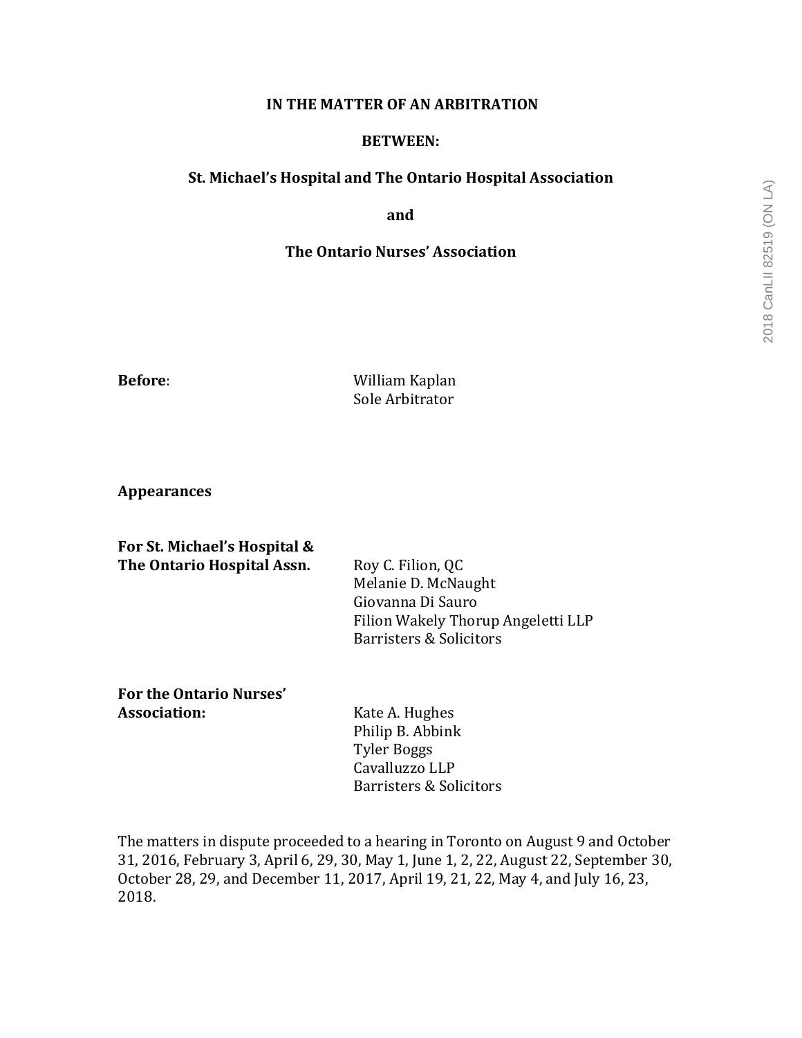**IN THE MATTER OF AN ARBITRATION**

**BETWEEN:**

**St. Michael's Hospital and The Ontario Hospital Association**

**and**

**The Ontario Nurses' Association**

**Before**: William Kaplan
Sole Arbitrator

**Appearances**

**For St. Michael's Hospital & The Ontario Hospital Assn.**

Roy C. Filion, QC
Melanie D. McNaught
Giovanna Di Sauro
Filion Wakely Thorup Angeletti LLP
Barristers & Solicitors

**For the Ontario Nurses' Association:**

Kate A. Hughes
Philip B. Abbink
Tyler Boggs
Cavalluzzo LLP
Barristers & Solicitors

The matters in dispute proceeded to a hearing in Toronto on August 9 and October 31, 2016, February 3, April 6, 29, 30, May 1, June 1, 2, 22, August 22, September 30, October 28, 29, and December 11, 2017, April 19, 21, 22, May 4, and July 16, 23, 2018.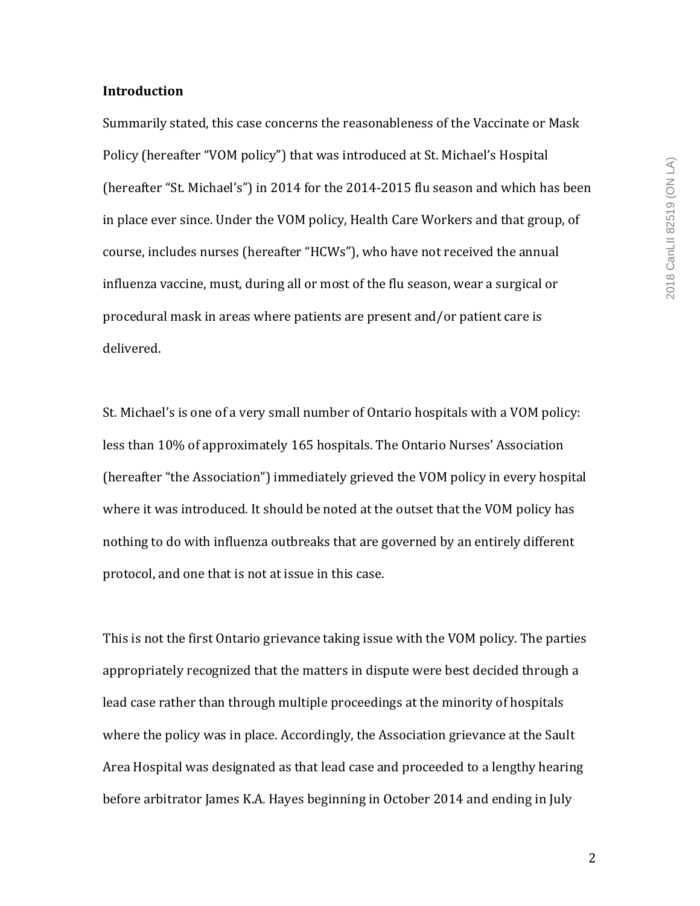**Introduction**

Summarily stated, this case concerns the reasonableness of the Vaccinate or Mask Policy (hereafter "VOM policy") that was introduced at St. Michael's Hospital (hereafter "St. Michael's") in 2014 for the 2014-2015 flu season and which has been in place ever since. Under the VOM policy, Health Care Workers and that group, of course, includes nurses (hereafter "HCWs"), who have not received the annual influenza vaccine, must, during all or most of the flu season, wear a surgical or procedural mask in areas where patients are present and/or patient care is delivered.

St. Michael's is one of a very small number of Ontario hospitals with a VOM policy: less than 10% of approximately 165 hospitals. The Ontario Nurses' Association (hereafter "the Association") immediately grieved the VOM policy in every hospital where it was introduced. It should be noted at the outset that the VOM policy has nothing to do with influenza outbreaks that are governed by an entirely different protocol, and one that is not at issue in this case.

This is not the first Ontario grievance taking issue with the VOM policy. The parties appropriately recognized that the matters in dispute were best decided through a lead case rather than through multiple proceedings at the minority of hospitals where the policy was in place. Accordingly, the Association grievance at the Sault Area Hospital was designated as that lead case and proceeded to a lengthy hearing before arbitrator James K.A. Hayes beginning in October 2014 and ending in July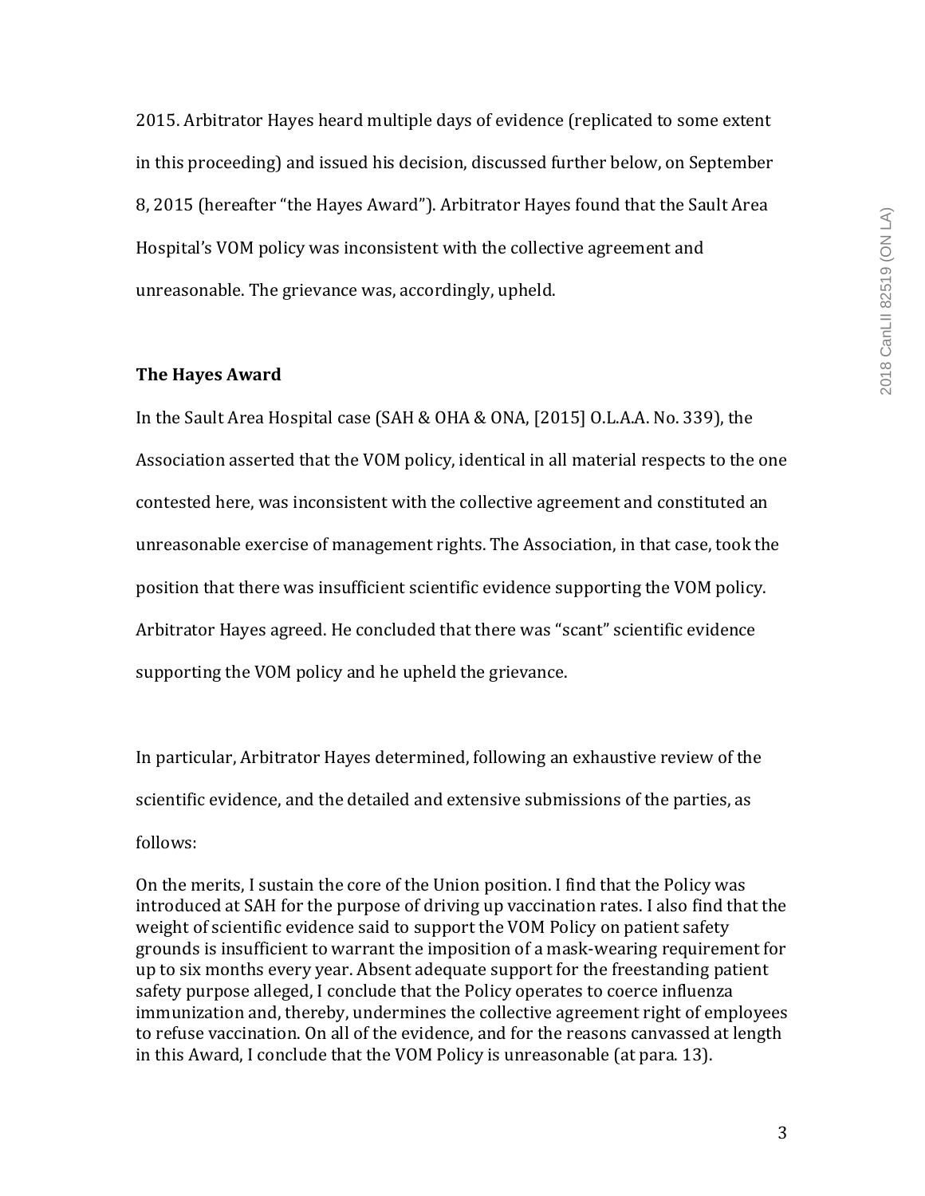2015. Arbitrator Hayes heard multiple days of evidence (replicated to some extent in this proceeding) and issued his decision, discussed further below, on September 8, 2015 (hereafter "the Hayes Award"). Arbitrator Hayes found that the Sault Area Hospital's VOM policy was inconsistent with the collective agreement and unreasonable. The grievance was, accordingly, upheld.

**The Hayes Award**

In the Sault Area Hospital case (SAH & OHA & ONA, [2015] O.L.A.A. No. 339), the Association asserted that the VOM policy, identical in all material respects to the one contested here, was inconsistent with the collective agreement and constituted an unreasonable exercise of management rights. The Association, in that case, took the position that there was insufficient scientific evidence supporting the VOM policy. Arbitrator Hayes agreed. He concluded that there was "scant" scientific evidence supporting the VOM policy and he upheld the grievance.

In particular, Arbitrator Hayes determined, following an exhaustive review of the scientific evidence, and the detailed and extensive submissions of the parties, as follows:

> On the merits, I sustain the core of the Union position. I find that the Policy was introduced at SAH for the purpose of driving up vaccination rates. I also find that the weight of scientific evidence said to support the VOM Policy on patient safety grounds is insufficient to warrant the imposition of a mask-wearing requirement for up to six months every year. Absent adequate support for the freestanding patient safety purpose alleged, I conclude that the Policy operates to coerce influenza immunization and, thereby, undermines the collective agreement right of employees to refuse vaccination. On all of the evidence, and for the reasons canvassed at length in this Award, I conclude that the VOM Policy is unreasonable (at para. 13).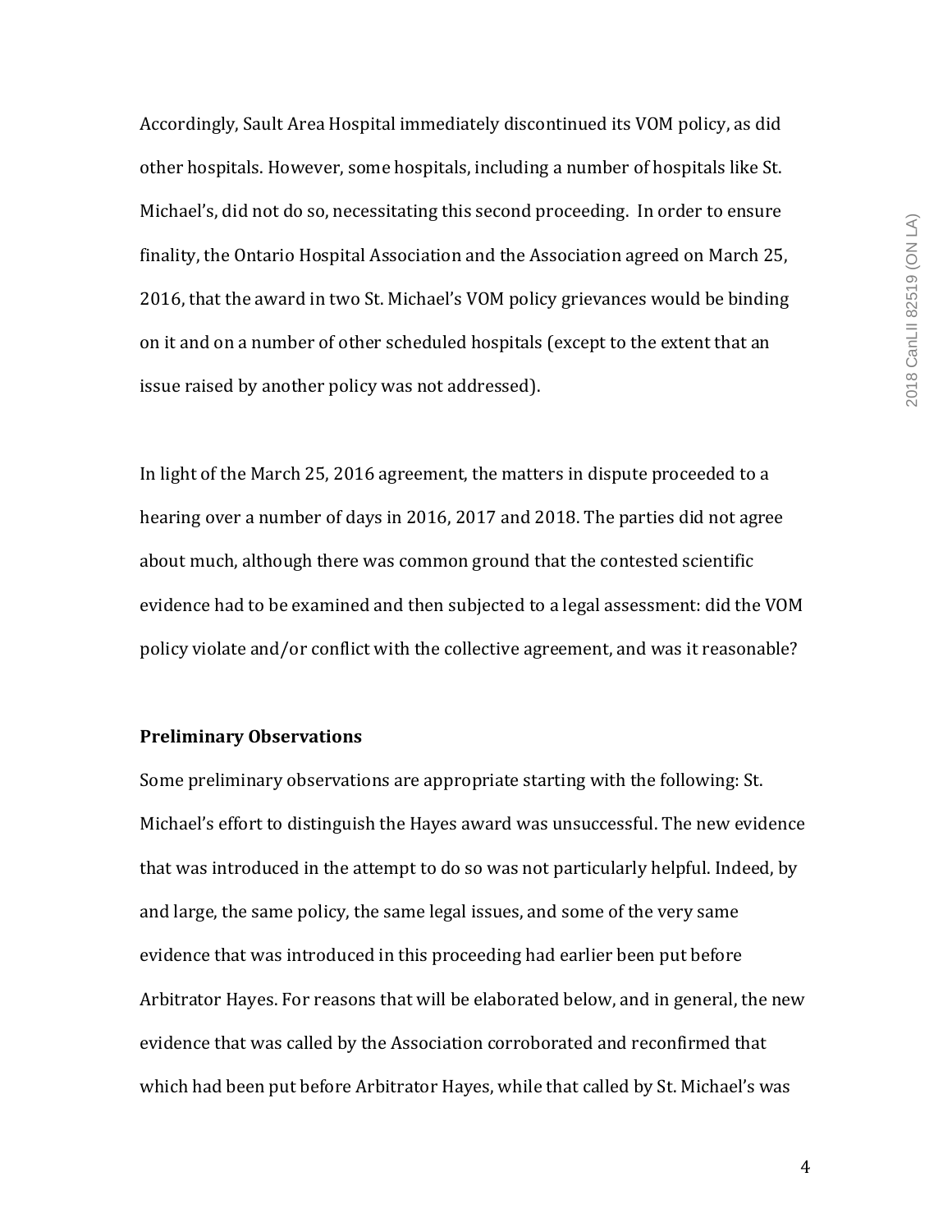Accordingly, Sault Area Hospital immediately discontinued its VOM policy, as did other hospitals. However, some hospitals, including a number of hospitals like St. Michael's, did not do so, necessitating this second proceeding. In order to ensure finality, the Ontario Hospital Association and the Association agreed on March 25, 2016, that the award in two St. Michael's VOM policy grievances would be binding on it and on a number of other scheduled hospitals (except to the extent that an issue raised by another policy was not addressed).

In light of the March 25, 2016 agreement, the matters in dispute proceeded to a hearing over a number of days in 2016, 2017 and 2018. The parties did not agree about much, although there was common ground that the contested scientific evidence had to be examined and then subjected to a legal assessment: did the VOM policy violate and/or conflict with the collective agreement, and was it reasonable?

**Preliminary Observations**

Some preliminary observations are appropriate starting with the following: St. Michael's effort to distinguish the Hayes award was unsuccessful. The new evidence that was introduced in the attempt to do so was not particularly helpful. Indeed, by and large, the same policy, the same legal issues, and some of the very same evidence that was introduced in this proceeding had earlier been put before Arbitrator Hayes. For reasons that will be elaborated below, and in general, the new evidence that was called by the Association corroborated and reconfirmed that which had been put before Arbitrator Hayes, while that called by St. Michael's was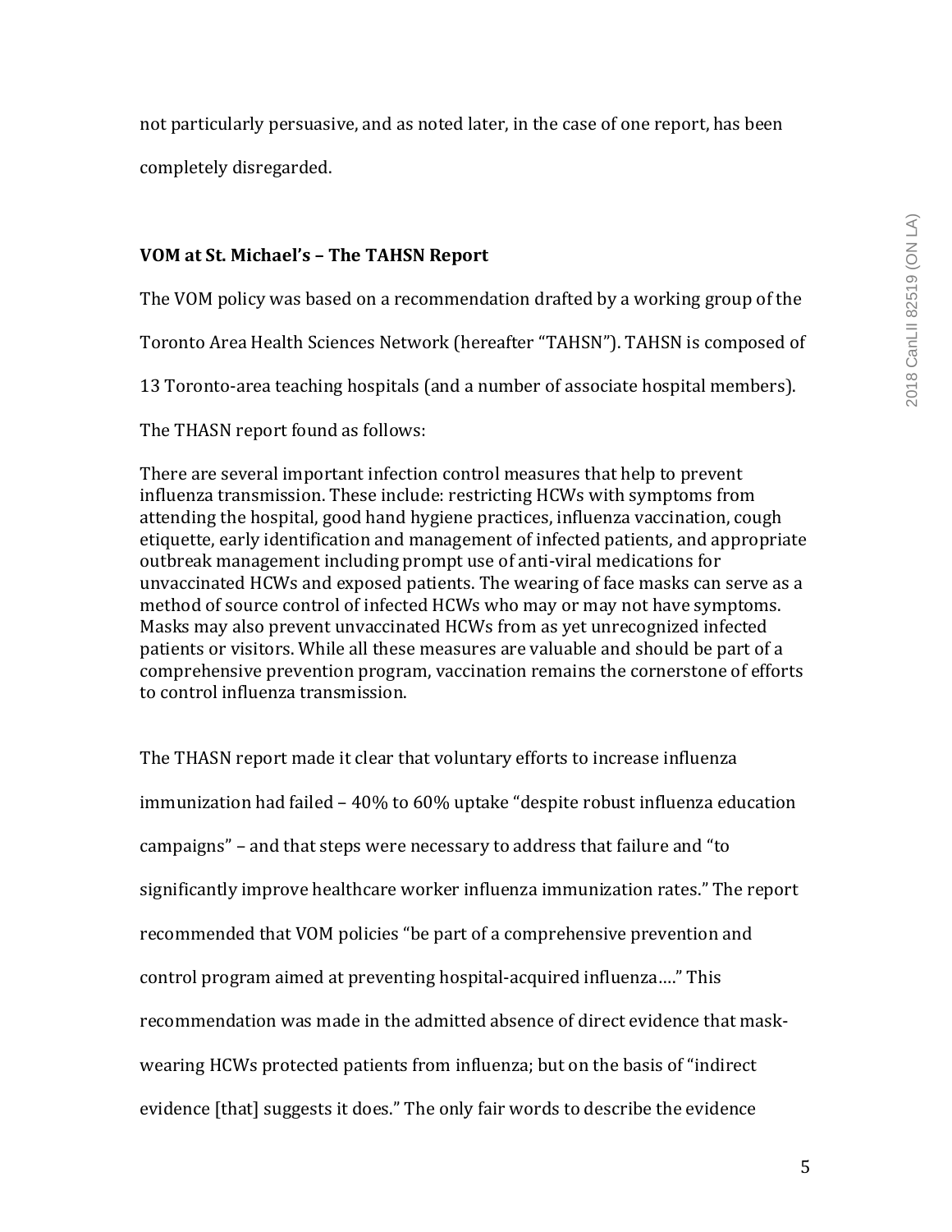not particularly persuasive, and as noted later, in the case of one report, has been completely disregarded.

**VOM at St. Michael's – The TAHSN Report**

The VOM policy was based on a recommendation drafted by a working group of the Toronto Area Health Sciences Network (hereafter "TAHSN"). TAHSN is composed of 13 Toronto-area teaching hospitals (and a number of associate hospital members).

The THASN report found as follows:

> There are several important infection control measures that help to prevent influenza transmission. These include: restricting HCWs with symptoms from attending the hospital, good hand hygiene practices, influenza vaccination, cough etiquette, early identification and management of infected patients, and appropriate outbreak management including prompt use of anti-viral medications for unvaccinated HCWs and exposed patients. The wearing of face masks can serve as a method of source control of infected HCWs who may or may not have symptoms. Masks may also prevent unvaccinated HCWs from as yet unrecognized infected patients or visitors. While all these measures are valuable and should be part of a comprehensive prevention program, vaccination remains the cornerstone of efforts to control influenza transmission.

The THASN report made it clear that voluntary efforts to increase influenza immunization had failed – 40% to 60% uptake "despite robust influenza education campaigns" – and that steps were necessary to address that failure and "to significantly improve healthcare worker influenza immunization rates." The report recommended that VOM policies "be part of a comprehensive prevention and control program aimed at preventing hospital-acquired influenza…." This recommendation was made in the admitted absence of direct evidence that mask-wearing HCWs protected patients from influenza; but on the basis of "indirect evidence [that] suggests it does." The only fair words to describe the evidence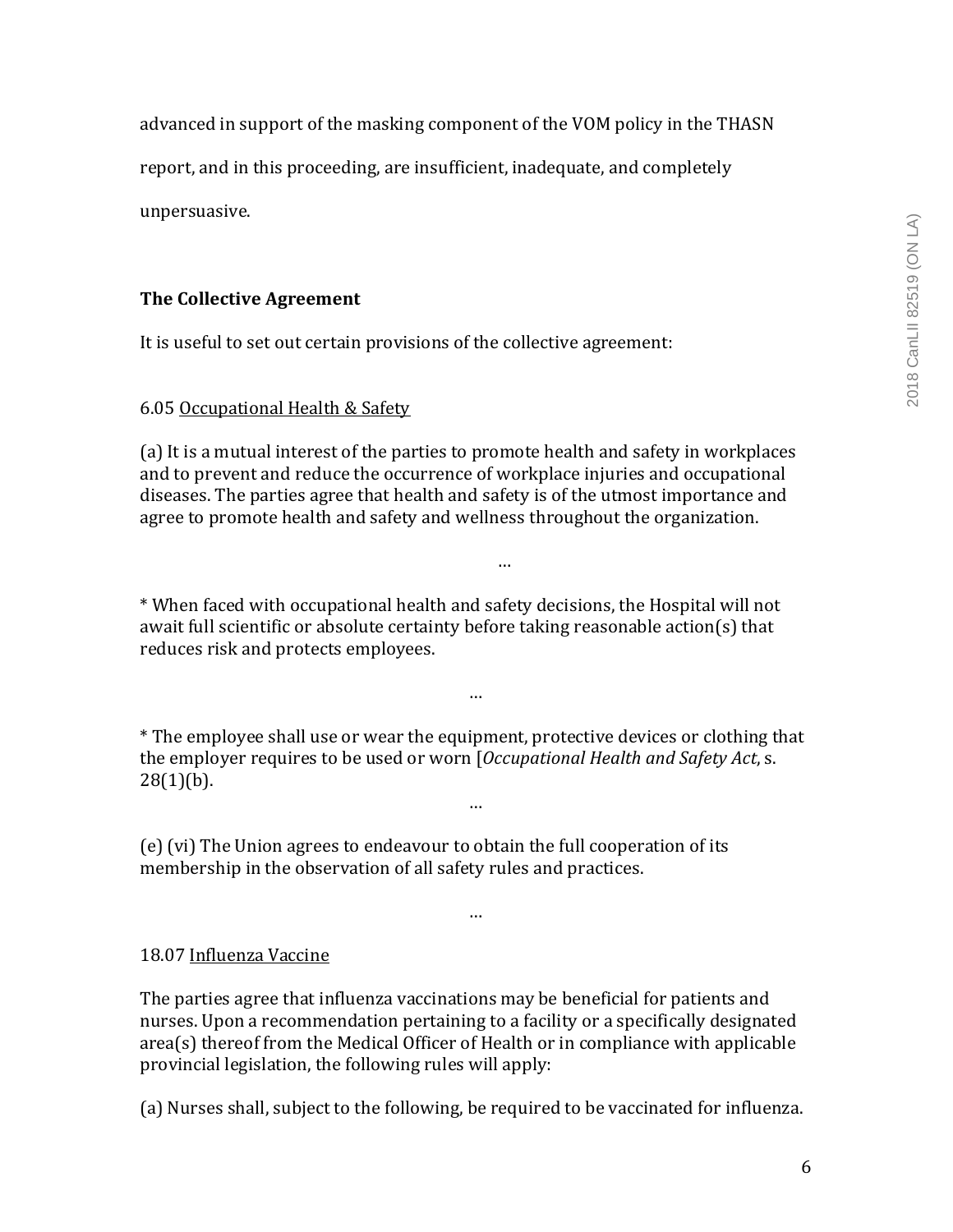advanced in support of the masking component of the VOM policy in the THASN report, and in this proceeding, are insufficient, inadequate, and completely unpersuasive.

**The Collective Agreement**

It is useful to set out certain provisions of the collective agreement:

6.05 Occupational Health & Safety

(a) It is a mutual interest of the parties to promote health and safety in workplaces and to prevent and reduce the occurrence of workplace injuries and occupational diseases. The parties agree that health and safety is of the utmost importance and agree to promote health and safety and wellness throughout the organization.

…

* When faced with occupational health and safety decisions, the Hospital will not await full scientific or absolute certainty before taking reasonable action(s) that reduces risk and protects employees.

…

* The employee shall use or wear the equipment, protective devices or clothing that the employer requires to be used or worn [*Occupational Health and Safety Act*, s. 28(1)(b).

…

(e) (vi) The Union agrees to endeavour to obtain the full cooperation of its membership in the observation of all safety rules and practices.

…

18.07 Influenza Vaccine

The parties agree that influenza vaccinations may be beneficial for patients and nurses. Upon a recommendation pertaining to a facility or a specifically designated area(s) thereof from the Medical Officer of Health or in compliance with applicable provincial legislation, the following rules will apply:

(a) Nurses shall, subject to the following, be required to be vaccinated for influenza.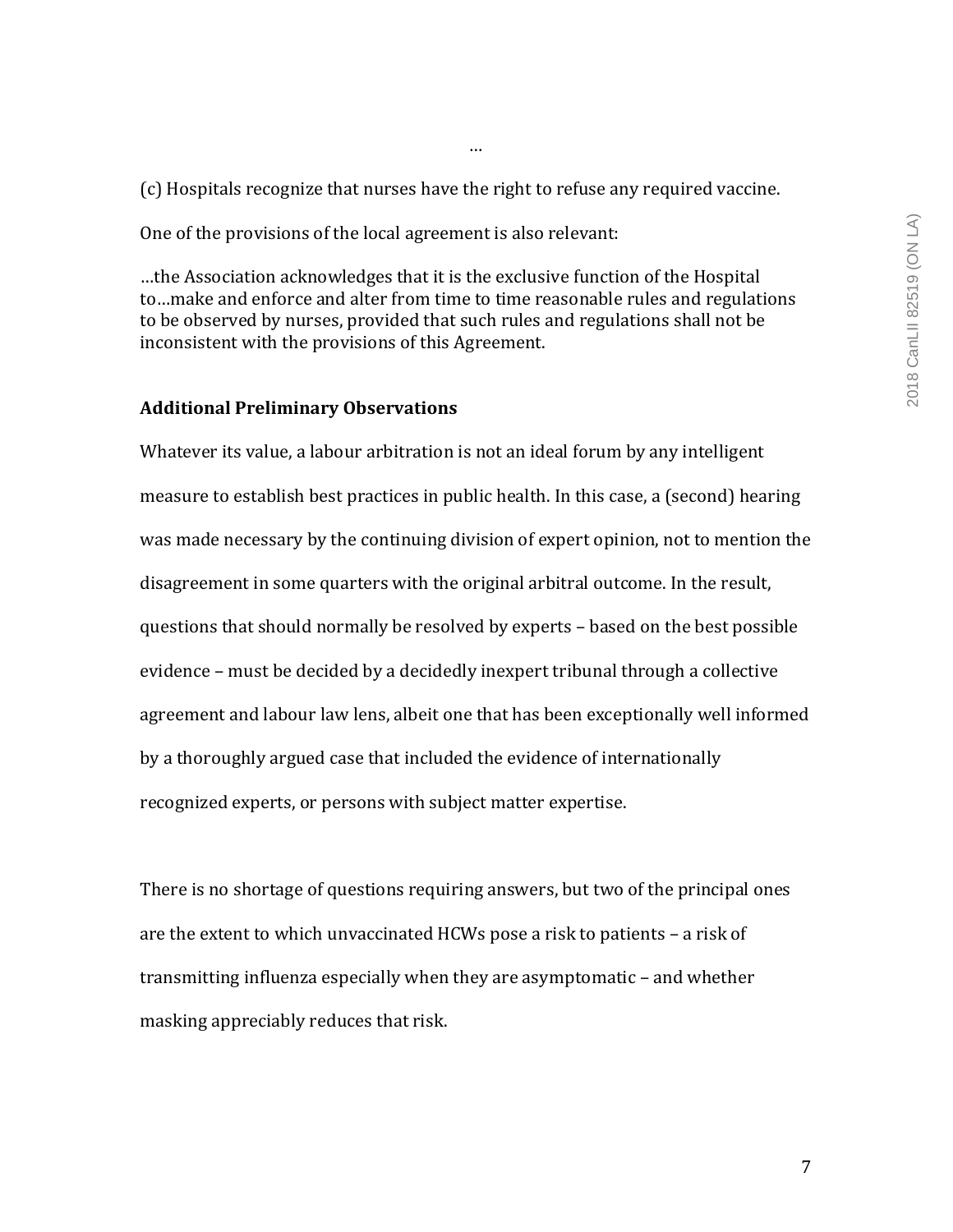…

(c) Hospitals recognize that nurses have the right to refuse any required vaccine.

One of the provisions of the local agreement is also relevant:

…the Association acknowledges that it is the exclusive function of the Hospital to…make and enforce and alter from time to time reasonable rules and regulations to be observed by nurses, provided that such rules and regulations shall not be inconsistent with the provisions of this Agreement.

**Additional Preliminary Observations**

Whatever its value, a labour arbitration is not an ideal forum by any intelligent measure to establish best practices in public health. In this case, a (second) hearing was made necessary by the continuing division of expert opinion, not to mention the disagreement in some quarters with the original arbitral outcome. In the result, questions that should normally be resolved by experts – based on the best possible evidence – must be decided by a decidedly inexpert tribunal through a collective agreement and labour law lens, albeit one that has been exceptionally well informed by a thoroughly argued case that included the evidence of internationally recognized experts, or persons with subject matter expertise.

There is no shortage of questions requiring answers, but two of the principal ones are the extent to which unvaccinated HCWs pose a risk to patients – a risk of transmitting influenza especially when they are asymptomatic – and whether masking appreciably reduces that risk.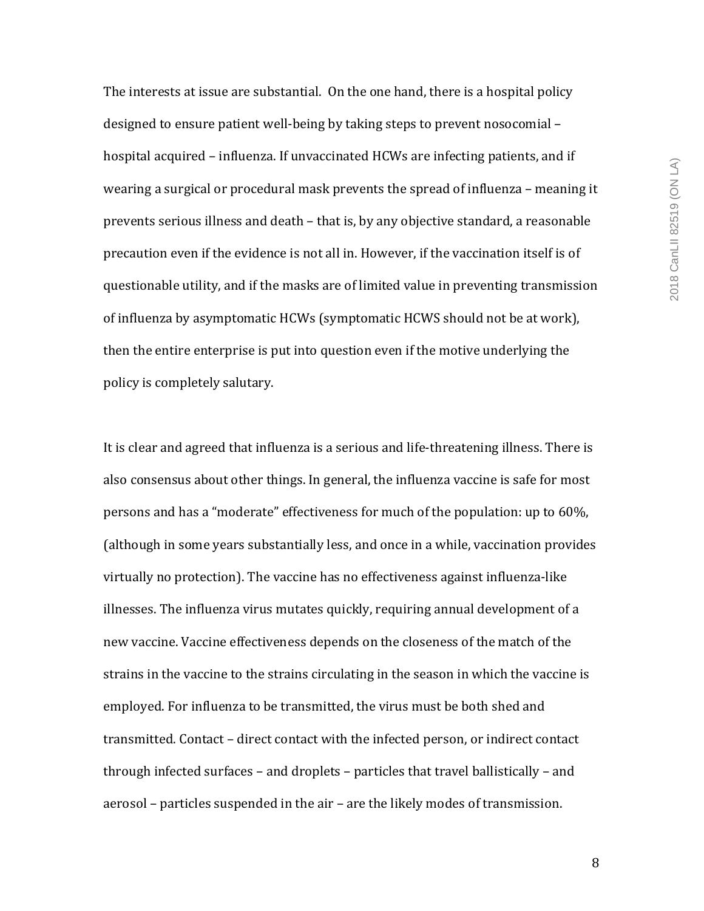The interests at issue are substantial. On the one hand, there is a hospital policy designed to ensure patient well-being by taking steps to prevent nosocomial – hospital acquired – influenza. If unvaccinated HCWs are infecting patients, and if wearing a surgical or procedural mask prevents the spread of influenza – meaning it prevents serious illness and death – that is, by any objective standard, a reasonable precaution even if the evidence is not all in. However, if the vaccination itself is of questionable utility, and if the masks are of limited value in preventing transmission of influenza by asymptomatic HCWs (symptomatic HCWS should not be at work), then the entire enterprise is put into question even if the motive underlying the policy is completely salutary.

It is clear and agreed that influenza is a serious and life-threatening illness. There is also consensus about other things. In general, the influenza vaccine is safe for most persons and has a "moderate" effectiveness for much of the population: up to 60%, (although in some years substantially less, and once in a while, vaccination provides virtually no protection). The vaccine has no effectiveness against influenza-like illnesses. The influenza virus mutates quickly, requiring annual development of a new vaccine. Vaccine effectiveness depends on the closeness of the match of the strains in the vaccine to the strains circulating in the season in which the vaccine is employed. For influenza to be transmitted, the virus must be both shed and transmitted. Contact – direct contact with the infected person, or indirect contact through infected surfaces – and droplets – particles that travel ballistically – and aerosol – particles suspended in the air – are the likely modes of transmission.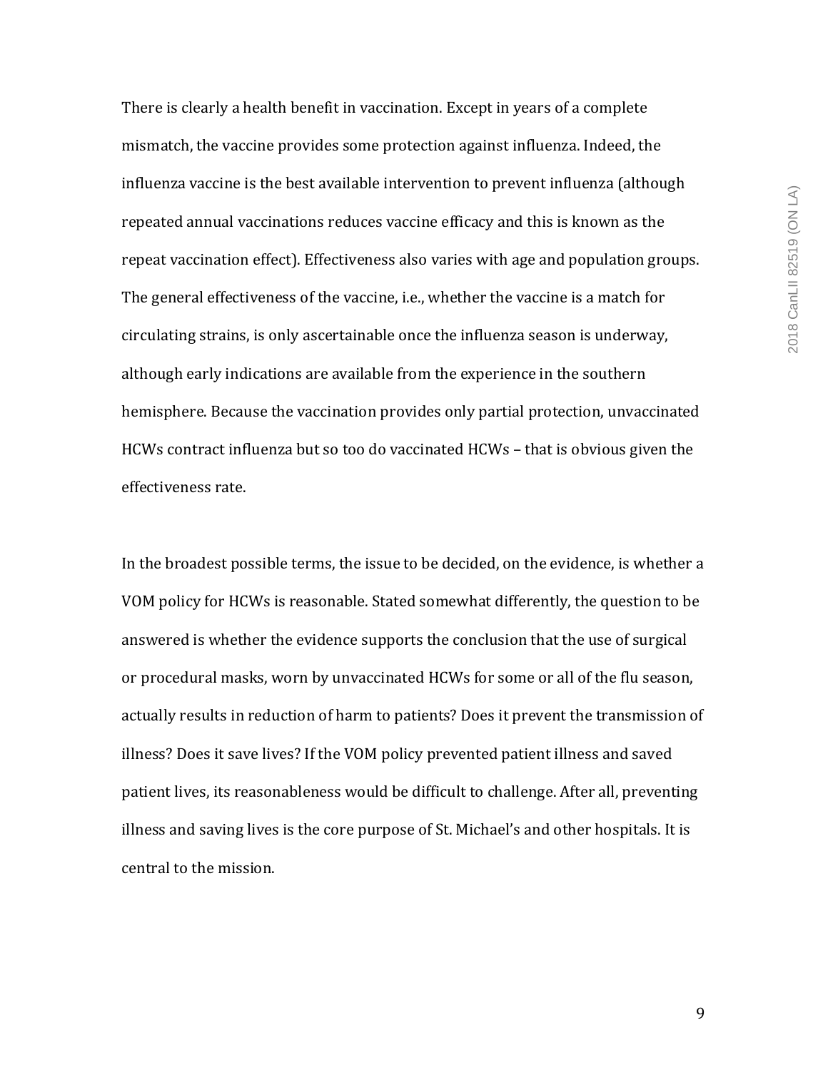There is clearly a health benefit in vaccination. Except in years of a complete mismatch, the vaccine provides some protection against influenza. Indeed, the influenza vaccine is the best available intervention to prevent influenza (although repeated annual vaccinations reduces vaccine efficacy and this is known as the repeat vaccination effect). Effectiveness also varies with age and population groups. The general effectiveness of the vaccine, i.e., whether the vaccine is a match for circulating strains, is only ascertainable once the influenza season is underway, although early indications are available from the experience in the southern hemisphere. Because the vaccination provides only partial protection, unvaccinated HCWs contract influenza but so too do vaccinated HCWs – that is obvious given the effectiveness rate.

In the broadest possible terms, the issue to be decided, on the evidence, is whether a VOM policy for HCWs is reasonable. Stated somewhat differently, the question to be answered is whether the evidence supports the conclusion that the use of surgical or procedural masks, worn by unvaccinated HCWs for some or all of the flu season, actually results in reduction of harm to patients? Does it prevent the transmission of illness? Does it save lives? If the VOM policy prevented patient illness and saved patient lives, its reasonableness would be difficult to challenge. After all, preventing illness and saving lives is the core purpose of St. Michael's and other hospitals. It is central to the mission.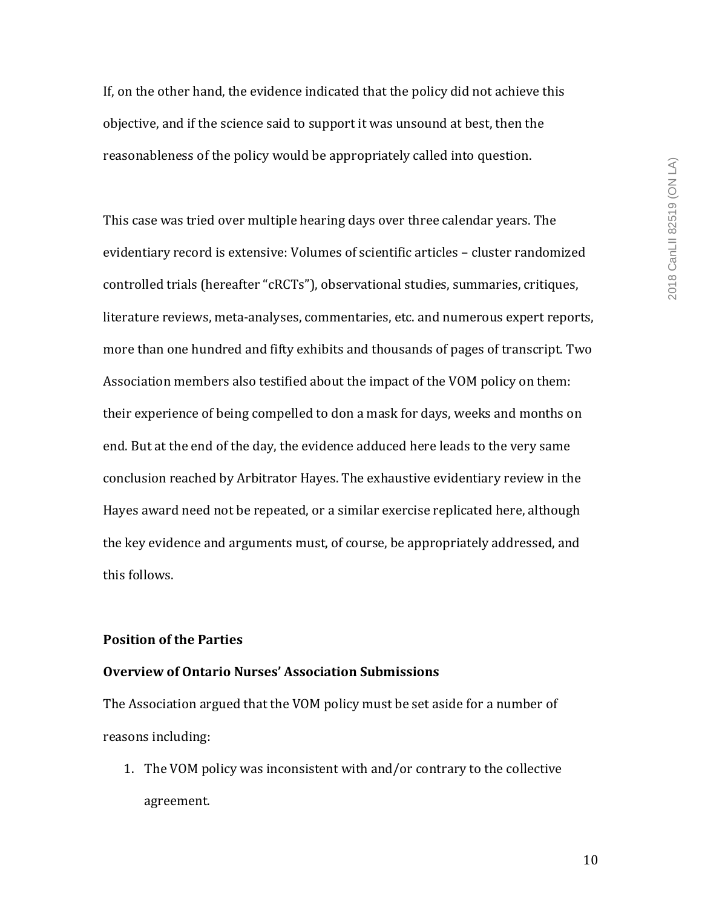If, on the other hand, the evidence indicated that the policy did not achieve this objective, and if the science said to support it was unsound at best, then the reasonableness of the policy would be appropriately called into question.

This case was tried over multiple hearing days over three calendar years. The evidentiary record is extensive: Volumes of scientific articles – cluster randomized controlled trials (hereafter "cRCTs"), observational studies, summaries, critiques, literature reviews, meta-analyses, commentaries, etc. and numerous expert reports, more than one hundred and fifty exhibits and thousands of pages of transcript. Two Association members also testified about the impact of the VOM policy on them: their experience of being compelled to don a mask for days, weeks and months on end. But at the end of the day, the evidence adduced here leads to the very same conclusion reached by Arbitrator Hayes. The exhaustive evidentiary review in the Hayes award need not be repeated, or a similar exercise replicated here, although the key evidence and arguments must, of course, be appropriately addressed, and this follows.

**Position of the Parties**

**Overview of Ontario Nurses' Association Submissions**

The Association argued that the VOM policy must be set aside for a number of reasons including:

1. The VOM policy was inconsistent with and/or contrary to the collective agreement.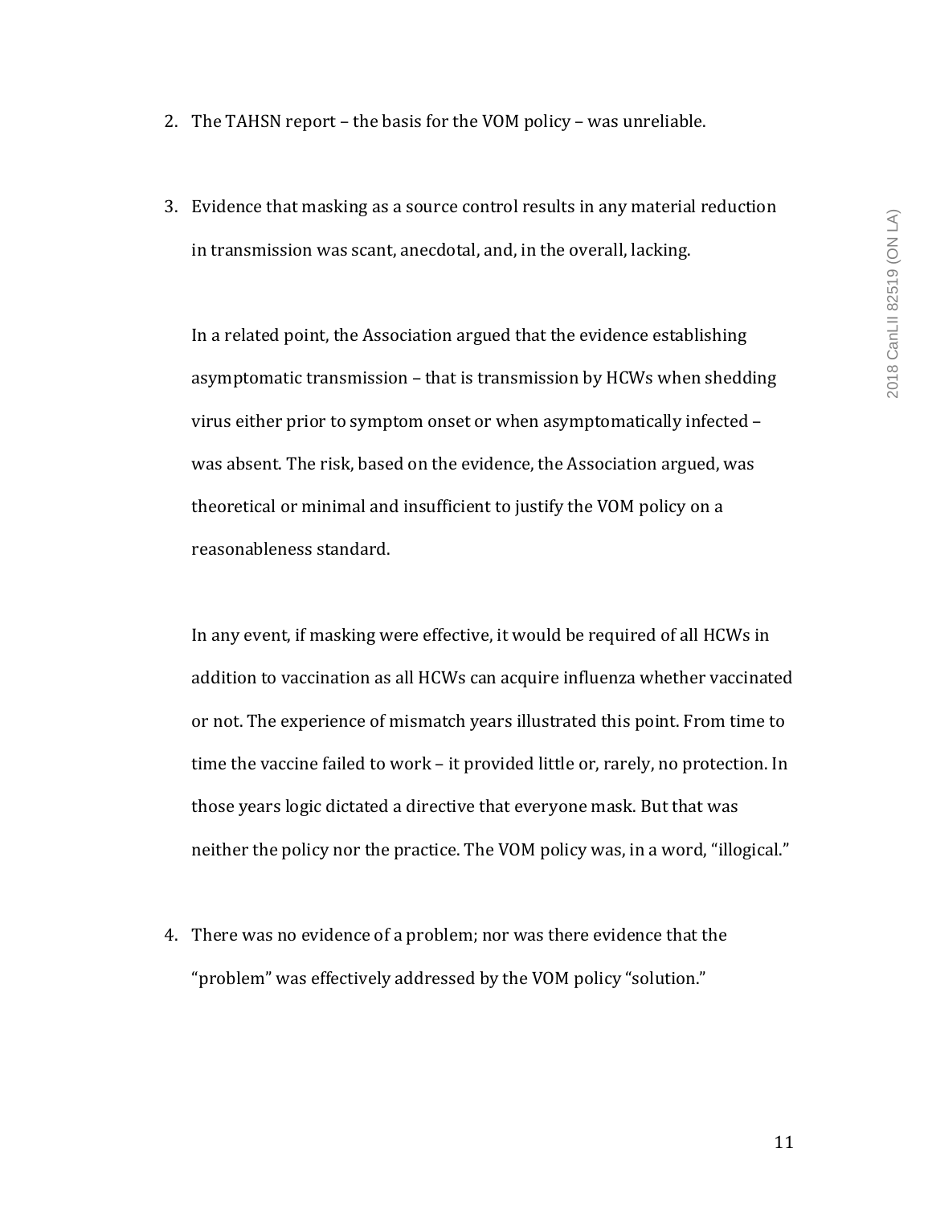2. The TAHSN report – the basis for the VOM policy – was unreliable.

3. Evidence that masking as a source control results in any material reduction in transmission was scant, anecdotal, and, in the overall, lacking.

   In a related point, the Association argued that the evidence establishing asymptomatic transmission – that is transmission by HCWs when shedding virus either prior to symptom onset or when asymptomatically infected – was absent. The risk, based on the evidence, the Association argued, was theoretical or minimal and insufficient to justify the VOM policy on a reasonableness standard.

   In any event, if masking were effective, it would be required of all HCWs in addition to vaccination as all HCWs can acquire influenza whether vaccinated or not. The experience of mismatch years illustrated this point. From time to time the vaccine failed to work – it provided little or, rarely, no protection. In those years logic dictated a directive that everyone mask. But that was neither the policy nor the practice. The VOM policy was, in a word, "illogical."

4. There was no evidence of a problem; nor was there evidence that the "problem" was effectively addressed by the VOM policy "solution."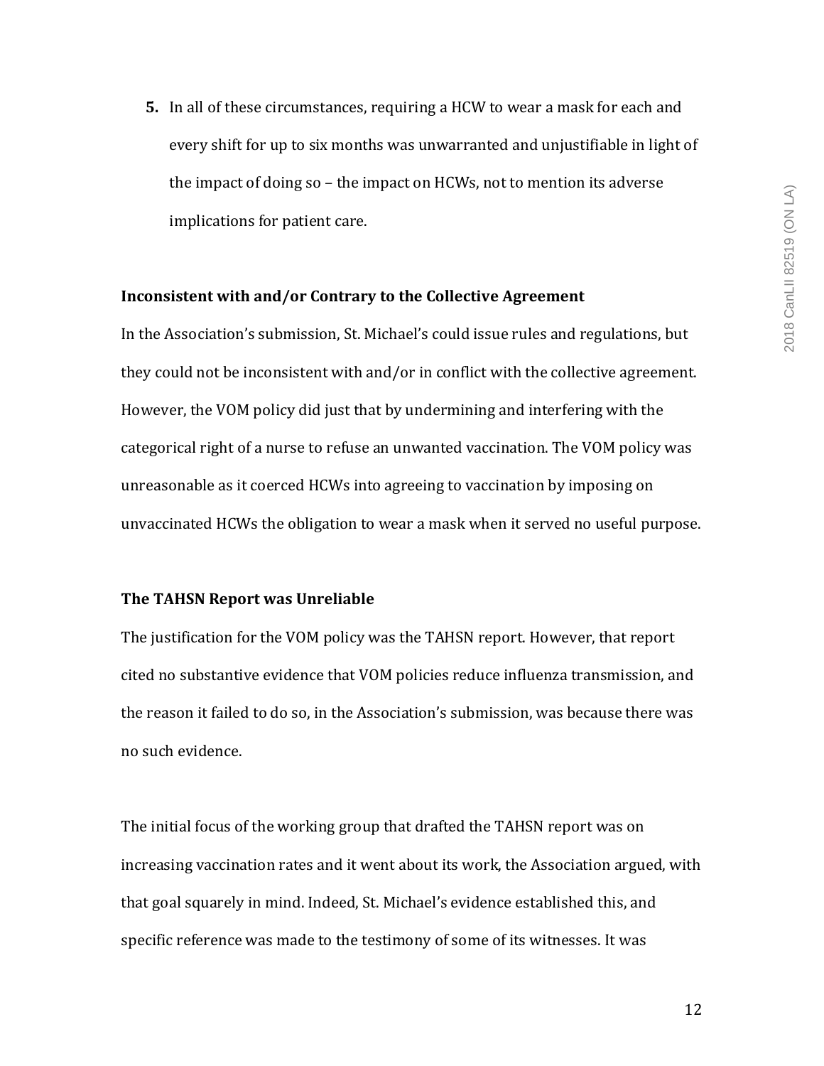5. In all of these circumstances, requiring a HCW to wear a mask for each and every shift for up to six months was unwarranted and unjustifiable in light of the impact of doing so – the impact on HCWs, not to mention its adverse implications for patient care.

**Inconsistent with and/or Contrary to the Collective Agreement**

In the Association's submission, St. Michael's could issue rules and regulations, but they could not be inconsistent with and/or in conflict with the collective agreement. However, the VOM policy did just that by undermining and interfering with the categorical right of a nurse to refuse an unwanted vaccination. The VOM policy was unreasonable as it coerced HCWs into agreeing to vaccination by imposing on unvaccinated HCWs the obligation to wear a mask when it served no useful purpose.

**The TAHSN Report was Unreliable**

The justification for the VOM policy was the TAHSN report. However, that report cited no substantive evidence that VOM policies reduce influenza transmission, and the reason it failed to do so, in the Association's submission, was because there was no such evidence.

The initial focus of the working group that drafted the TAHSN report was on increasing vaccination rates and it went about its work, the Association argued, with that goal squarely in mind. Indeed, St. Michael's evidence established this, and specific reference was made to the testimony of some of its witnesses. It was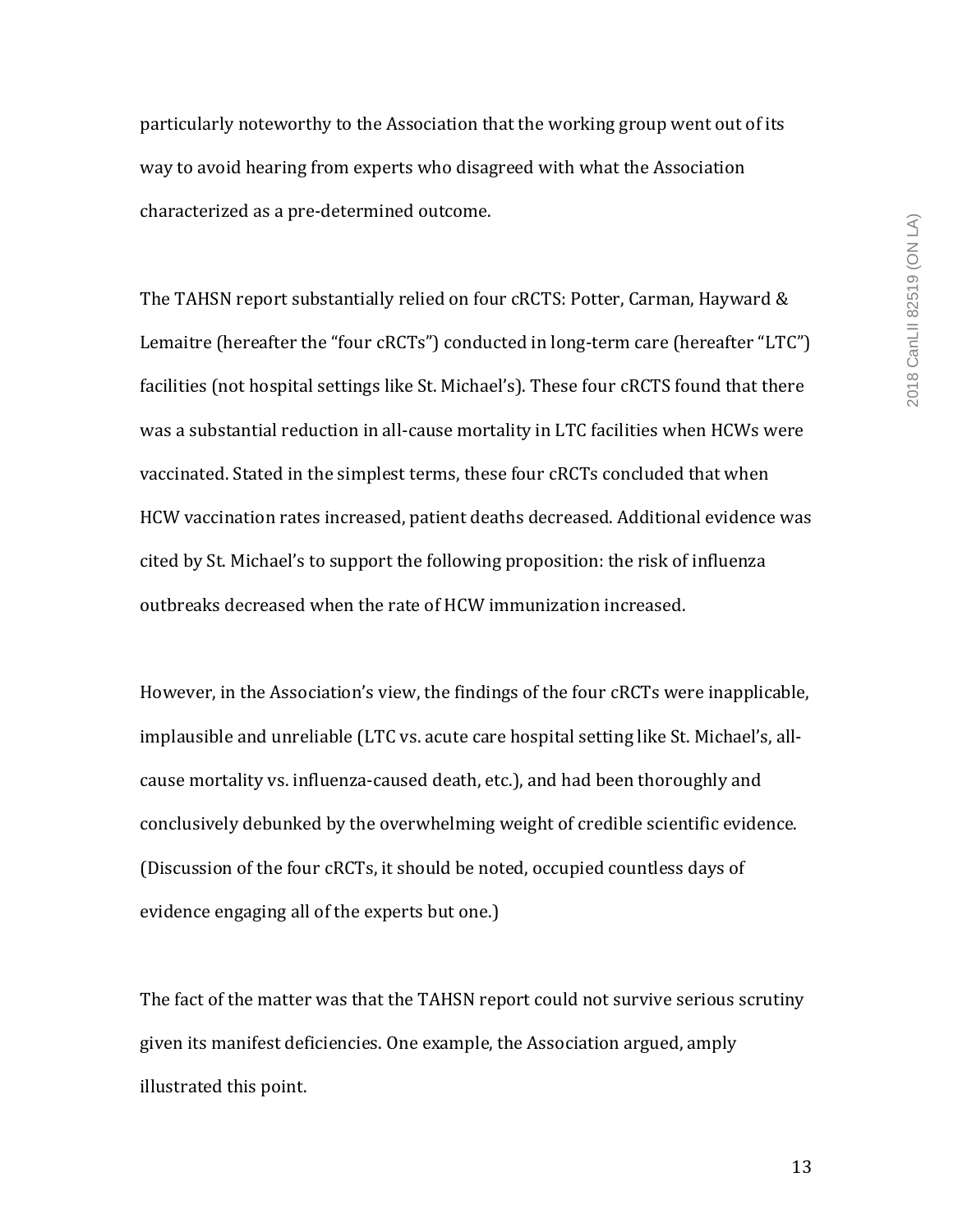particularly noteworthy to the Association that the working group went out of its way to avoid hearing from experts who disagreed with what the Association characterized as a pre-determined outcome.

The TAHSN report substantially relied on four cRCTS: Potter, Carman, Hayward & Lemaitre (hereafter the "four cRCTs") conducted in long-term care (hereafter "LTC") facilities (not hospital settings like St. Michael's). These four cRCTS found that there was a substantial reduction in all-cause mortality in LTC facilities when HCWs were vaccinated. Stated in the simplest terms, these four cRCTs concluded that when HCW vaccination rates increased, patient deaths decreased. Additional evidence was cited by St. Michael's to support the following proposition: the risk of influenza outbreaks decreased when the rate of HCW immunization increased.

However, in the Association's view, the findings of the four cRCTs were inapplicable, implausible and unreliable (LTC vs. acute care hospital setting like St. Michael's, all-cause mortality vs. influenza-caused death, etc.), and had been thoroughly and conclusively debunked by the overwhelming weight of credible scientific evidence. (Discussion of the four cRCTs, it should be noted, occupied countless days of evidence engaging all of the experts but one.)

The fact of the matter was that the TAHSN report could not survive serious scrutiny given its manifest deficiencies. One example, the Association argued, amply illustrated this point.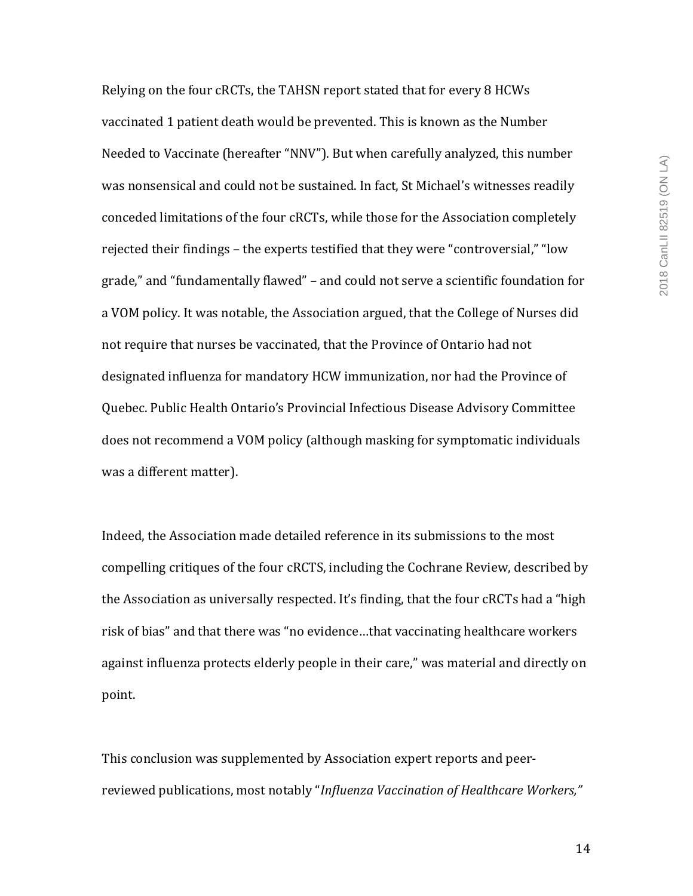Relying on the four cRCTs, the TAHSN report stated that for every 8 HCWs vaccinated 1 patient death would be prevented. This is known as the Number Needed to Vaccinate (hereafter "NNV"). But when carefully analyzed, this number was nonsensical and could not be sustained. In fact, St Michael's witnesses readily conceded limitations of the four cRCTs, while those for the Association completely rejected their findings – the experts testified that they were "controversial," "low grade," and "fundamentally flawed" – and could not serve a scientific foundation for a VOM policy. It was notable, the Association argued, that the College of Nurses did not require that nurses be vaccinated, that the Province of Ontario had not designated influenza for mandatory HCW immunization, nor had the Province of Quebec. Public Health Ontario's Provincial Infectious Disease Advisory Committee does not recommend a VOM policy (although masking for symptomatic individuals was a different matter).

Indeed, the Association made detailed reference in its submissions to the most compelling critiques of the four cRCTS, including the Cochrane Review, described by the Association as universally respected. It's finding, that the four cRCTs had a "high risk of bias" and that there was "no evidence…that vaccinating healthcare workers against influenza protects elderly people in their care," was material and directly on point.

This conclusion was supplemented by Association expert reports and peer-reviewed publications, most notably "*Influenza Vaccination of Healthcare Workers,"*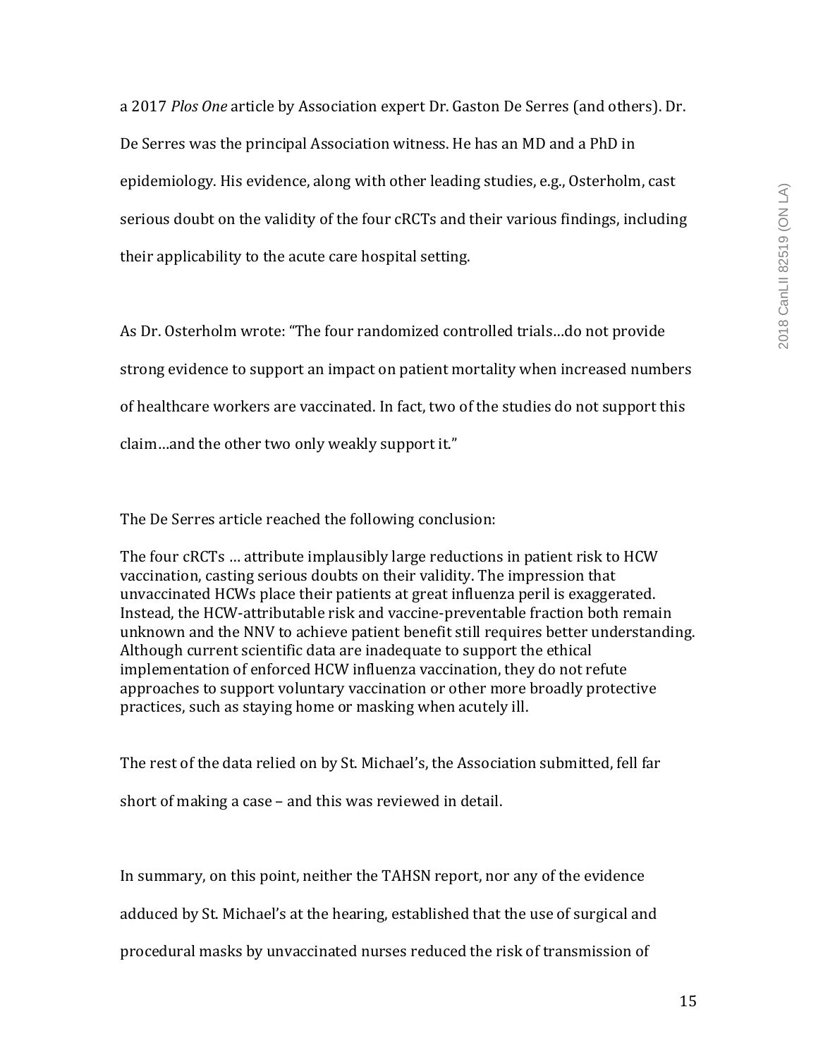a 2017 *Plos One* article by Association expert Dr. Gaston De Serres (and others). Dr. De Serres was the principal Association witness. He has an MD and a PhD in epidemiology. His evidence, along with other leading studies, e.g., Osterholm, cast serious doubt on the validity of the four cRCTs and their various findings, including their applicability to the acute care hospital setting.

As Dr. Osterholm wrote: "The four randomized controlled trials…do not provide strong evidence to support an impact on patient mortality when increased numbers of healthcare workers are vaccinated. In fact, two of the studies do not support this claim…and the other two only weakly support it."

The De Serres article reached the following conclusion:

> The four cRCTs … attribute implausibly large reductions in patient risk to HCW vaccination, casting serious doubts on their validity. The impression that unvaccinated HCWs place their patients at great influenza peril is exaggerated. Instead, the HCW-attributable risk and vaccine-preventable fraction both remain unknown and the NNV to achieve patient benefit still requires better understanding. Although current scientific data are inadequate to support the ethical implementation of enforced HCW influenza vaccination, they do not refute approaches to support voluntary vaccination or other more broadly protective practices, such as staying home or masking when acutely ill.

The rest of the data relied on by St. Michael's, the Association submitted, fell far short of making a case – and this was reviewed in detail.

In summary, on this point, neither the TAHSN report, nor any of the evidence adduced by St. Michael's at the hearing, established that the use of surgical and procedural masks by unvaccinated nurses reduced the risk of transmission of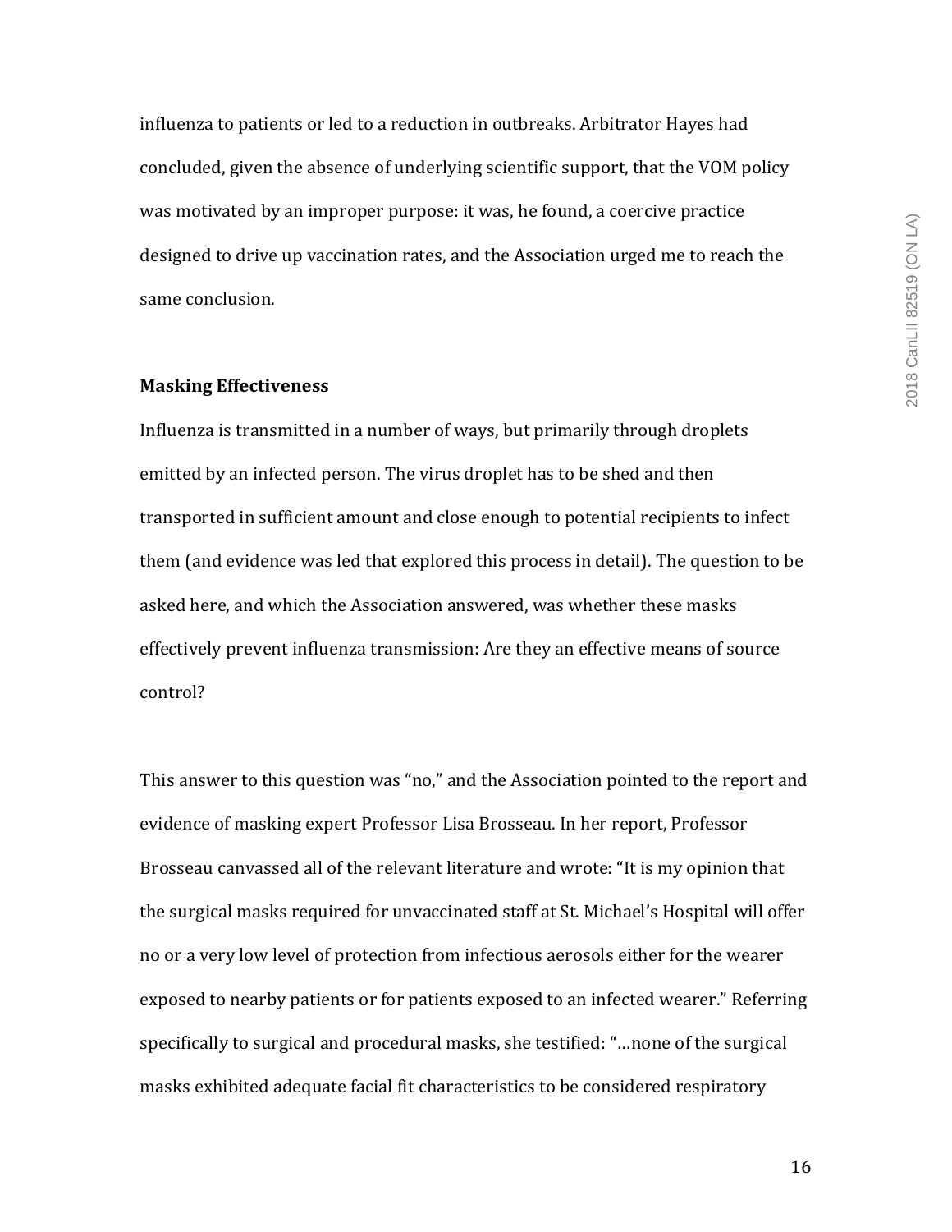influenza to patients or led to a reduction in outbreaks. Arbitrator Hayes had concluded, given the absence of underlying scientific support, that the VOM policy was motivated by an improper purpose: it was, he found, a coercive practice designed to drive up vaccination rates, and the Association urged me to reach the same conclusion.

**Masking Effectiveness**

Influenza is transmitted in a number of ways, but primarily through droplets emitted by an infected person. The virus droplet has to be shed and then transported in sufficient amount and close enough to potential recipients to infect them (and evidence was led that explored this process in detail). The question to be asked here, and which the Association answered, was whether these masks effectively prevent influenza transmission: Are they an effective means of source control?

This answer to this question was "no," and the Association pointed to the report and evidence of masking expert Professor Lisa Brosseau. In her report, Professor Brosseau canvassed all of the relevant literature and wrote: "It is my opinion that the surgical masks required for unvaccinated staff at St. Michael's Hospital will offer no or a very low level of protection from infectious aerosols either for the wearer exposed to nearby patients or for patients exposed to an infected wearer." Referring specifically to surgical and procedural masks, she testified: "…none of the surgical masks exhibited adequate facial fit characteristics to be considered respiratory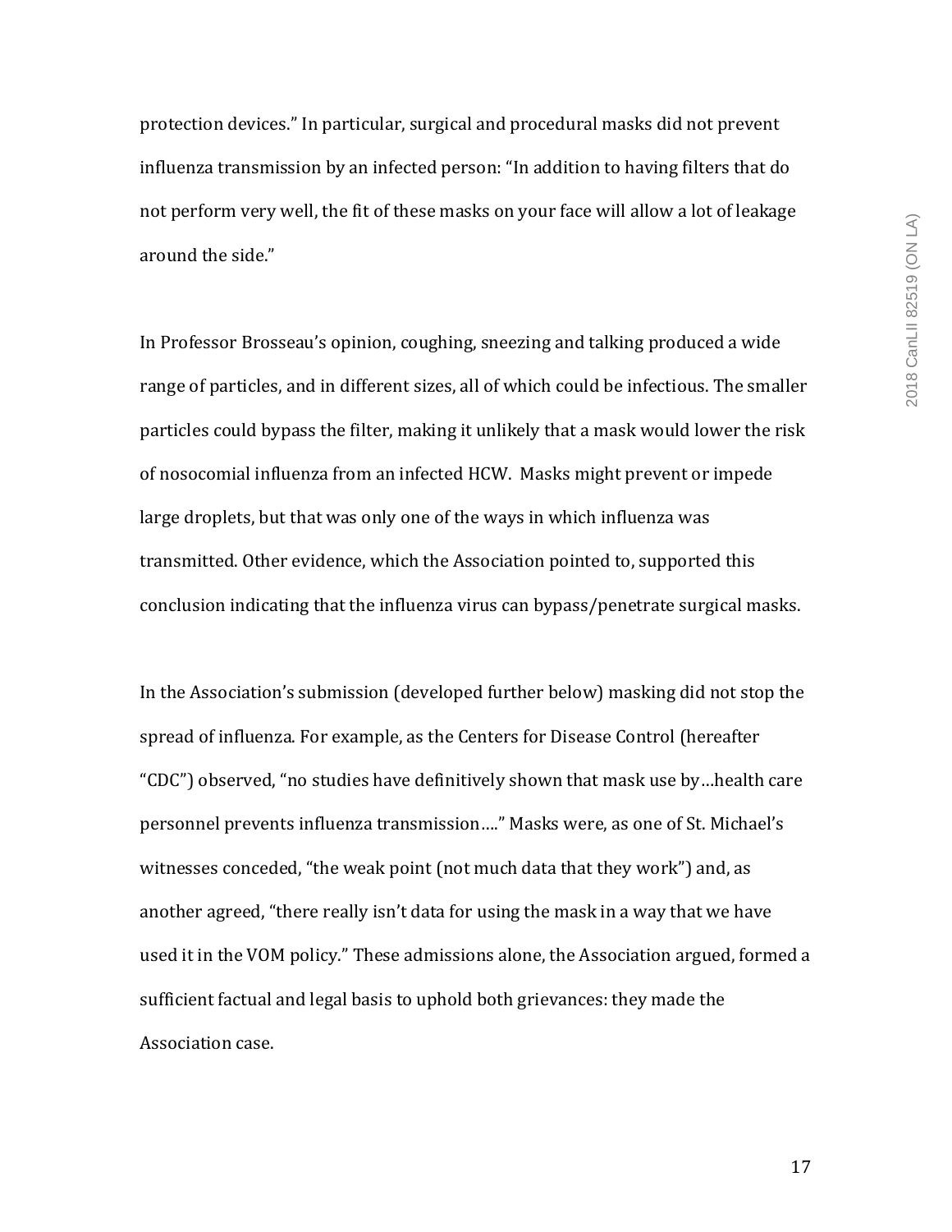protection devices." In particular, surgical and procedural masks did not prevent influenza transmission by an infected person: "In addition to having filters that do not perform very well, the fit of these masks on your face will allow a lot of leakage around the side."

In Professor Brosseau's opinion, coughing, sneezing and talking produced a wide range of particles, and in different sizes, all of which could be infectious. The smaller particles could bypass the filter, making it unlikely that a mask would lower the risk of nosocomial influenza from an infected HCW. Masks might prevent or impede large droplets, but that was only one of the ways in which influenza was transmitted. Other evidence, which the Association pointed to, supported this conclusion indicating that the influenza virus can bypass/penetrate surgical masks.

In the Association's submission (developed further below) masking did not stop the spread of influenza. For example, as the Centers for Disease Control (hereafter "CDC") observed, "no studies have definitively shown that mask use by…health care personnel prevents influenza transmission…." Masks were, as one of St. Michael's witnesses conceded, "the weak point (not much data that they work") and, as another agreed, "there really isn't data for using the mask in a way that we have used it in the VOM policy." These admissions alone, the Association argued, formed a sufficient factual and legal basis to uphold both grievances: they made the Association case.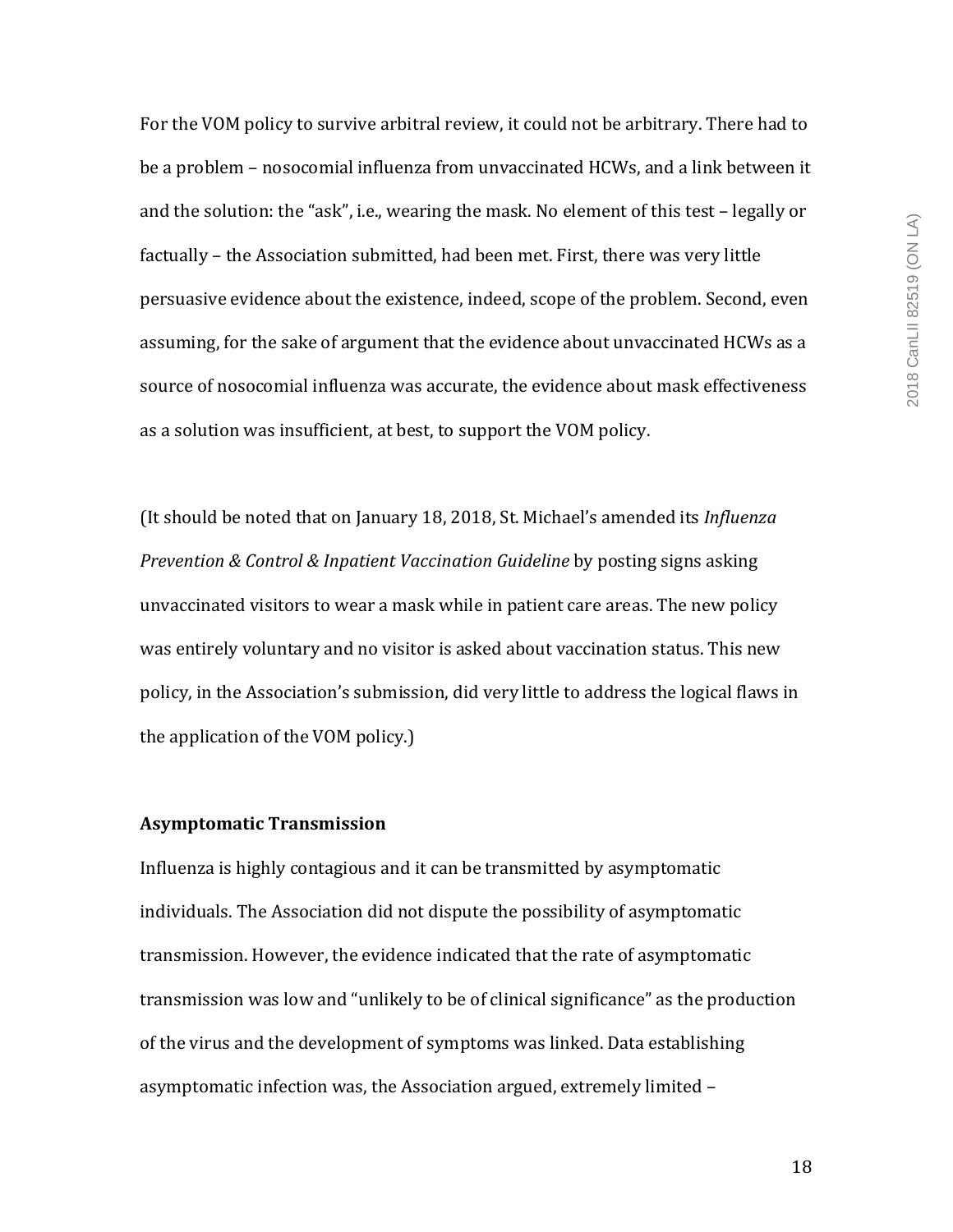For the VOM policy to survive arbitral review, it could not be arbitrary. There had to be a problem – nosocomial influenza from unvaccinated HCWs, and a link between it and the solution: the "ask", i.e., wearing the mask. No element of this test – legally or factually – the Association submitted, had been met. First, there was very little persuasive evidence about the existence, indeed, scope of the problem. Second, even assuming, for the sake of argument that the evidence about unvaccinated HCWs as a source of nosocomial influenza was accurate, the evidence about mask effectiveness as a solution was insufficient, at best, to support the VOM policy.

(It should be noted that on January 18, 2018, St. Michael's amended its *Influenza Prevention & Control & Inpatient Vaccination Guideline* by posting signs asking unvaccinated visitors to wear a mask while in patient care areas. The new policy was entirely voluntary and no visitor is asked about vaccination status. This new policy, in the Association's submission, did very little to address the logical flaws in the application of the VOM policy.)

**Asymptomatic Transmission**

Influenza is highly contagious and it can be transmitted by asymptomatic individuals. The Association did not dispute the possibility of asymptomatic transmission. However, the evidence indicated that the rate of asymptomatic transmission was low and "unlikely to be of clinical significance" as the production of the virus and the development of symptoms was linked. Data establishing asymptomatic infection was, the Association argued, extremely limited –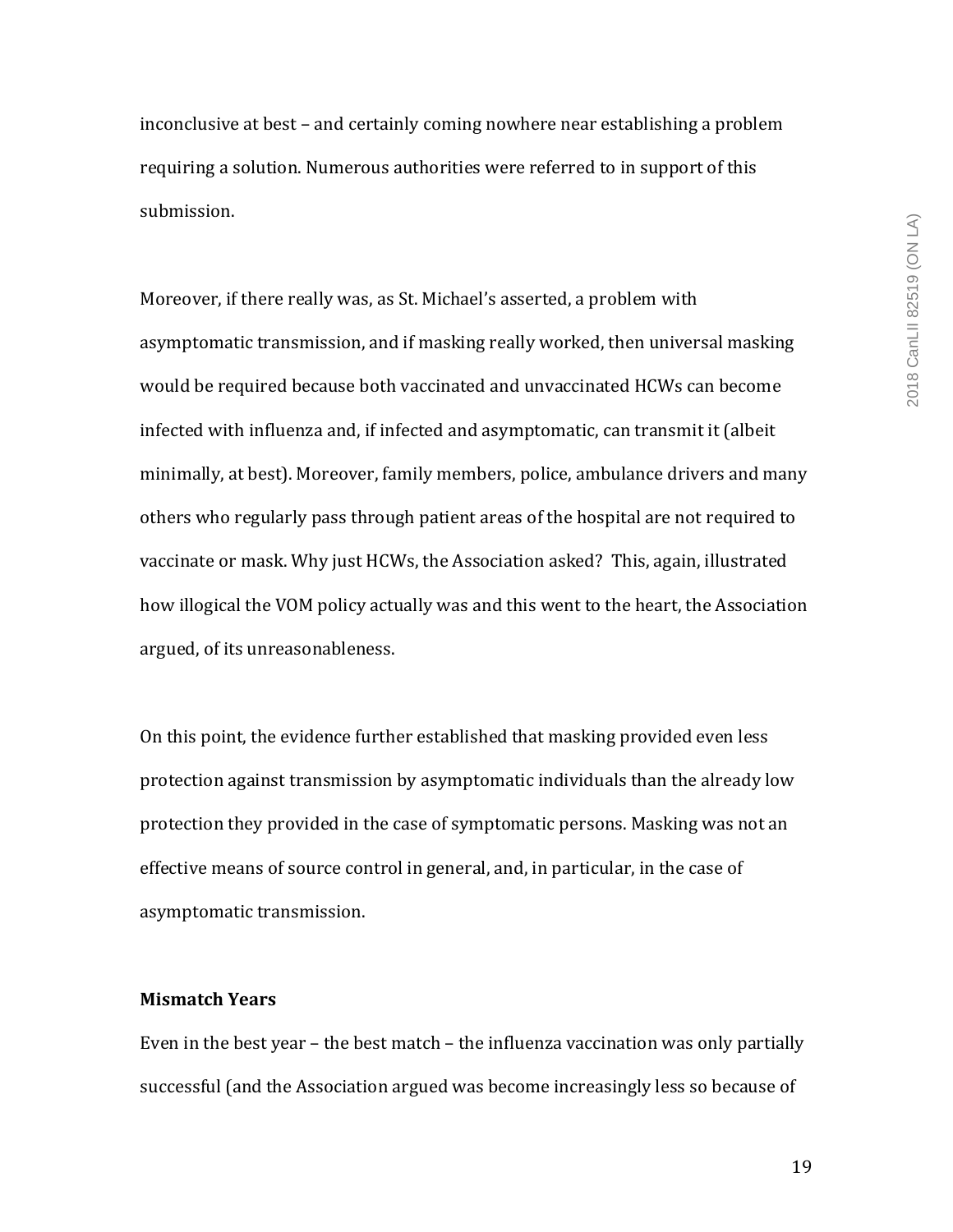inconclusive at best – and certainly coming nowhere near establishing a problem requiring a solution. Numerous authorities were referred to in support of this submission.

Moreover, if there really was, as St. Michael's asserted, a problem with asymptomatic transmission, and if masking really worked, then universal masking would be required because both vaccinated and unvaccinated HCWs can become infected with influenza and, if infected and asymptomatic, can transmit it (albeit minimally, at best). Moreover, family members, police, ambulance drivers and many others who regularly pass through patient areas of the hospital are not required to vaccinate or mask. Why just HCWs, the Association asked? This, again, illustrated how illogical the VOM policy actually was and this went to the heart, the Association argued, of its unreasonableness.

On this point, the evidence further established that masking provided even less protection against transmission by asymptomatic individuals than the already low protection they provided in the case of symptomatic persons. Masking was not an effective means of source control in general, and, in particular, in the case of asymptomatic transmission.

**Mismatch Years**

Even in the best year – the best match – the influenza vaccination was only partially successful (and the Association argued was become increasingly less so because of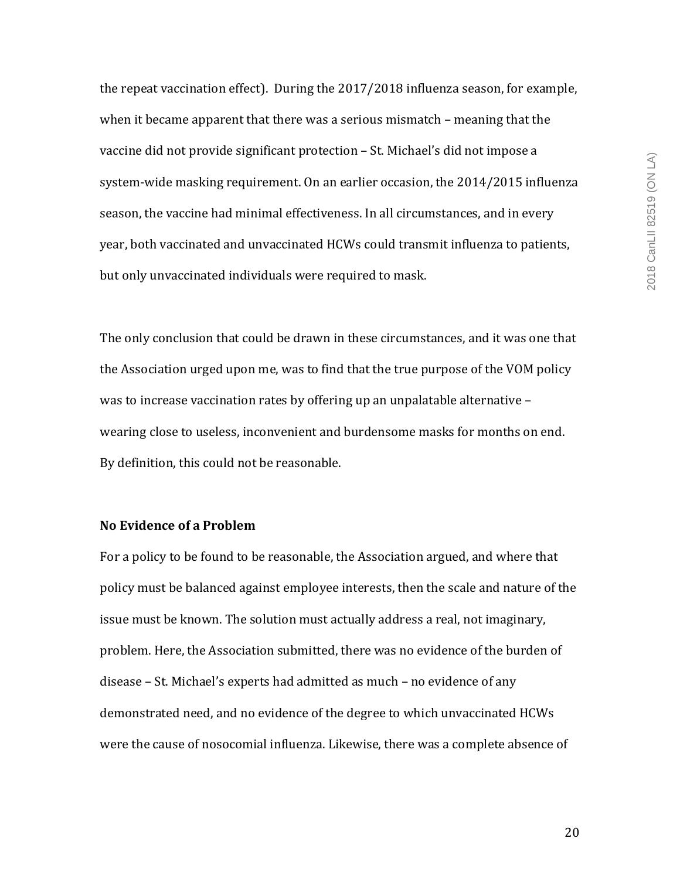the repeat vaccination effect). During the 2017/2018 influenza season, for example, when it became apparent that there was a serious mismatch – meaning that the vaccine did not provide significant protection – St. Michael's did not impose a system-wide masking requirement. On an earlier occasion, the 2014/2015 influenza season, the vaccine had minimal effectiveness. In all circumstances, and in every year, both vaccinated and unvaccinated HCWs could transmit influenza to patients, but only unvaccinated individuals were required to mask.

The only conclusion that could be drawn in these circumstances, and it was one that the Association urged upon me, was to find that the true purpose of the VOM policy was to increase vaccination rates by offering up an unpalatable alternative – wearing close to useless, inconvenient and burdensome masks for months on end. By definition, this could not be reasonable.

**No Evidence of a Problem**

For a policy to be found to be reasonable, the Association argued, and where that policy must be balanced against employee interests, then the scale and nature of the issue must be known. The solution must actually address a real, not imaginary, problem. Here, the Association submitted, there was no evidence of the burden of disease – St. Michael's experts had admitted as much – no evidence of any demonstrated need, and no evidence of the degree to which unvaccinated HCWs were the cause of nosocomial influenza. Likewise, there was a complete absence of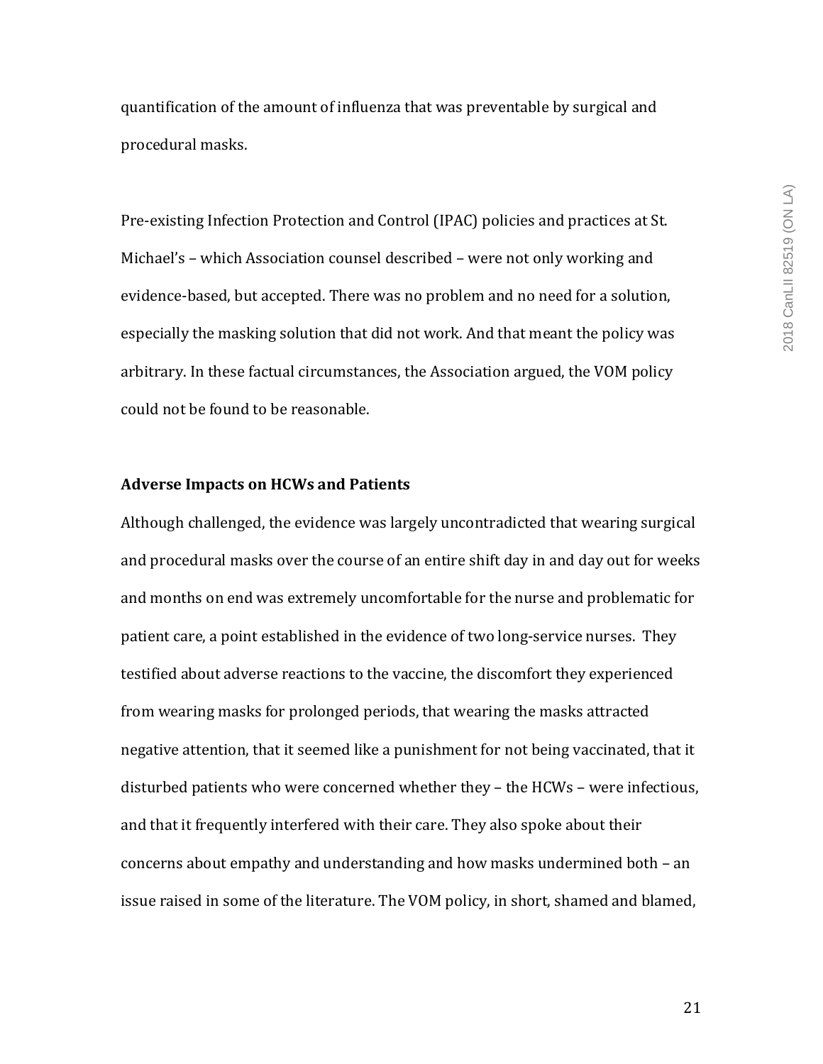quantification of the amount of influenza that was preventable by surgical and procedural masks.

Pre-existing Infection Protection and Control (IPAC) policies and practices at St. Michael's – which Association counsel described – were not only working and evidence-based, but accepted. There was no problem and no need for a solution, especially the masking solution that did not work. And that meant the policy was arbitrary. In these factual circumstances, the Association argued, the VOM policy could not be found to be reasonable.

**Adverse Impacts on HCWs and Patients**

Although challenged, the evidence was largely uncontradicted that wearing surgical and procedural masks over the course of an entire shift day in and day out for weeks and months on end was extremely uncomfortable for the nurse and problematic for patient care, a point established in the evidence of two long-service nurses. They testified about adverse reactions to the vaccine, the discomfort they experienced from wearing masks for prolonged periods, that wearing the masks attracted negative attention, that it seemed like a punishment for not being vaccinated, that it disturbed patients who were concerned whether they – the HCWs – were infectious, and that it frequently interfered with their care. They also spoke about their concerns about empathy and understanding and how masks undermined both – an issue raised in some of the literature. The VOM policy, in short, shamed and blamed,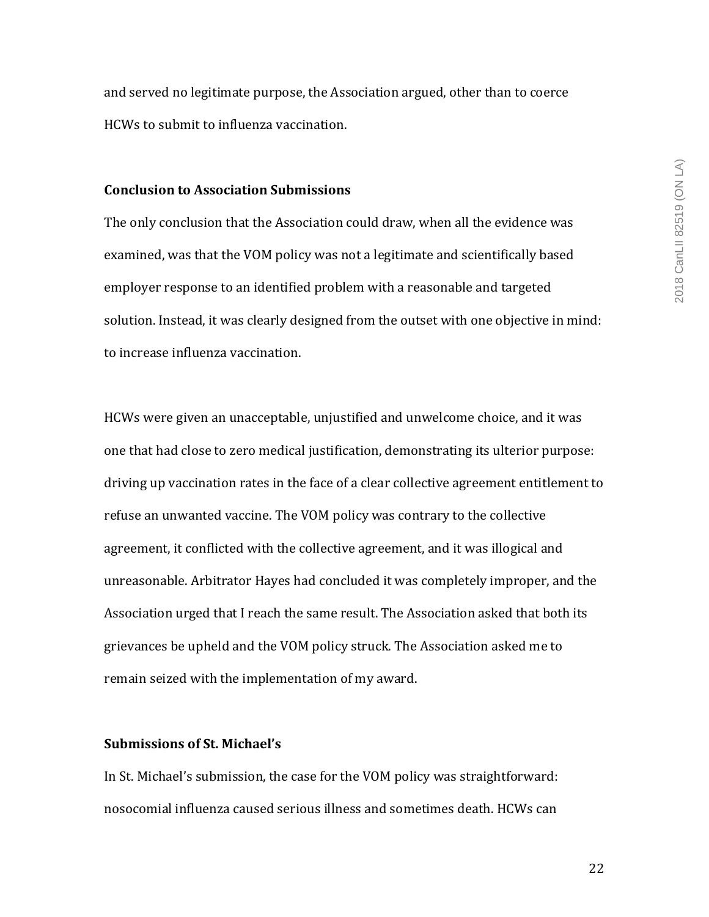and served no legitimate purpose, the Association argued, other than to coerce HCWs to submit to influenza vaccination.

**Conclusion to Association Submissions**

The only conclusion that the Association could draw, when all the evidence was examined, was that the VOM policy was not a legitimate and scientifically based employer response to an identified problem with a reasonable and targeted solution. Instead, it was clearly designed from the outset with one objective in mind: to increase influenza vaccination.

HCWs were given an unacceptable, unjustified and unwelcome choice, and it was one that had close to zero medical justification, demonstrating its ulterior purpose: driving up vaccination rates in the face of a clear collective agreement entitlement to refuse an unwanted vaccine. The VOM policy was contrary to the collective agreement, it conflicted with the collective agreement, and it was illogical and unreasonable. Arbitrator Hayes had concluded it was completely improper, and the Association urged that I reach the same result. The Association asked that both its grievances be upheld and the VOM policy struck. The Association asked me to remain seized with the implementation of my award.

**Submissions of St. Michael's**

In St. Michael's submission, the case for the VOM policy was straightforward: nosocomial influenza caused serious illness and sometimes death. HCWs can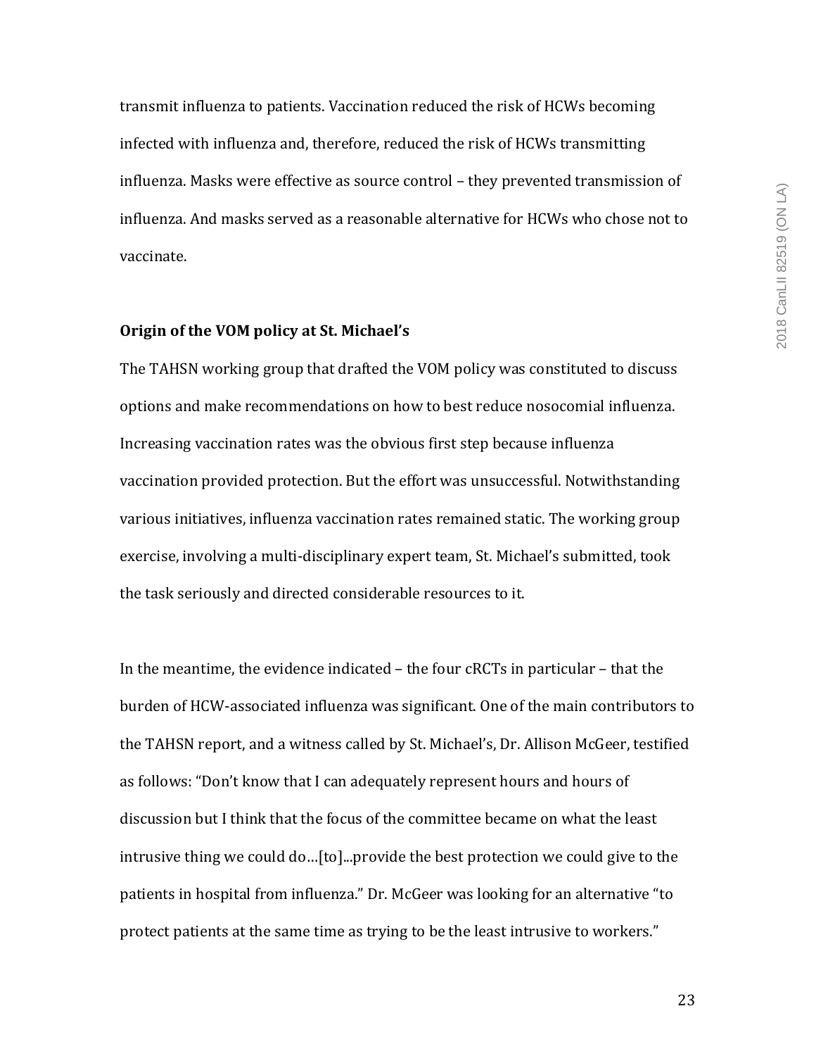transmit influenza to patients. Vaccination reduced the risk of HCWs becoming infected with influenza and, therefore, reduced the risk of HCWs transmitting influenza. Masks were effective as source control – they prevented transmission of influenza. And masks served as a reasonable alternative for HCWs who chose not to vaccinate.

**Origin of the VOM policy at St. Michael's**

The TAHSN working group that drafted the VOM policy was constituted to discuss options and make recommendations on how to best reduce nosocomial influenza. Increasing vaccination rates was the obvious first step because influenza vaccination provided protection. But the effort was unsuccessful. Notwithstanding various initiatives, influenza vaccination rates remained static. The working group exercise, involving a multi-disciplinary expert team, St. Michael's submitted, took the task seriously and directed considerable resources to it.

In the meantime, the evidence indicated – the four cRCTs in particular – that the burden of HCW-associated influenza was significant. One of the main contributors to the TAHSN report, and a witness called by St. Michael's, Dr. Allison McGeer, testified as follows: "Don't know that I can adequately represent hours and hours of discussion but I think that the focus of the committee became on what the least intrusive thing we could do…[to]...provide the best protection we could give to the patients in hospital from influenza." Dr. McGeer was looking for an alternative "to protect patients at the same time as trying to be the least intrusive to workers."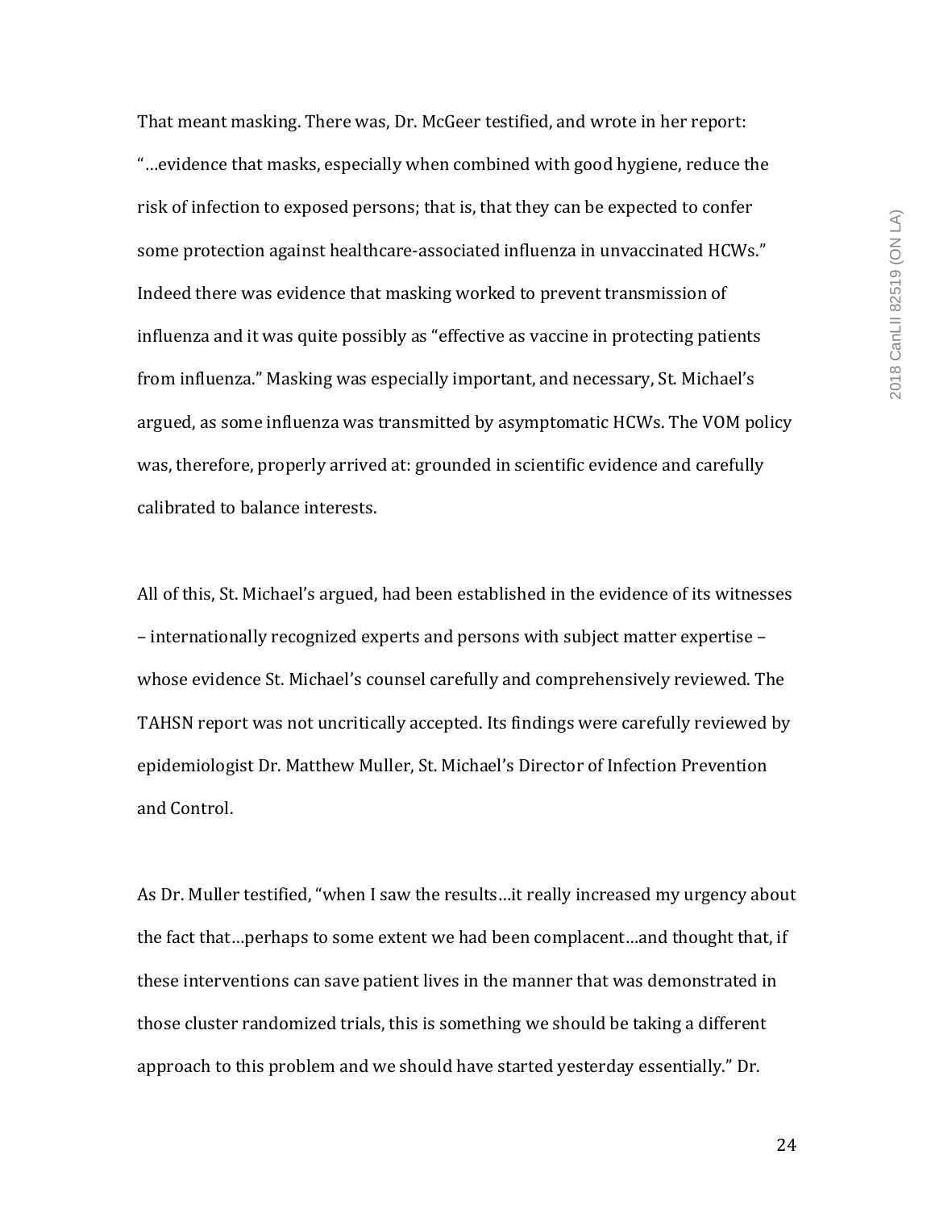That meant masking. There was, Dr. McGeer testified, and wrote in her report: "…evidence that masks, especially when combined with good hygiene, reduce the risk of infection to exposed persons; that is, that they can be expected to confer some protection against healthcare-associated influenza in unvaccinated HCWs." Indeed there was evidence that masking worked to prevent transmission of influenza and it was quite possibly as "effective as vaccine in protecting patients from influenza." Masking was especially important, and necessary, St. Michael's argued, as some influenza was transmitted by asymptomatic HCWs. The VOM policy was, therefore, properly arrived at: grounded in scientific evidence and carefully calibrated to balance interests.

All of this, St. Michael's argued, had been established in the evidence of its witnesses – internationally recognized experts and persons with subject matter expertise – whose evidence St. Michael's counsel carefully and comprehensively reviewed. The TAHSN report was not uncritically accepted. Its findings were carefully reviewed by epidemiologist Dr. Matthew Muller, St. Michael's Director of Infection Prevention and Control.

As Dr. Muller testified, "when I saw the results…it really increased my urgency about the fact that…perhaps to some extent we had been complacent…and thought that, if these interventions can save patient lives in the manner that was demonstrated in those cluster randomized trials, this is something we should be taking a different approach to this problem and we should have started yesterday essentially." Dr.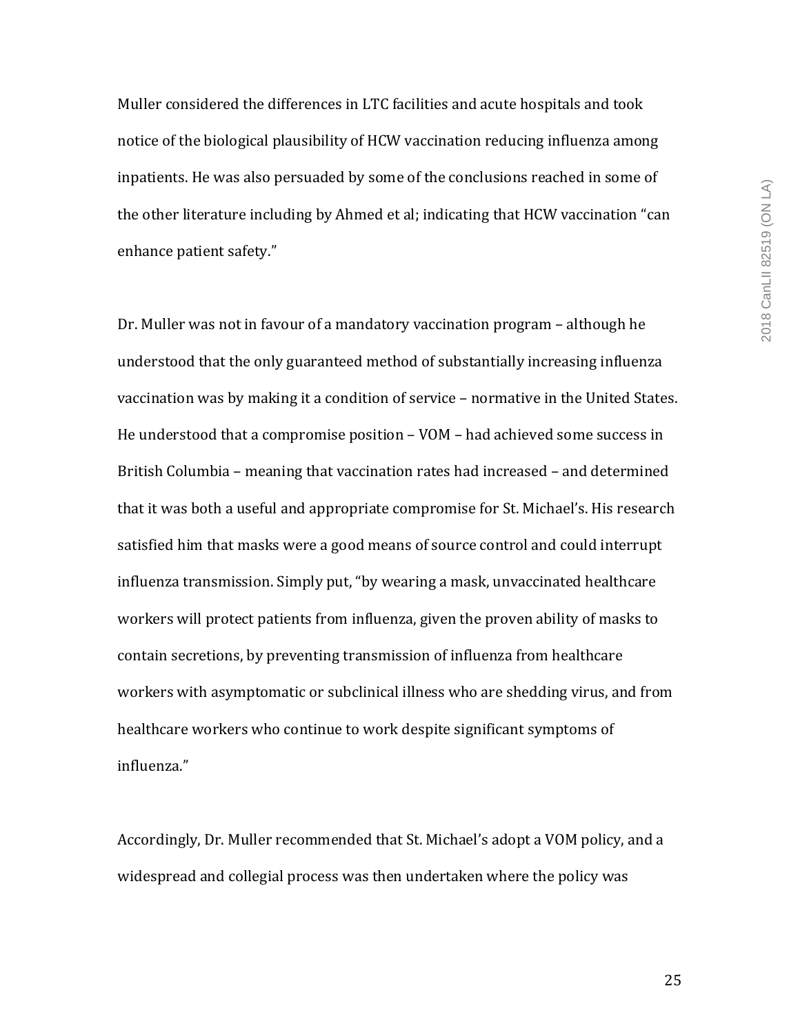Muller considered the differences in LTC facilities and acute hospitals and took notice of the biological plausibility of HCW vaccination reducing influenza among inpatients. He was also persuaded by some of the conclusions reached in some of the other literature including by Ahmed et al; indicating that HCW vaccination "can enhance patient safety."

Dr. Muller was not in favour of a mandatory vaccination program – although he understood that the only guaranteed method of substantially increasing influenza vaccination was by making it a condition of service – normative in the United States. He understood that a compromise position – VOM – had achieved some success in British Columbia – meaning that vaccination rates had increased – and determined that it was both a useful and appropriate compromise for St. Michael's. His research satisfied him that masks were a good means of source control and could interrupt influenza transmission. Simply put, "by wearing a mask, unvaccinated healthcare workers will protect patients from influenza, given the proven ability of masks to contain secretions, by preventing transmission of influenza from healthcare workers with asymptomatic or subclinical illness who are shedding virus, and from healthcare workers who continue to work despite significant symptoms of influenza."

Accordingly, Dr. Muller recommended that St. Michael's adopt a VOM policy, and a widespread and collegial process was then undertaken where the policy was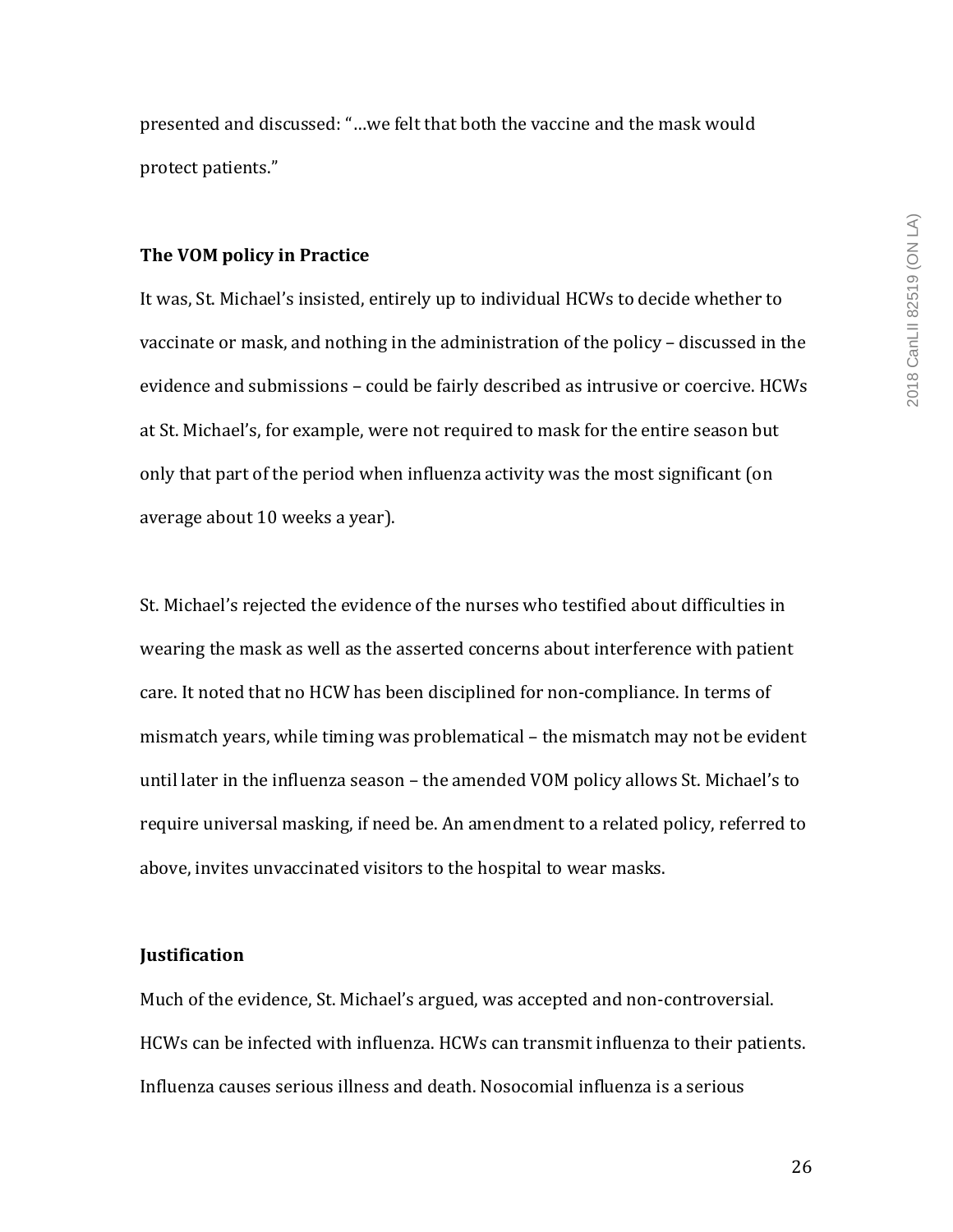presented and discussed: "…we felt that both the vaccine and the mask would protect patients."

**The VOM policy in Practice**

It was, St. Michael's insisted, entirely up to individual HCWs to decide whether to vaccinate or mask, and nothing in the administration of the policy – discussed in the evidence and submissions – could be fairly described as intrusive or coercive. HCWs at St. Michael's, for example, were not required to mask for the entire season but only that part of the period when influenza activity was the most significant (on average about 10 weeks a year).

St. Michael's rejected the evidence of the nurses who testified about difficulties in wearing the mask as well as the asserted concerns about interference with patient care. It noted that no HCW has been disciplined for non-compliance. In terms of mismatch years, while timing was problematical – the mismatch may not be evident until later in the influenza season – the amended VOM policy allows St. Michael's to require universal masking, if need be. An amendment to a related policy, referred to above, invites unvaccinated visitors to the hospital to wear masks.

**Justification**

Much of the evidence, St. Michael's argued, was accepted and non-controversial. HCWs can be infected with influenza. HCWs can transmit influenza to their patients. Influenza causes serious illness and death. Nosocomial influenza is a serious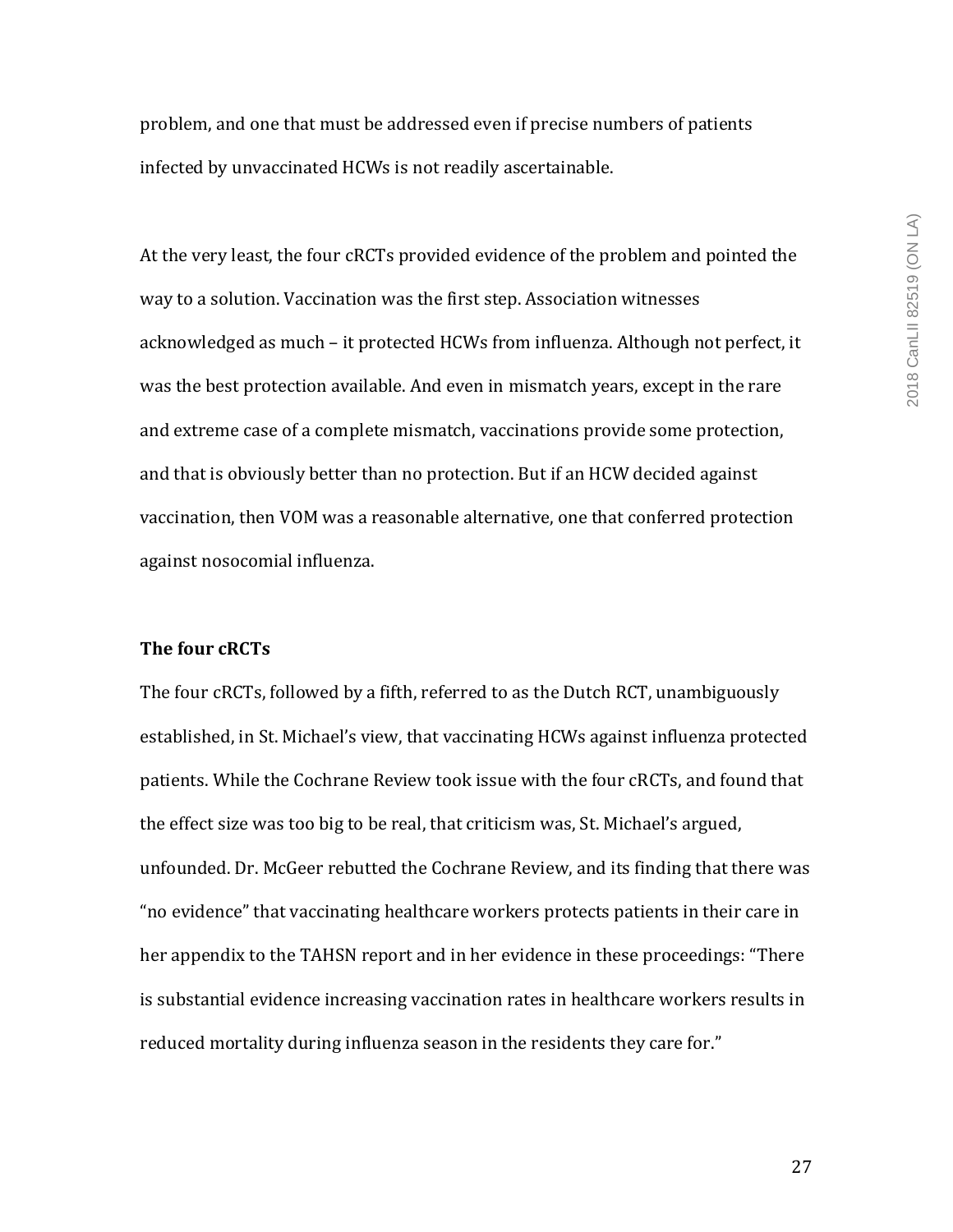problem, and one that must be addressed even if precise numbers of patients infected by unvaccinated HCWs is not readily ascertainable.

At the very least, the four cRCTs provided evidence of the problem and pointed the way to a solution. Vaccination was the first step. Association witnesses acknowledged as much – it protected HCWs from influenza. Although not perfect, it was the best protection available. And even in mismatch years, except in the rare and extreme case of a complete mismatch, vaccinations provide some protection, and that is obviously better than no protection. But if an HCW decided against vaccination, then VOM was a reasonable alternative, one that conferred protection against nosocomial influenza.

**The four cRCTs**

The four cRCTs, followed by a fifth, referred to as the Dutch RCT, unambiguously established, in St. Michael's view, that vaccinating HCWs against influenza protected patients. While the Cochrane Review took issue with the four cRCTs, and found that the effect size was too big to be real, that criticism was, St. Michael's argued, unfounded. Dr. McGeer rebutted the Cochrane Review, and its finding that there was "no evidence" that vaccinating healthcare workers protects patients in their care in her appendix to the TAHSN report and in her evidence in these proceedings: "There is substantial evidence increasing vaccination rates in healthcare workers results in reduced mortality during influenza season in the residents they care for."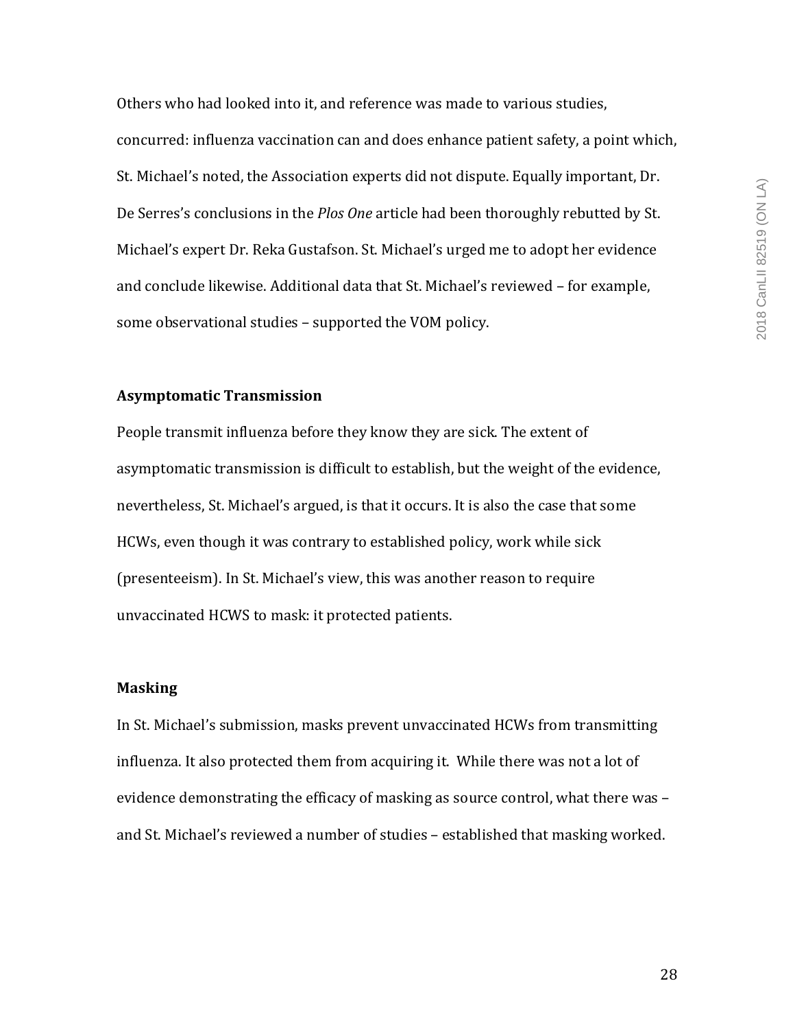Others who had looked into it, and reference was made to various studies, concurred: influenza vaccination can and does enhance patient safety, a point which, St. Michael's noted, the Association experts did not dispute. Equally important, Dr. De Serres's conclusions in the *Plos One* article had been thoroughly rebutted by St. Michael's expert Dr. Reka Gustafson. St. Michael's urged me to adopt her evidence and conclude likewise. Additional data that St. Michael's reviewed – for example, some observational studies – supported the VOM policy.

**Asymptomatic Transmission**

People transmit influenza before they know they are sick. The extent of asymptomatic transmission is difficult to establish, but the weight of the evidence, nevertheless, St. Michael's argued, is that it occurs. It is also the case that some HCWs, even though it was contrary to established policy, work while sick (presenteeism). In St. Michael's view, this was another reason to require unvaccinated HCWS to mask: it protected patients.

**Masking**

In St. Michael's submission, masks prevent unvaccinated HCWs from transmitting influenza. It also protected them from acquiring it. While there was not a lot of evidence demonstrating the efficacy of masking as source control, what there was – and St. Michael's reviewed a number of studies – established that masking worked.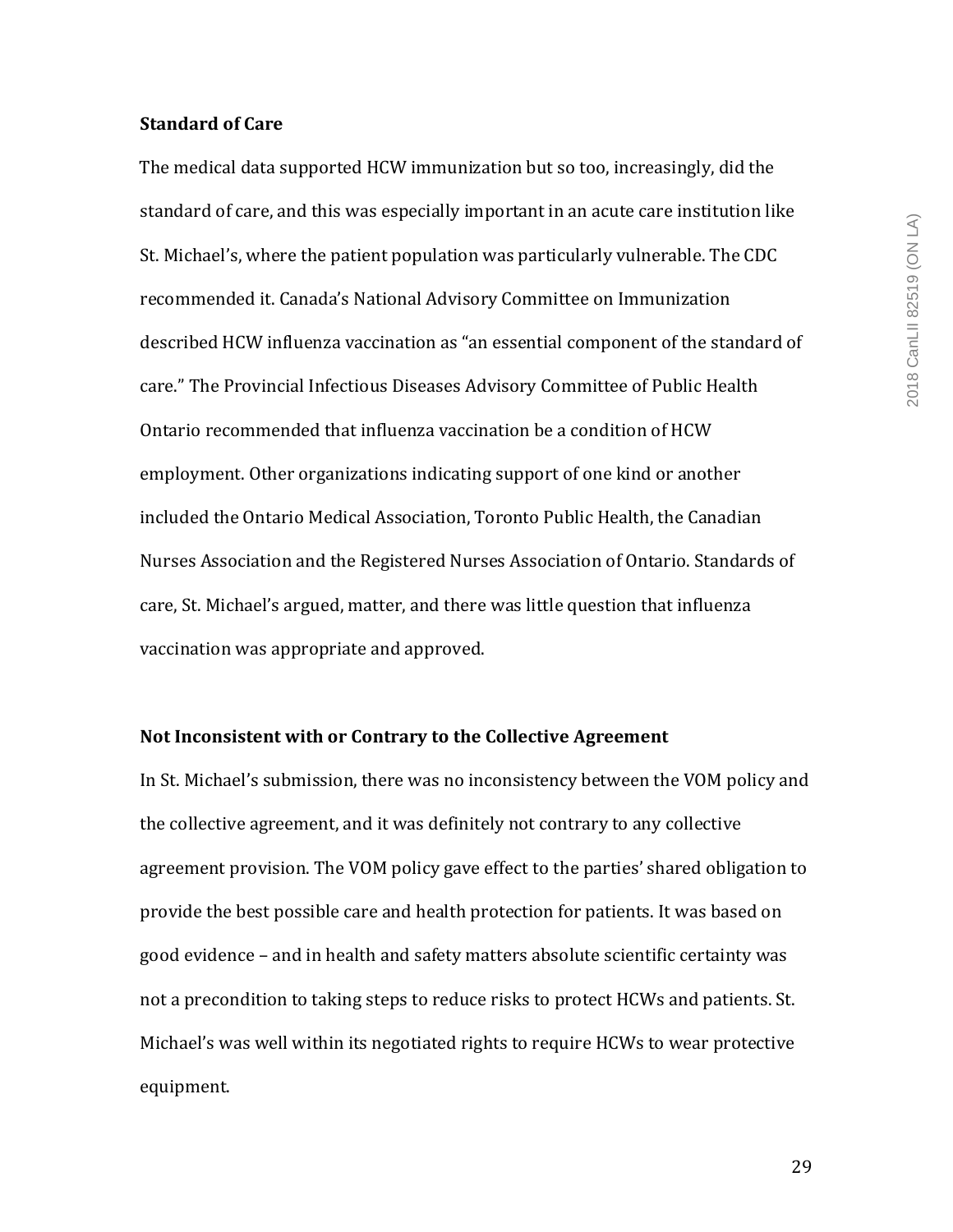**Standard of Care**

The medical data supported HCW immunization but so too, increasingly, did the standard of care, and this was especially important in an acute care institution like St. Michael's, where the patient population was particularly vulnerable. The CDC recommended it. Canada's National Advisory Committee on Immunization described HCW influenza vaccination as "an essential component of the standard of care." The Provincial Infectious Diseases Advisory Committee of Public Health Ontario recommended that influenza vaccination be a condition of HCW employment. Other organizations indicating support of one kind or another included the Ontario Medical Association, Toronto Public Health, the Canadian Nurses Association and the Registered Nurses Association of Ontario. Standards of care, St. Michael's argued, matter, and there was little question that influenza vaccination was appropriate and approved.

**Not Inconsistent with or Contrary to the Collective Agreement**

In St. Michael's submission, there was no inconsistency between the VOM policy and the collective agreement, and it was definitely not contrary to any collective agreement provision. The VOM policy gave effect to the parties' shared obligation to provide the best possible care and health protection for patients. It was based on good evidence – and in health and safety matters absolute scientific certainty was not a precondition to taking steps to reduce risks to protect HCWs and patients. St. Michael's was well within its negotiated rights to require HCWs to wear protective equipment.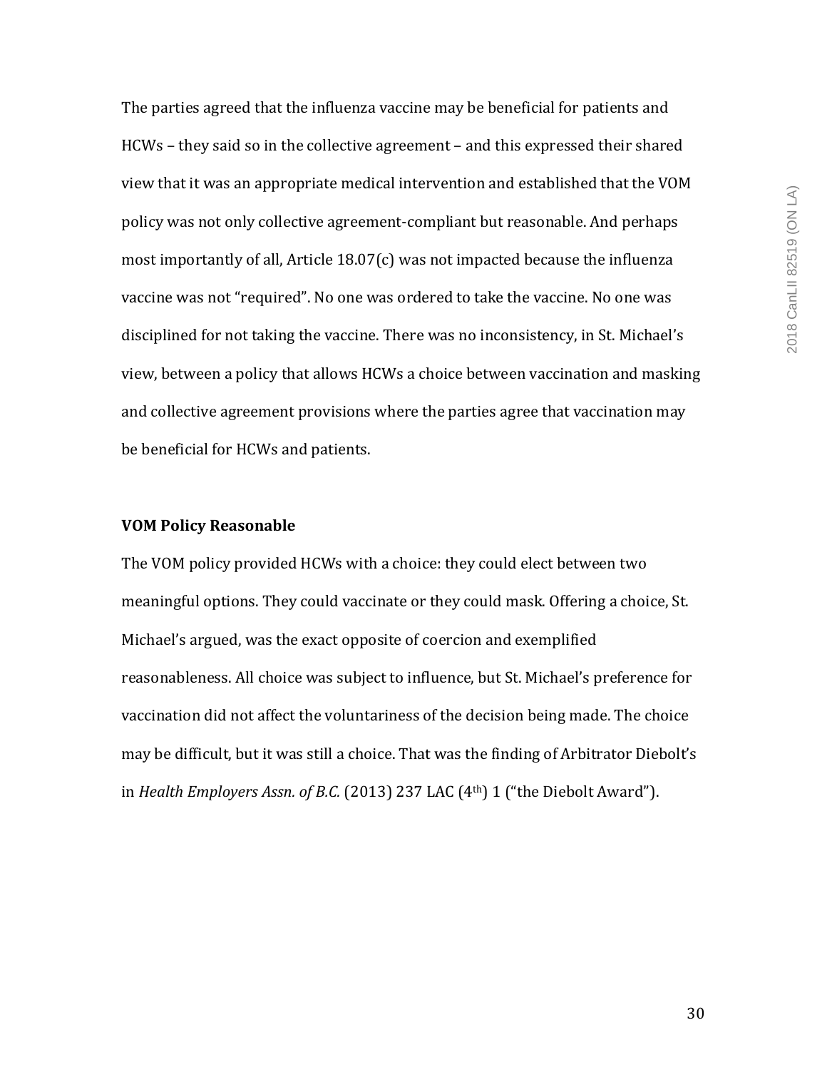The parties agreed that the influenza vaccine may be beneficial for patients and HCWs – they said so in the collective agreement – and this expressed their shared view that it was an appropriate medical intervention and established that the VOM policy was not only collective agreement-compliant but reasonable. And perhaps most importantly of all, Article 18.07(c) was not impacted because the influenza vaccine was not "required". No one was ordered to take the vaccine. No one was disciplined for not taking the vaccine. There was no inconsistency, in St. Michael's view, between a policy that allows HCWs a choice between vaccination and masking and collective agreement provisions where the parties agree that vaccination may be beneficial for HCWs and patients.

**VOM Policy Reasonable**

The VOM policy provided HCWs with a choice: they could elect between two meaningful options. They could vaccinate or they could mask. Offering a choice, St. Michael's argued, was the exact opposite of coercion and exemplified reasonableness. All choice was subject to influence, but St. Michael's preference for vaccination did not affect the voluntariness of the decision being made. The choice may be difficult, but it was still a choice. That was the finding of Arbitrator Diebolt's in *Health Employers Assn. of B.C.* (2013) 237 LAC (4th) 1 ("the Diebolt Award").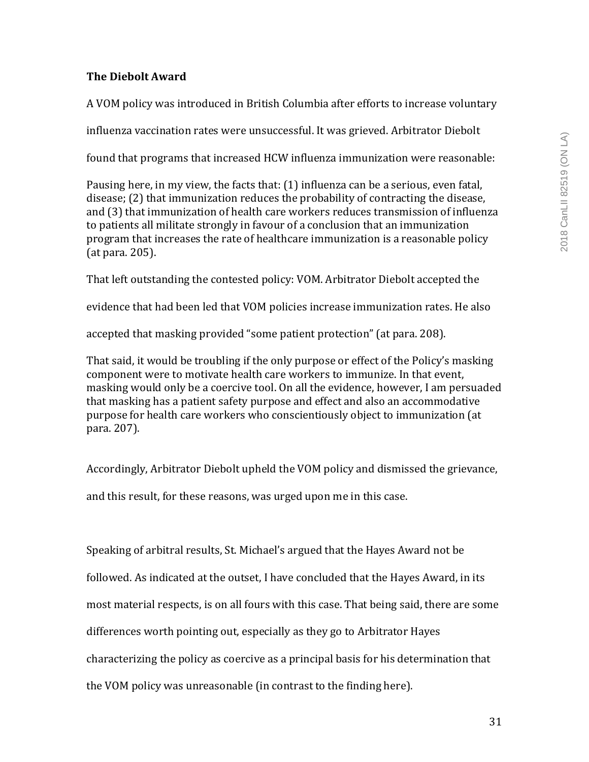**The Diebolt Award**

A VOM policy was introduced in British Columbia after efforts to increase voluntary influenza vaccination rates were unsuccessful. It was grieved. Arbitrator Diebolt found that programs that increased HCW influenza immunization were reasonable:

> Pausing here, in my view, the facts that: (1) influenza can be a serious, even fatal, disease; (2) that immunization reduces the probability of contracting the disease, and (3) that immunization of health care workers reduces transmission of influenza to patients all militate strongly in favour of a conclusion that an immunization program that increases the rate of healthcare immunization is a reasonable policy (at para. 205).

That left outstanding the contested policy: VOM. Arbitrator Diebolt accepted the evidence that had been led that VOM policies increase immunization rates. He also accepted that masking provided "some patient protection" (at para. 208).

> That said, it would be troubling if the only purpose or effect of the Policy's masking component were to motivate health care workers to immunize. In that event, masking would only be a coercive tool. On all the evidence, however, I am persuaded that masking has a patient safety purpose and effect and also an accommodative purpose for health care workers who conscientiously object to immunization (at para. 207).

Accordingly, Arbitrator Diebolt upheld the VOM policy and dismissed the grievance, and this result, for these reasons, was urged upon me in this case.

Speaking of arbitral results, St. Michael's argued that the Hayes Award not be followed. As indicated at the outset, I have concluded that the Hayes Award, in its most material respects, is on all fours with this case. That being said, there are some differences worth pointing out, especially as they go to Arbitrator Hayes characterizing the policy as coercive as a principal basis for his determination that the VOM policy was unreasonable (in contrast to the finding here).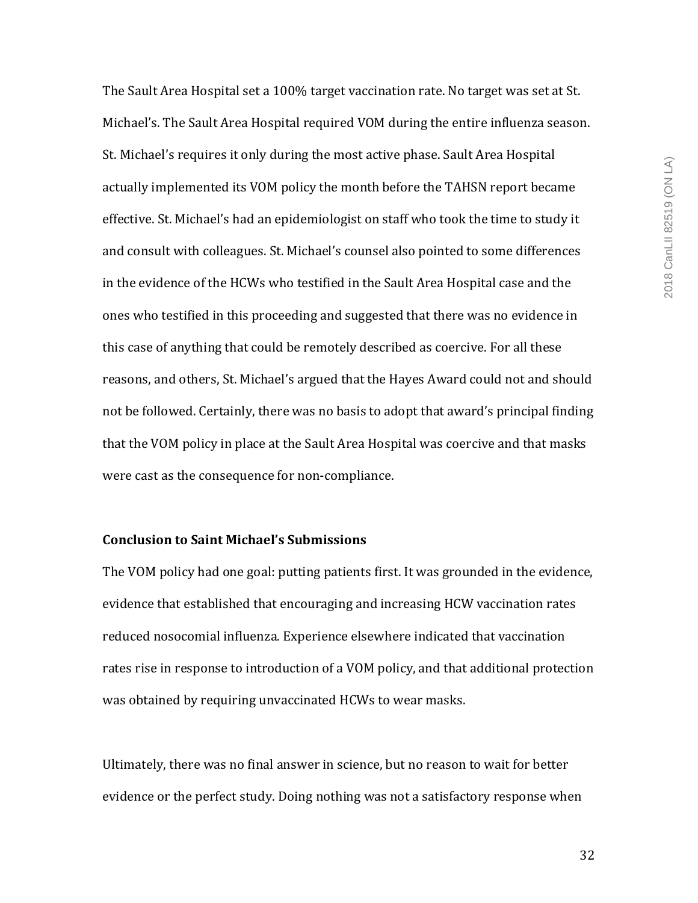The Sault Area Hospital set a 100% target vaccination rate. No target was set at St. Michael's. The Sault Area Hospital required VOM during the entire influenza season. St. Michael's requires it only during the most active phase. Sault Area Hospital actually implemented its VOM policy the month before the TAHSN report became effective. St. Michael's had an epidemiologist on staff who took the time to study it and consult with colleagues. St. Michael's counsel also pointed to some differences in the evidence of the HCWs who testified in the Sault Area Hospital case and the ones who testified in this proceeding and suggested that there was no evidence in this case of anything that could be remotely described as coercive. For all these reasons, and others, St. Michael's argued that the Hayes Award could not and should not be followed. Certainly, there was no basis to adopt that award's principal finding that the VOM policy in place at the Sault Area Hospital was coercive and that masks were cast as the consequence for non-compliance.

**Conclusion to Saint Michael's Submissions**

The VOM policy had one goal: putting patients first. It was grounded in the evidence, evidence that established that encouraging and increasing HCW vaccination rates reduced nosocomial influenza. Experience elsewhere indicated that vaccination rates rise in response to introduction of a VOM policy, and that additional protection was obtained by requiring unvaccinated HCWs to wear masks.

Ultimately, there was no final answer in science, but no reason to wait for better evidence or the perfect study. Doing nothing was not a satisfactory response when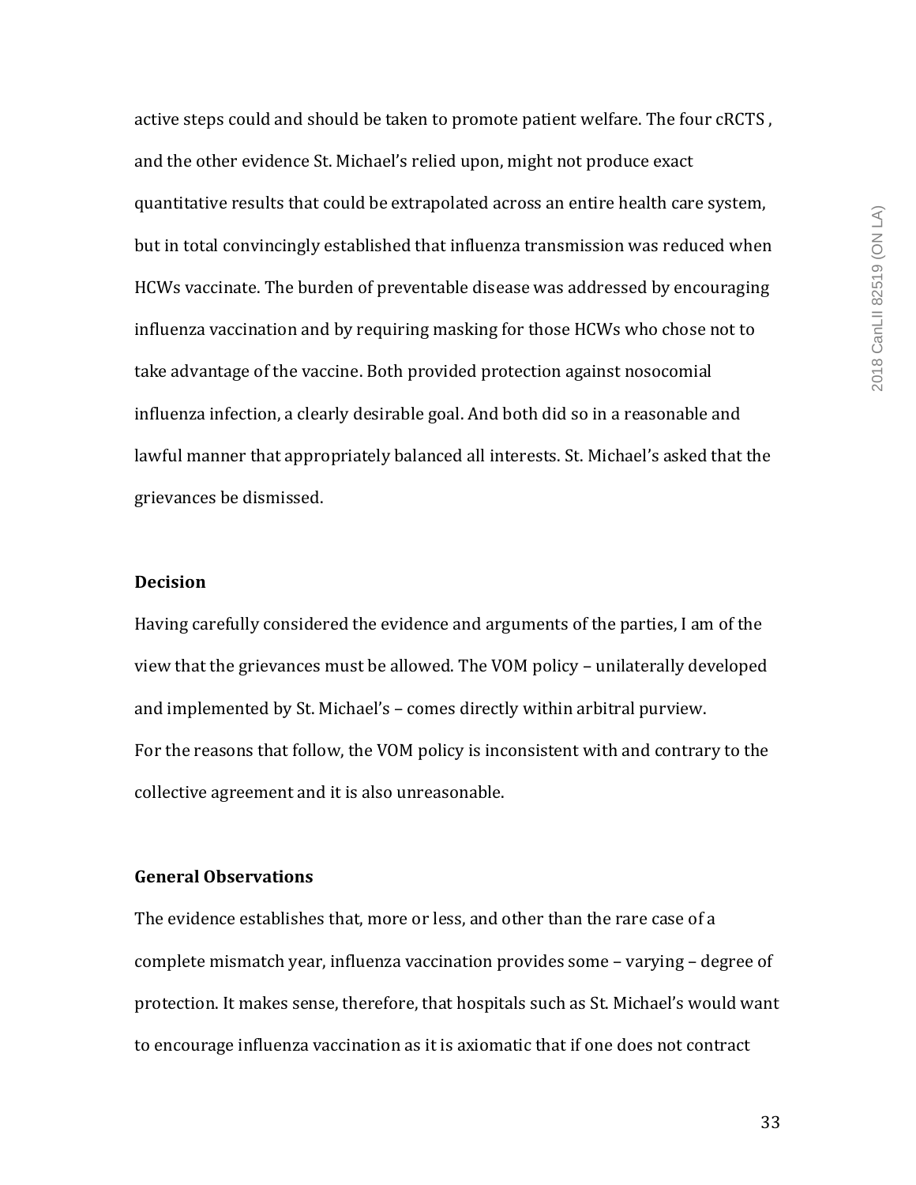active steps could and should be taken to promote patient welfare. The four cRCTS , and the other evidence St. Michael's relied upon, might not produce exact quantitative results that could be extrapolated across an entire health care system, but in total convincingly established that influenza transmission was reduced when HCWs vaccinate. The burden of preventable disease was addressed by encouraging influenza vaccination and by requiring masking for those HCWs who chose not to take advantage of the vaccine. Both provided protection against nosocomial influenza infection, a clearly desirable goal. And both did so in a reasonable and lawful manner that appropriately balanced all interests. St. Michael's asked that the grievances be dismissed.

**Decision**

Having carefully considered the evidence and arguments of the parties, I am of the view that the grievances must be allowed. The VOM policy – unilaterally developed and implemented by St. Michael's – comes directly within arbitral purview. For the reasons that follow, the VOM policy is inconsistent with and contrary to the collective agreement and it is also unreasonable.

**General Observations**

The evidence establishes that, more or less, and other than the rare case of a complete mismatch year, influenza vaccination provides some – varying – degree of protection. It makes sense, therefore, that hospitals such as St. Michael's would want to encourage influenza vaccination as it is axiomatic that if one does not contract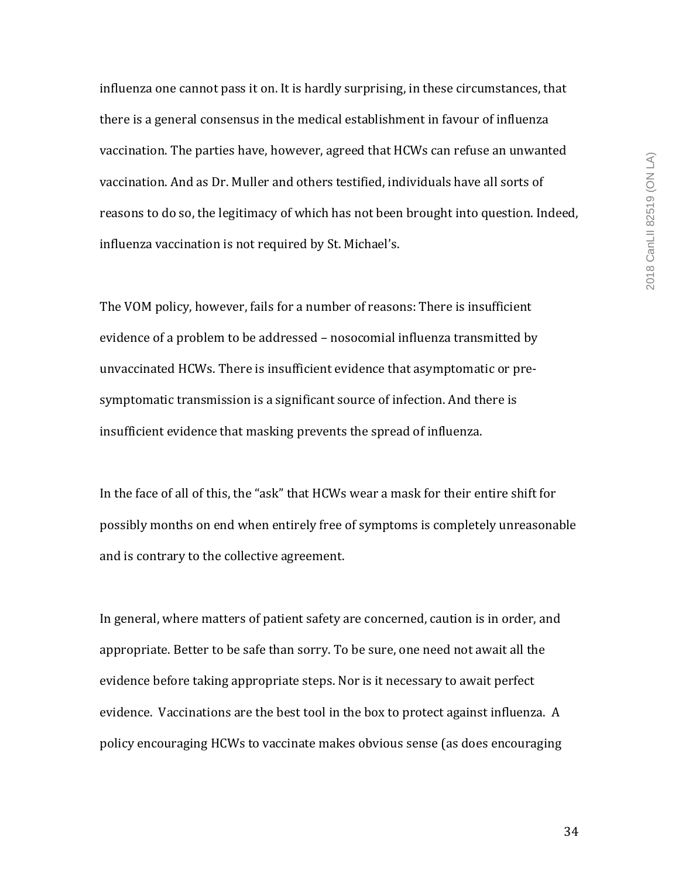influenza one cannot pass it on. It is hardly surprising, in these circumstances, that there is a general consensus in the medical establishment in favour of influenza vaccination. The parties have, however, agreed that HCWs can refuse an unwanted vaccination. And as Dr. Muller and others testified, individuals have all sorts of reasons to do so, the legitimacy of which has not been brought into question. Indeed, influenza vaccination is not required by St. Michael's.

The VOM policy, however, fails for a number of reasons: There is insufficient evidence of a problem to be addressed – nosocomial influenza transmitted by unvaccinated HCWs. There is insufficient evidence that asymptomatic or pre-symptomatic transmission is a significant source of infection. And there is insufficient evidence that masking prevents the spread of influenza.

In the face of all of this, the "ask" that HCWs wear a mask for their entire shift for possibly months on end when entirely free of symptoms is completely unreasonable and is contrary to the collective agreement.

In general, where matters of patient safety are concerned, caution is in order, and appropriate. Better to be safe than sorry. To be sure, one need not await all the evidence before taking appropriate steps. Nor is it necessary to await perfect evidence. Vaccinations are the best tool in the box to protect against influenza. A policy encouraging HCWs to vaccinate makes obvious sense (as does encouraging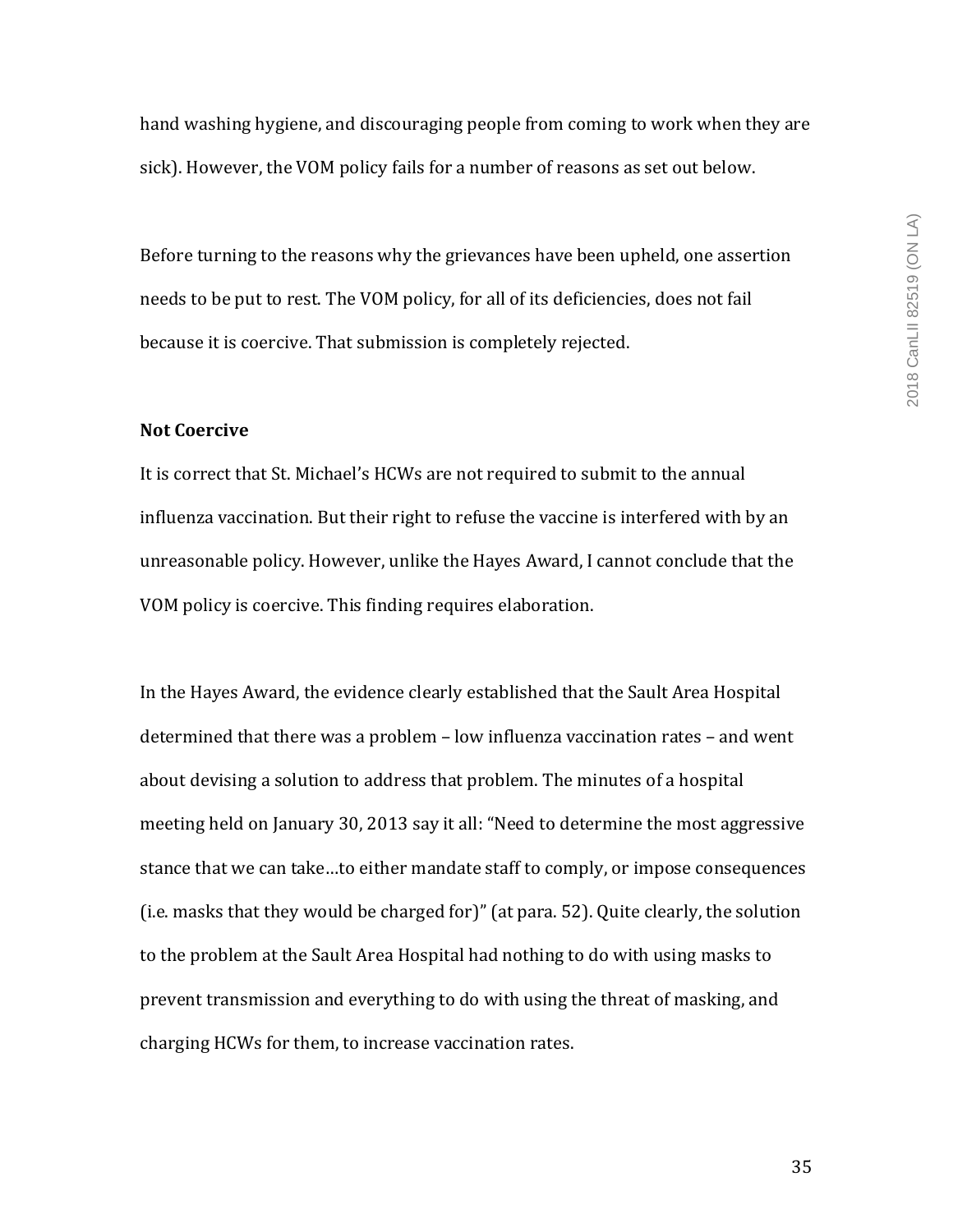hand washing hygiene, and discouraging people from coming to work when they are sick). However, the VOM policy fails for a number of reasons as set out below.

Before turning to the reasons why the grievances have been upheld, one assertion needs to be put to rest. The VOM policy, for all of its deficiencies, does not fail because it is coercive. That submission is completely rejected.

**Not Coercive**

It is correct that St. Michael's HCWs are not required to submit to the annual influenza vaccination. But their right to refuse the vaccine is interfered with by an unreasonable policy. However, unlike the Hayes Award, I cannot conclude that the VOM policy is coercive. This finding requires elaboration.

In the Hayes Award, the evidence clearly established that the Sault Area Hospital determined that there was a problem – low influenza vaccination rates – and went about devising a solution to address that problem. The minutes of a hospital meeting held on January 30, 2013 say it all: "Need to determine the most aggressive stance that we can take…to either mandate staff to comply, or impose consequences (i.e. masks that they would be charged for)" (at para. 52). Quite clearly, the solution to the problem at the Sault Area Hospital had nothing to do with using masks to prevent transmission and everything to do with using the threat of masking, and charging HCWs for them, to increase vaccination rates.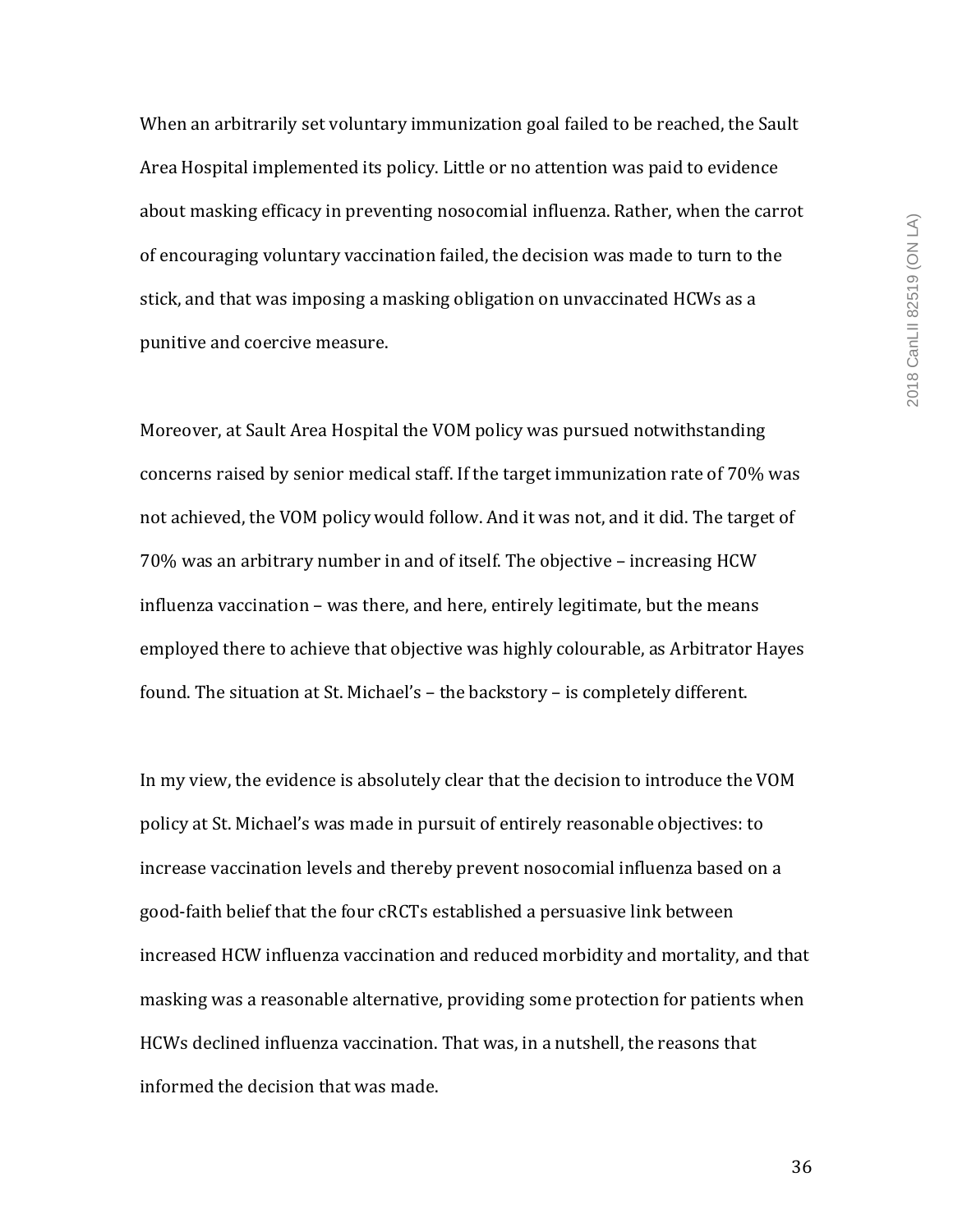When an arbitrarily set voluntary immunization goal failed to be reached, the Sault Area Hospital implemented its policy. Little or no attention was paid to evidence about masking efficacy in preventing nosocomial influenza. Rather, when the carrot of encouraging voluntary vaccination failed, the decision was made to turn to the stick, and that was imposing a masking obligation on unvaccinated HCWs as a punitive and coercive measure.

Moreover, at Sault Area Hospital the VOM policy was pursued notwithstanding concerns raised by senior medical staff. If the target immunization rate of 70% was not achieved, the VOM policy would follow. And it was not, and it did. The target of 70% was an arbitrary number in and of itself. The objective – increasing HCW influenza vaccination – was there, and here, entirely legitimate, but the means employed there to achieve that objective was highly colourable, as Arbitrator Hayes found. The situation at St. Michael's – the backstory – is completely different.

In my view, the evidence is absolutely clear that the decision to introduce the VOM policy at St. Michael's was made in pursuit of entirely reasonable objectives: to increase vaccination levels and thereby prevent nosocomial influenza based on a good-faith belief that the four cRCTs established a persuasive link between increased HCW influenza vaccination and reduced morbidity and mortality, and that masking was a reasonable alternative, providing some protection for patients when HCWs declined influenza vaccination. That was, in a nutshell, the reasons that informed the decision that was made.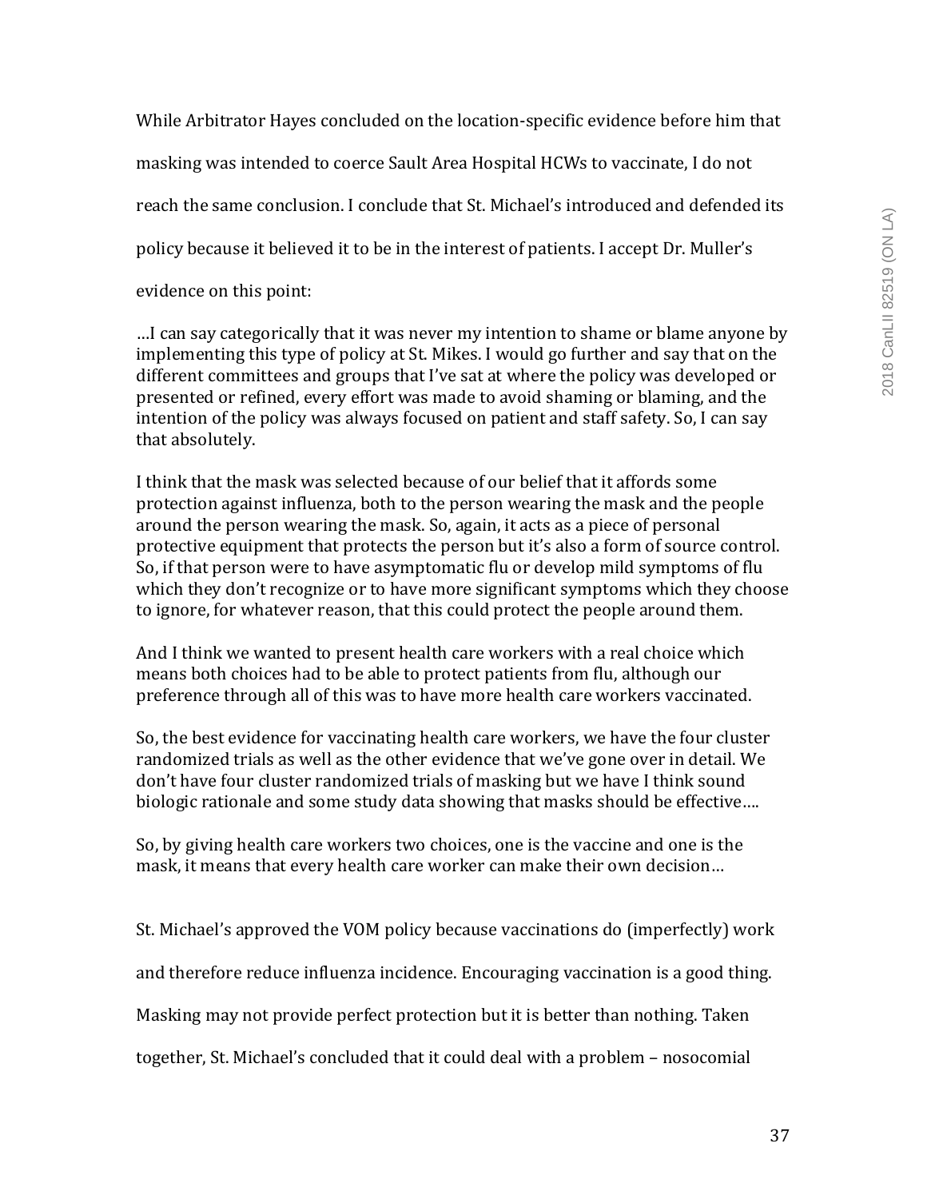While Arbitrator Hayes concluded on the location-specific evidence before him that masking was intended to coerce Sault Area Hospital HCWs to vaccinate, I do not reach the same conclusion. I conclude that St. Michael's introduced and defended its policy because it believed it to be in the interest of patients. I accept Dr. Muller's evidence on this point:

> …I can say categorically that it was never my intention to shame or blame anyone by implementing this type of policy at St. Mikes. I would go further and say that on the different committees and groups that I've sat at where the policy was developed or presented or refined, every effort was made to avoid shaming or blaming, and the intention of the policy was always focused on patient and staff safety. So, I can say that absolutely.
>
> I think that the mask was selected because of our belief that it affords some protection against influenza, both to the person wearing the mask and the people around the person wearing the mask. So, again, it acts as a piece of personal protective equipment that protects the person but it's also a form of source control. So, if that person were to have asymptomatic flu or develop mild symptoms of flu which they don't recognize or to have more significant symptoms which they choose to ignore, for whatever reason, that this could protect the people around them.
>
> And I think we wanted to present health care workers with a real choice which means both choices had to be able to protect patients from flu, although our preference through all of this was to have more health care workers vaccinated.
>
> So, the best evidence for vaccinating health care workers, we have the four cluster randomized trials as well as the other evidence that we've gone over in detail. We don't have four cluster randomized trials of masking but we have I think sound biologic rationale and some study data showing that masks should be effective….
>
> So, by giving health care workers two choices, one is the vaccine and one is the mask, it means that every health care worker can make their own decision…

St. Michael's approved the VOM policy because vaccinations do (imperfectly) work and therefore reduce influenza incidence. Encouraging vaccination is a good thing. Masking may not provide perfect protection but it is better than nothing. Taken together, St. Michael's concluded that it could deal with a problem – nosocomial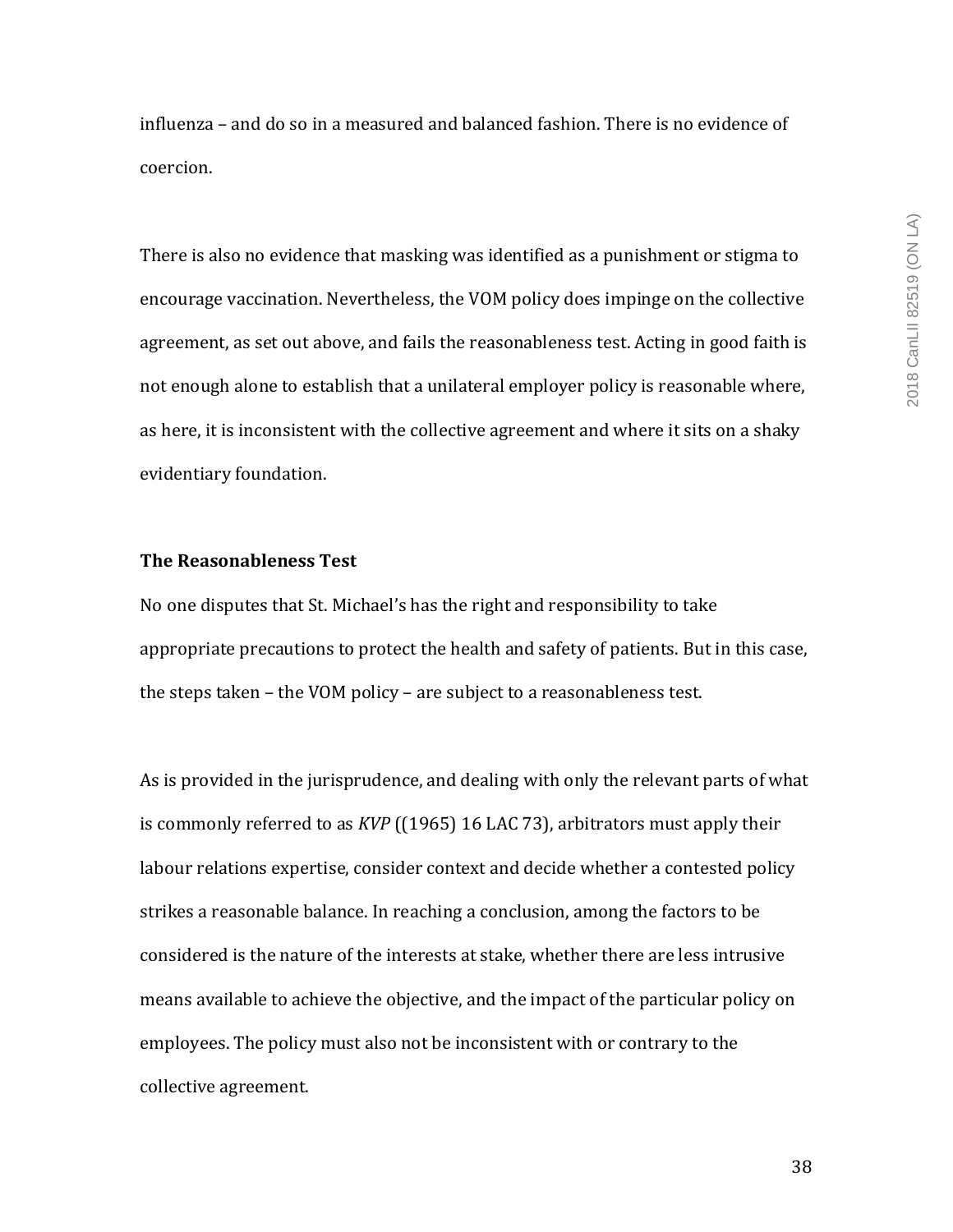influenza – and do so in a measured and balanced fashion. There is no evidence of coercion.

There is also no evidence that masking was identified as a punishment or stigma to encourage vaccination. Nevertheless, the VOM policy does impinge on the collective agreement, as set out above, and fails the reasonableness test. Acting in good faith is not enough alone to establish that a unilateral employer policy is reasonable where, as here, it is inconsistent with the collective agreement and where it sits on a shaky evidentiary foundation.

**The Reasonableness Test**

No one disputes that St. Michael's has the right and responsibility to take appropriate precautions to protect the health and safety of patients. But in this case, the steps taken – the VOM policy – are subject to a reasonableness test.

As is provided in the jurisprudence, and dealing with only the relevant parts of what is commonly referred to as *KVP* ((1965) 16 LAC 73), arbitrators must apply their labour relations expertise, consider context and decide whether a contested policy strikes a reasonable balance. In reaching a conclusion, among the factors to be considered is the nature of the interests at stake, whether there are less intrusive means available to achieve the objective, and the impact of the particular policy on employees. The policy must also not be inconsistent with or contrary to the collective agreement.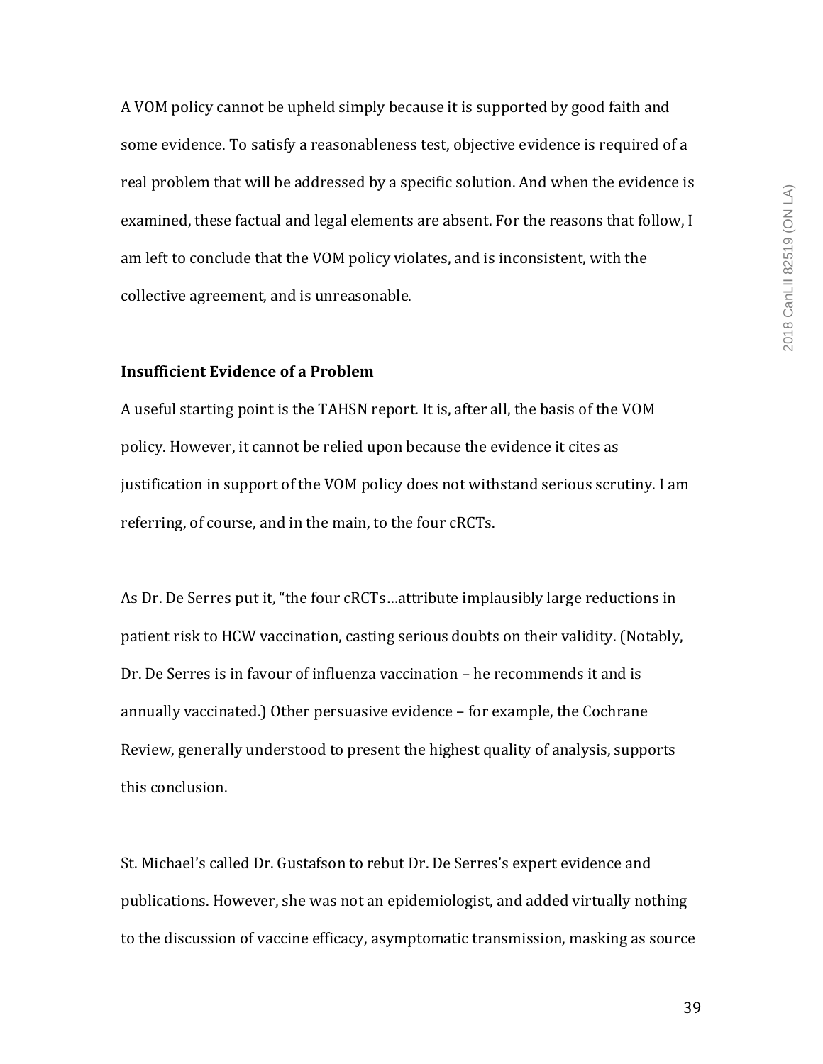A VOM policy cannot be upheld simply because it is supported by good faith and some evidence. To satisfy a reasonableness test, objective evidence is required of a real problem that will be addressed by a specific solution. And when the evidence is examined, these factual and legal elements are absent. For the reasons that follow, I am left to conclude that the VOM policy violates, and is inconsistent, with the collective agreement, and is unreasonable.

**Insufficient Evidence of a Problem**

A useful starting point is the TAHSN report. It is, after all, the basis of the VOM policy. However, it cannot be relied upon because the evidence it cites as justification in support of the VOM policy does not withstand serious scrutiny. I am referring, of course, and in the main, to the four cRCTs.

As Dr. De Serres put it, "the four cRCTs…attribute implausibly large reductions in patient risk to HCW vaccination, casting serious doubts on their validity. (Notably, Dr. De Serres is in favour of influenza vaccination – he recommends it and is annually vaccinated.) Other persuasive evidence – for example, the Cochrane Review, generally understood to present the highest quality of analysis, supports this conclusion.

St. Michael's called Dr. Gustafson to rebut Dr. De Serres's expert evidence and publications. However, she was not an epidemiologist, and added virtually nothing to the discussion of vaccine efficacy, asymptomatic transmission, masking as source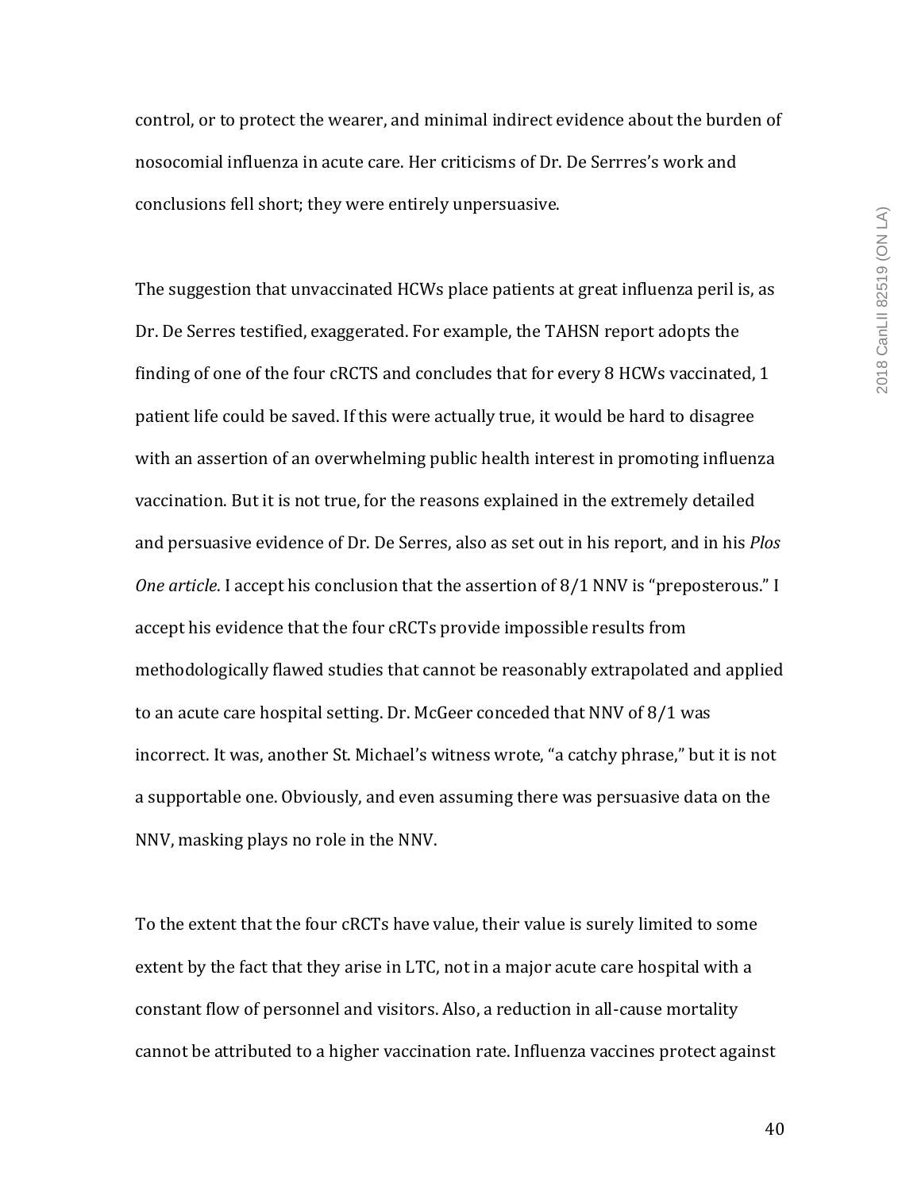control, or to protect the wearer, and minimal indirect evidence about the burden of nosocomial influenza in acute care. Her criticisms of Dr. De Serrres's work and conclusions fell short; they were entirely unpersuasive.

The suggestion that unvaccinated HCWs place patients at great influenza peril is, as Dr. De Serres testified, exaggerated. For example, the TAHSN report adopts the finding of one of the four cRCTS and concludes that for every 8 HCWs vaccinated, 1 patient life could be saved. If this were actually true, it would be hard to disagree with an assertion of an overwhelming public health interest in promoting influenza vaccination. But it is not true, for the reasons explained in the extremely detailed and persuasive evidence of Dr. De Serres, also as set out in his report, and in his *Plos One article*. I accept his conclusion that the assertion of 8/1 NNV is "preposterous." I accept his evidence that the four cRCTs provide impossible results from methodologically flawed studies that cannot be reasonably extrapolated and applied to an acute care hospital setting. Dr. McGeer conceded that NNV of 8/1 was incorrect. It was, another St. Michael's witness wrote, "a catchy phrase," but it is not a supportable one. Obviously, and even assuming there was persuasive data on the NNV, masking plays no role in the NNV.

To the extent that the four cRCTs have value, their value is surely limited to some extent by the fact that they arise in LTC, not in a major acute care hospital with a constant flow of personnel and visitors. Also, a reduction in all-cause mortality cannot be attributed to a higher vaccination rate. Influenza vaccines protect against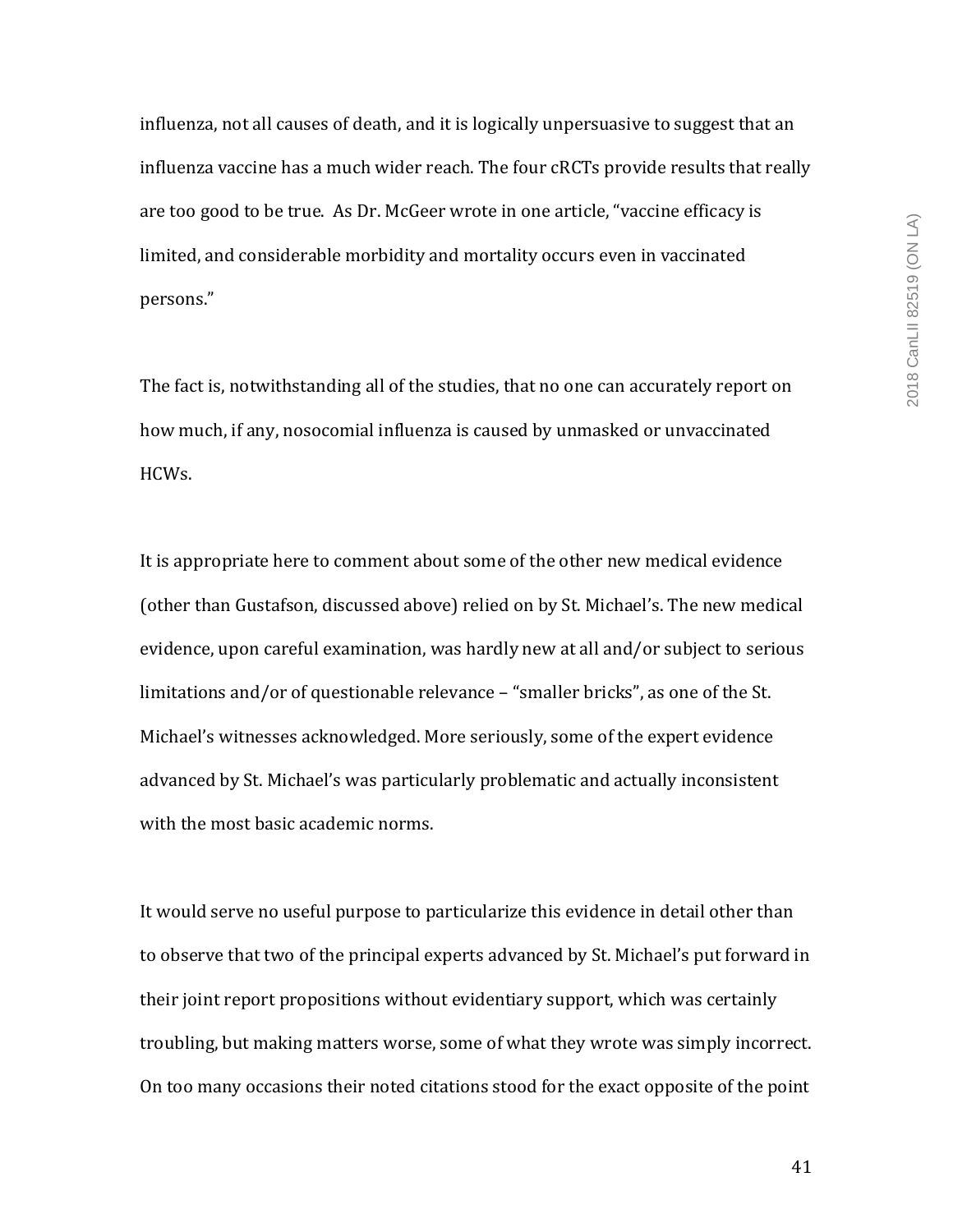influenza, not all causes of death, and it is logically unpersuasive to suggest that an influenza vaccine has a much wider reach. The four cRCTs provide results that really are too good to be true. As Dr. McGeer wrote in one article, "vaccine efficacy is limited, and considerable morbidity and mortality occurs even in vaccinated persons."

The fact is, notwithstanding all of the studies, that no one can accurately report on how much, if any, nosocomial influenza is caused by unmasked or unvaccinated HCWs.

It is appropriate here to comment about some of the other new medical evidence (other than Gustafson, discussed above) relied on by St. Michael's. The new medical evidence, upon careful examination, was hardly new at all and/or subject to serious limitations and/or of questionable relevance – "smaller bricks", as one of the St. Michael's witnesses acknowledged. More seriously, some of the expert evidence advanced by St. Michael's was particularly problematic and actually inconsistent with the most basic academic norms.

It would serve no useful purpose to particularize this evidence in detail other than to observe that two of the principal experts advanced by St. Michael's put forward in their joint report propositions without evidentiary support, which was certainly troubling, but making matters worse, some of what they wrote was simply incorrect. On too many occasions their noted citations stood for the exact opposite of the point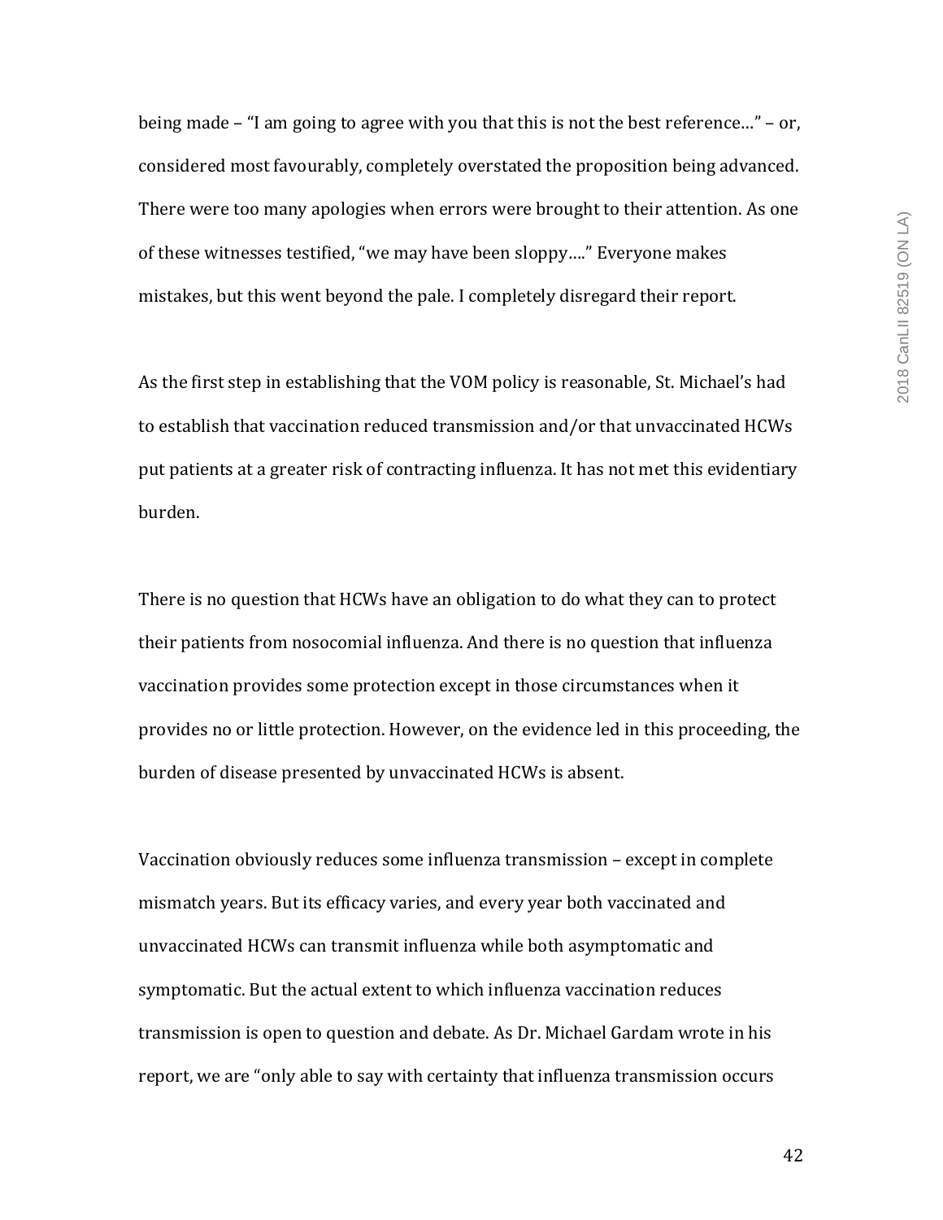being made – "I am going to agree with you that this is not the best reference…" – or, considered most favourably, completely overstated the proposition being advanced. There were too many apologies when errors were brought to their attention. As one of these witnesses testified, "we may have been sloppy…." Everyone makes mistakes, but this went beyond the pale. I completely disregard their report.

As the first step in establishing that the VOM policy is reasonable, St. Michael's had to establish that vaccination reduced transmission and/or that unvaccinated HCWs put patients at a greater risk of contracting influenza. It has not met this evidentiary burden.

There is no question that HCWs have an obligation to do what they can to protect their patients from nosocomial influenza. And there is no question that influenza vaccination provides some protection except in those circumstances when it provides no or little protection. However, on the evidence led in this proceeding, the burden of disease presented by unvaccinated HCWs is absent.

Vaccination obviously reduces some influenza transmission – except in complete mismatch years. But its efficacy varies, and every year both vaccinated and unvaccinated HCWs can transmit influenza while both asymptomatic and symptomatic. But the actual extent to which influenza vaccination reduces transmission is open to question and debate. As Dr. Michael Gardam wrote in his report, we are "only able to say with certainty that influenza transmission occurs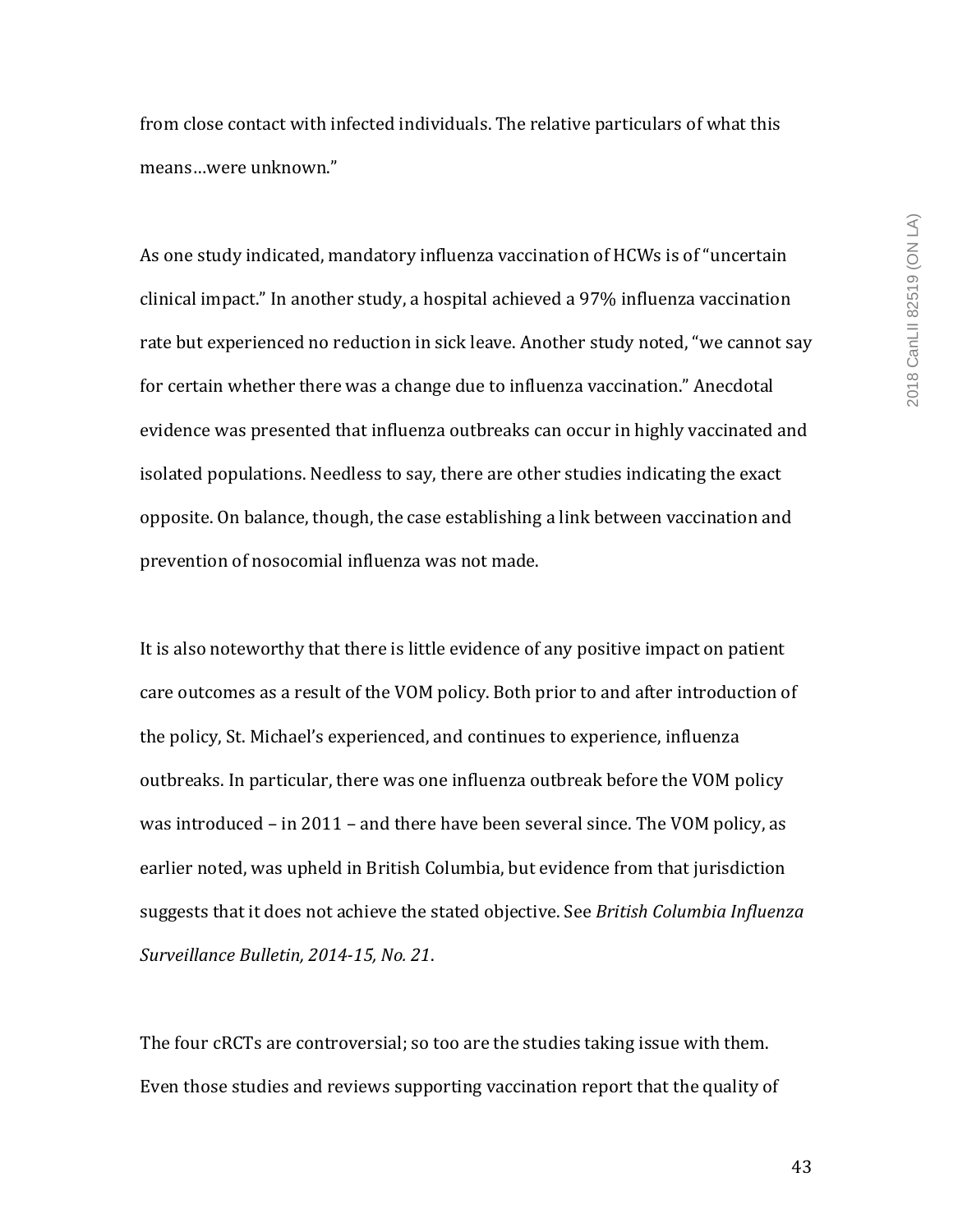from close contact with infected individuals. The relative particulars of what this means…were unknown."

As one study indicated, mandatory influenza vaccination of HCWs is of "uncertain clinical impact." In another study, a hospital achieved a 97% influenza vaccination rate but experienced no reduction in sick leave. Another study noted, "we cannot say for certain whether there was a change due to influenza vaccination." Anecdotal evidence was presented that influenza outbreaks can occur in highly vaccinated and isolated populations. Needless to say, there are other studies indicating the exact opposite. On balance, though, the case establishing a link between vaccination and prevention of nosocomial influenza was not made.

It is also noteworthy that there is little evidence of any positive impact on patient care outcomes as a result of the VOM policy. Both prior to and after introduction of the policy, St. Michael's experienced, and continues to experience, influenza outbreaks. In particular, there was one influenza outbreak before the VOM policy was introduced – in 2011 – and there have been several since. The VOM policy, as earlier noted, was upheld in British Columbia, but evidence from that jurisdiction suggests that it does not achieve the stated objective. See *British Columbia Influenza Surveillance Bulletin, 2014-15, No. 21*.

The four cRCTs are controversial; so too are the studies taking issue with them. Even those studies and reviews supporting vaccination report that the quality of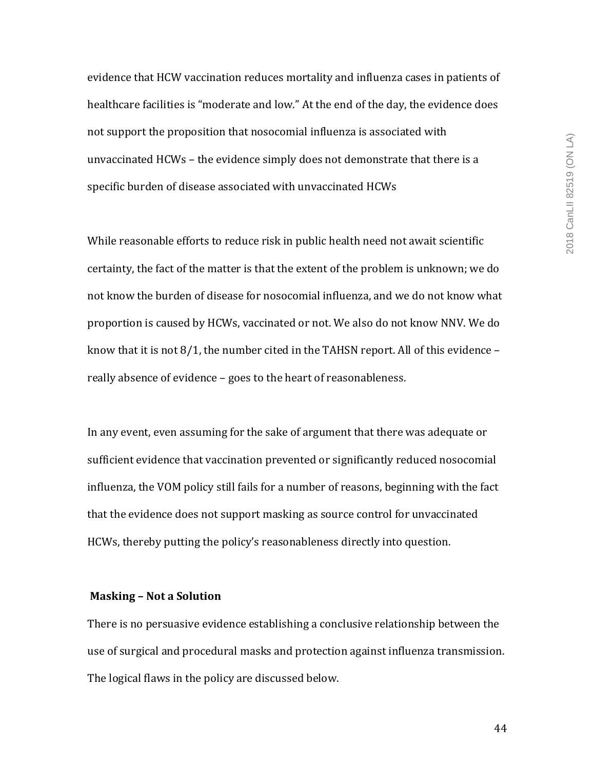evidence that HCW vaccination reduces mortality and influenza cases in patients of healthcare facilities is "moderate and low." At the end of the day, the evidence does not support the proposition that nosocomial influenza is associated with unvaccinated HCWs – the evidence simply does not demonstrate that there is a specific burden of disease associated with unvaccinated HCWs

While reasonable efforts to reduce risk in public health need not await scientific certainty, the fact of the matter is that the extent of the problem is unknown; we do not know the burden of disease for nosocomial influenza, and we do not know what proportion is caused by HCWs, vaccinated or not. We also do not know NNV. We do know that it is not 8/1, the number cited in the TAHSN report. All of this evidence – really absence of evidence – goes to the heart of reasonableness.

In any event, even assuming for the sake of argument that there was adequate or sufficient evidence that vaccination prevented or significantly reduced nosocomial influenza, the VOM policy still fails for a number of reasons, beginning with the fact that the evidence does not support masking as source control for unvaccinated HCWs, thereby putting the policy's reasonableness directly into question.

**Masking – Not a Solution**

There is no persuasive evidence establishing a conclusive relationship between the use of surgical and procedural masks and protection against influenza transmission. The logical flaws in the policy are discussed below.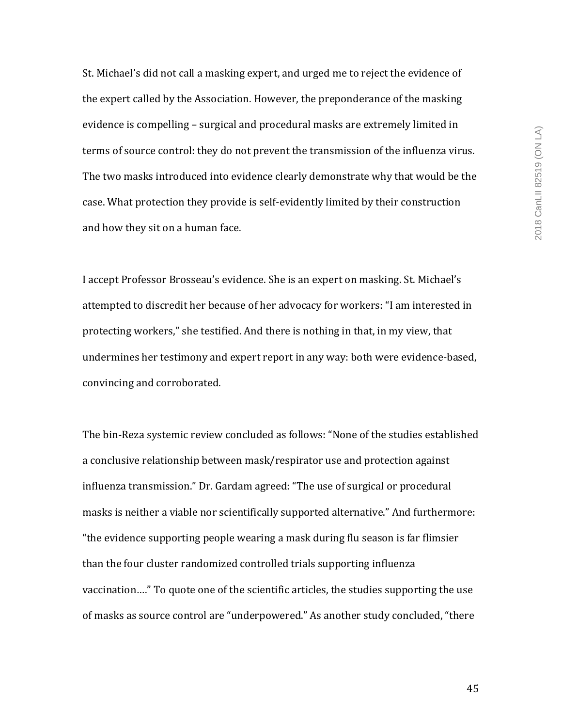St. Michael's did not call a masking expert, and urged me to reject the evidence of the expert called by the Association. However, the preponderance of the masking evidence is compelling – surgical and procedural masks are extremely limited in terms of source control: they do not prevent the transmission of the influenza virus. The two masks introduced into evidence clearly demonstrate why that would be the case. What protection they provide is self-evidently limited by their construction and how they sit on a human face.

I accept Professor Brosseau's evidence. She is an expert on masking. St. Michael's attempted to discredit her because of her advocacy for workers: "I am interested in protecting workers," she testified. And there is nothing in that, in my view, that undermines her testimony and expert report in any way: both were evidence-based, convincing and corroborated.

The bin-Reza systemic review concluded as follows: "None of the studies established a conclusive relationship between mask/respirator use and protection against influenza transmission." Dr. Gardam agreed: "The use of surgical or procedural masks is neither a viable nor scientifically supported alternative." And furthermore: "the evidence supporting people wearing a mask during flu season is far flimsier than the four cluster randomized controlled trials supporting influenza vaccination…." To quote one of the scientific articles, the studies supporting the use of masks as source control are "underpowered." As another study concluded, "there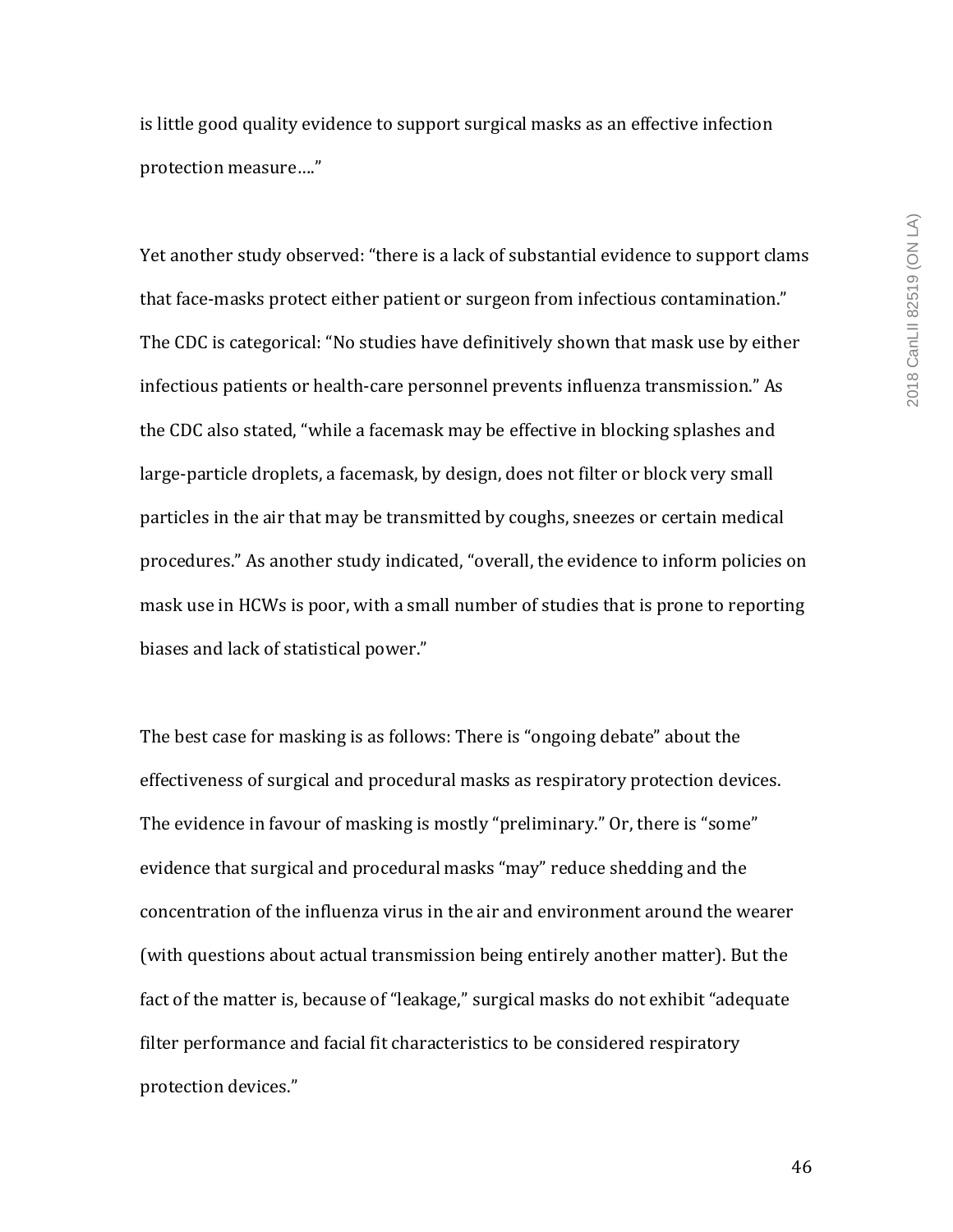is little good quality evidence to support surgical masks as an effective infection protection measure…."

Yet another study observed: "there is a lack of substantial evidence to support clams that face-masks protect either patient or surgeon from infectious contamination." The CDC is categorical: "No studies have definitively shown that mask use by either infectious patients or health-care personnel prevents influenza transmission." As the CDC also stated, "while a facemask may be effective in blocking splashes and large-particle droplets, a facemask, by design, does not filter or block very small particles in the air that may be transmitted by coughs, sneezes or certain medical procedures." As another study indicated, "overall, the evidence to inform policies on mask use in HCWs is poor, with a small number of studies that is prone to reporting biases and lack of statistical power."

The best case for masking is as follows: There is "ongoing debate" about the effectiveness of surgical and procedural masks as respiratory protection devices. The evidence in favour of masking is mostly "preliminary." Or, there is "some" evidence that surgical and procedural masks "may" reduce shedding and the concentration of the influenza virus in the air and environment around the wearer (with questions about actual transmission being entirely another matter). But the fact of the matter is, because of "leakage," surgical masks do not exhibit "adequate filter performance and facial fit characteristics to be considered respiratory protection devices."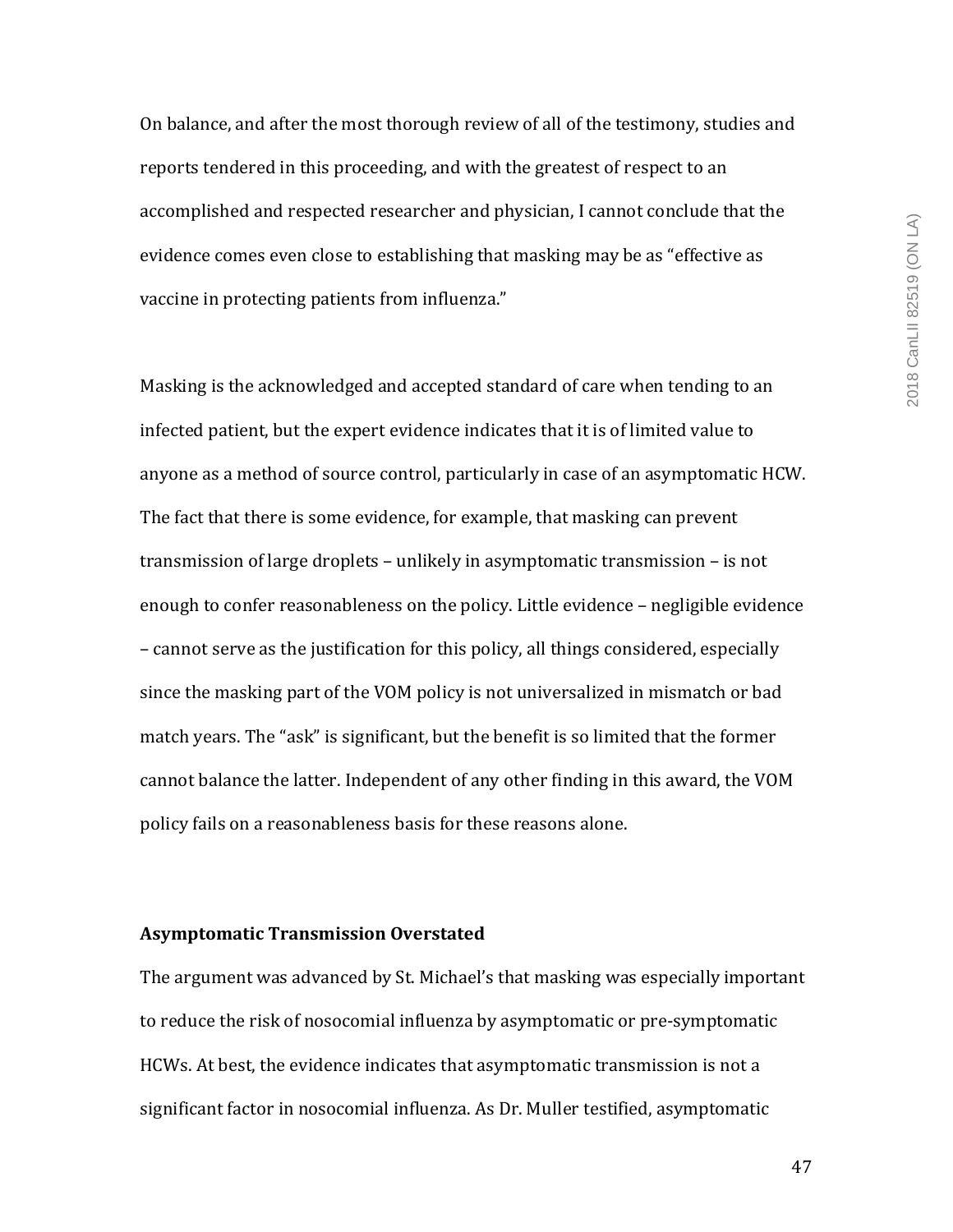On balance, and after the most thorough review of all of the testimony, studies and reports tendered in this proceeding, and with the greatest of respect to an accomplished and respected researcher and physician, I cannot conclude that the evidence comes even close to establishing that masking may be as "effective as vaccine in protecting patients from influenza."

Masking is the acknowledged and accepted standard of care when tending to an infected patient, but the expert evidence indicates that it is of limited value to anyone as a method of source control, particularly in case of an asymptomatic HCW. The fact that there is some evidence, for example, that masking can prevent transmission of large droplets – unlikely in asymptomatic transmission – is not enough to confer reasonableness on the policy. Little evidence – negligible evidence – cannot serve as the justification for this policy, all things considered, especially since the masking part of the VOM policy is not universalized in mismatch or bad match years. The "ask" is significant, but the benefit is so limited that the former cannot balance the latter. Independent of any other finding in this award, the VOM policy fails on a reasonableness basis for these reasons alone.

**Asymptomatic Transmission Overstated**

The argument was advanced by St. Michael's that masking was especially important to reduce the risk of nosocomial influenza by asymptomatic or pre-symptomatic HCWs. At best, the evidence indicates that asymptomatic transmission is not a significant factor in nosocomial influenza. As Dr. Muller testified, asymptomatic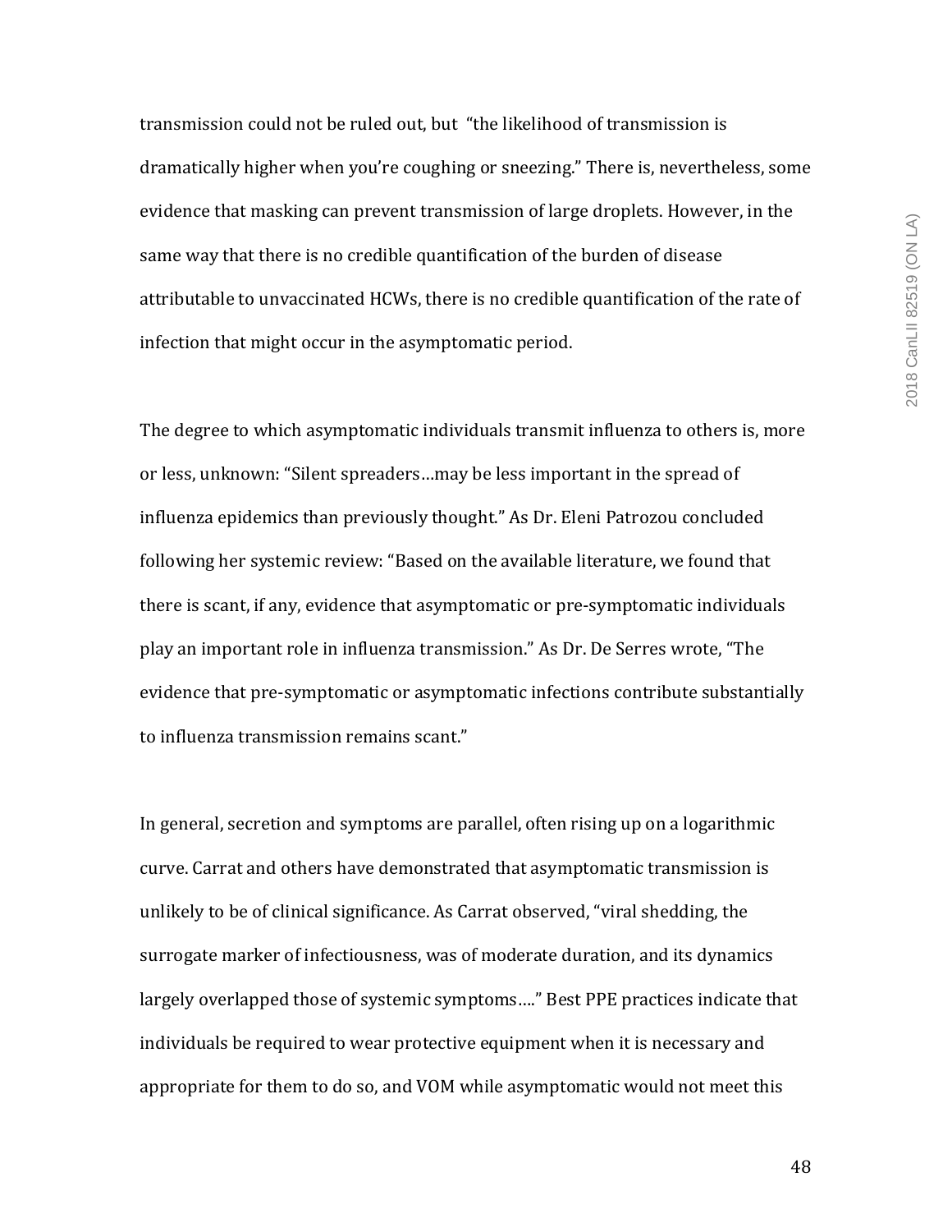transmission could not be ruled out, but "the likelihood of transmission is dramatically higher when you're coughing or sneezing." There is, nevertheless, some evidence that masking can prevent transmission of large droplets. However, in the same way that there is no credible quantification of the burden of disease attributable to unvaccinated HCWs, there is no credible quantification of the rate of infection that might occur in the asymptomatic period.

The degree to which asymptomatic individuals transmit influenza to others is, more or less, unknown: "Silent spreaders…may be less important in the spread of influenza epidemics than previously thought." As Dr. Eleni Patrozou concluded following her systemic review: "Based on the available literature, we found that there is scant, if any, evidence that asymptomatic or pre-symptomatic individuals play an important role in influenza transmission." As Dr. De Serres wrote, "The evidence that pre-symptomatic or asymptomatic infections contribute substantially to influenza transmission remains scant."

In general, secretion and symptoms are parallel, often rising up on a logarithmic curve. Carrat and others have demonstrated that asymptomatic transmission is unlikely to be of clinical significance. As Carrat observed, "viral shedding, the surrogate marker of infectiousness, was of moderate duration, and its dynamics largely overlapped those of systemic symptoms…." Best PPE practices indicate that individuals be required to wear protective equipment when it is necessary and appropriate for them to do so, and VOM while asymptomatic would not meet this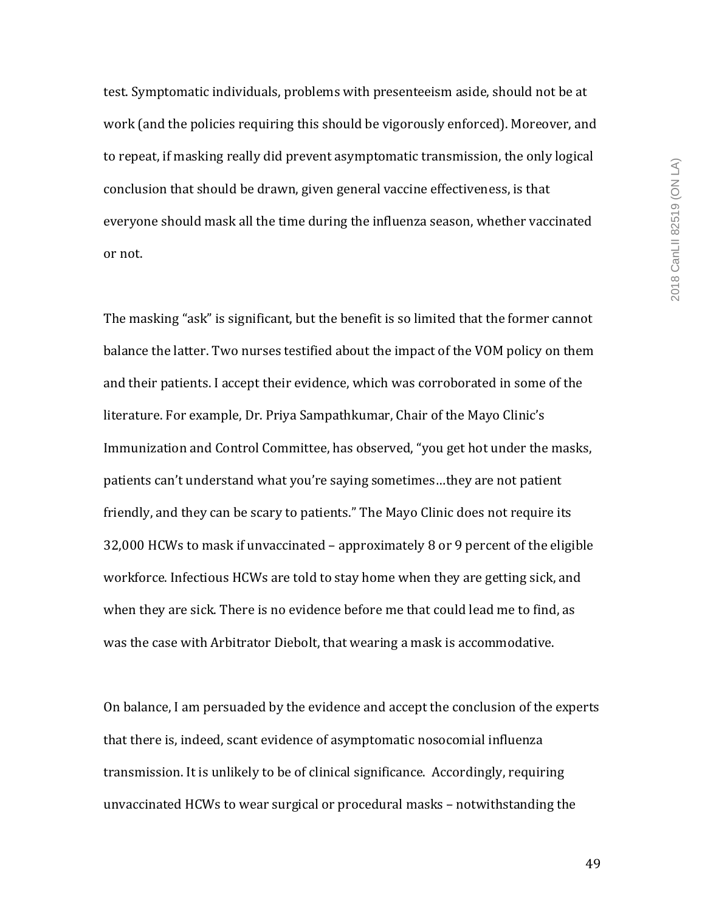test. Symptomatic individuals, problems with presenteeism aside, should not be at work (and the policies requiring this should be vigorously enforced). Moreover, and to repeat, if masking really did prevent asymptomatic transmission, the only logical conclusion that should be drawn, given general vaccine effectiveness, is that everyone should mask all the time during the influenza season, whether vaccinated or not.

The masking "ask" is significant, but the benefit is so limited that the former cannot balance the latter. Two nurses testified about the impact of the VOM policy on them and their patients. I accept their evidence, which was corroborated in some of the literature. For example, Dr. Priya Sampathkumar, Chair of the Mayo Clinic's Immunization and Control Committee, has observed, "you get hot under the masks, patients can't understand what you're saying sometimes…they are not patient friendly, and they can be scary to patients." The Mayo Clinic does not require its 32,000 HCWs to mask if unvaccinated – approximately 8 or 9 percent of the eligible workforce. Infectious HCWs are told to stay home when they are getting sick, and when they are sick. There is no evidence before me that could lead me to find, as was the case with Arbitrator Diebolt, that wearing a mask is accommodative.

On balance, I am persuaded by the evidence and accept the conclusion of the experts that there is, indeed, scant evidence of asymptomatic nosocomial influenza transmission. It is unlikely to be of clinical significance. Accordingly, requiring unvaccinated HCWs to wear surgical or procedural masks – notwithstanding the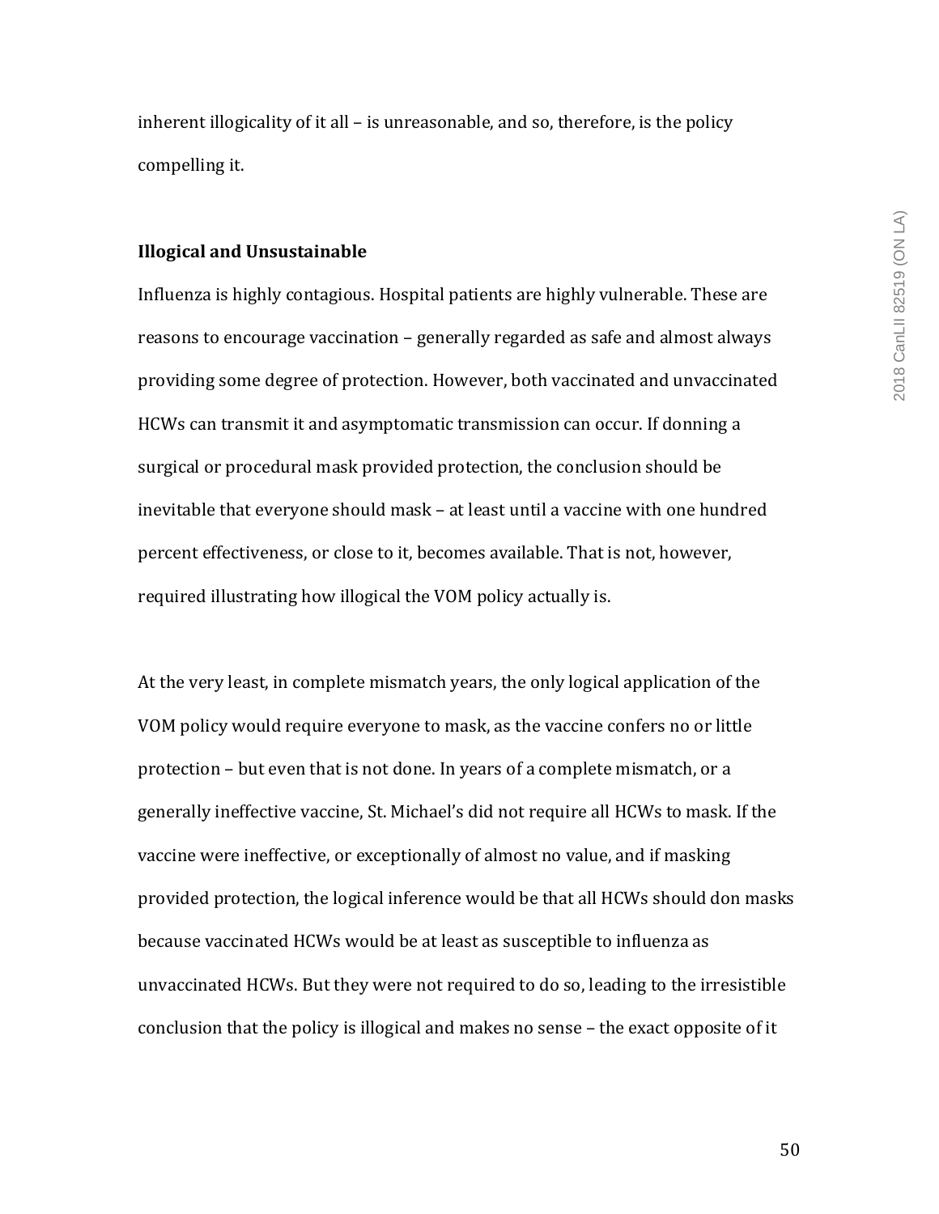inherent illogicality of it all – is unreasonable, and so, therefore, is the policy compelling it.

**Illogical and Unsustainable**

Influenza is highly contagious. Hospital patients are highly vulnerable. These are reasons to encourage vaccination – generally regarded as safe and almost always providing some degree of protection. However, both vaccinated and unvaccinated HCWs can transmit it and asymptomatic transmission can occur. If donning a surgical or procedural mask provided protection, the conclusion should be inevitable that everyone should mask – at least until a vaccine with one hundred percent effectiveness, or close to it, becomes available. That is not, however, required illustrating how illogical the VOM policy actually is.

At the very least, in complete mismatch years, the only logical application of the VOM policy would require everyone to mask, as the vaccine confers no or little protection – but even that is not done. In years of a complete mismatch, or a generally ineffective vaccine, St. Michael's did not require all HCWs to mask. If the vaccine were ineffective, or exceptionally of almost no value, and if masking provided protection, the logical inference would be that all HCWs should don masks because vaccinated HCWs would be at least as susceptible to influenza as unvaccinated HCWs. But they were not required to do so, leading to the irresistible conclusion that the policy is illogical and makes no sense – the exact opposite of it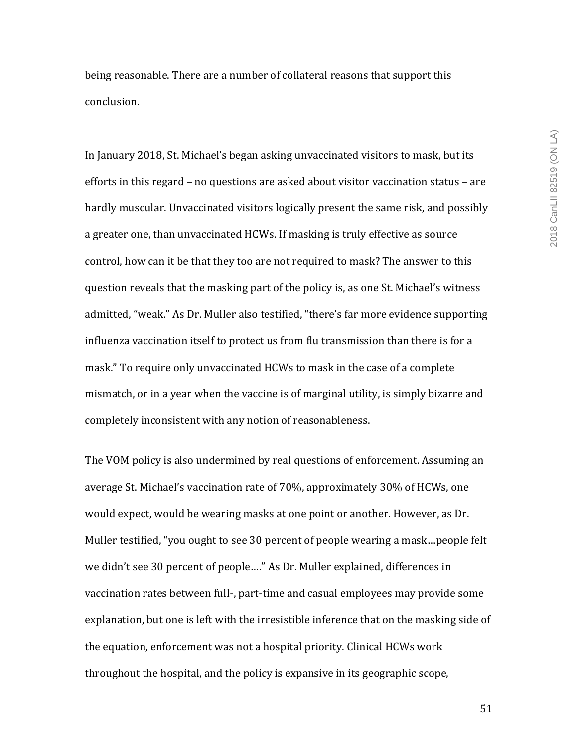being reasonable. There are a number of collateral reasons that support this conclusion.

In January 2018, St. Michael's began asking unvaccinated visitors to mask, but its efforts in this regard – no questions are asked about visitor vaccination status – are hardly muscular. Unvaccinated visitors logically present the same risk, and possibly a greater one, than unvaccinated HCWs. If masking is truly effective as source control, how can it be that they too are not required to mask? The answer to this question reveals that the masking part of the policy is, as one St. Michael's witness admitted, "weak." As Dr. Muller also testified, "there's far more evidence supporting influenza vaccination itself to protect us from flu transmission than there is for a mask." To require only unvaccinated HCWs to mask in the case of a complete mismatch, or in a year when the vaccine is of marginal utility, is simply bizarre and completely inconsistent with any notion of reasonableness.

The VOM policy is also undermined by real questions of enforcement. Assuming an average St. Michael's vaccination rate of 70%, approximately 30% of HCWs, one would expect, would be wearing masks at one point or another. However, as Dr. Muller testified, "you ought to see 30 percent of people wearing a mask…people felt we didn't see 30 percent of people…." As Dr. Muller explained, differences in vaccination rates between full-, part-time and casual employees may provide some explanation, but one is left with the irresistible inference that on the masking side of the equation, enforcement was not a hospital priority. Clinical HCWs work throughout the hospital, and the policy is expansive in its geographic scope,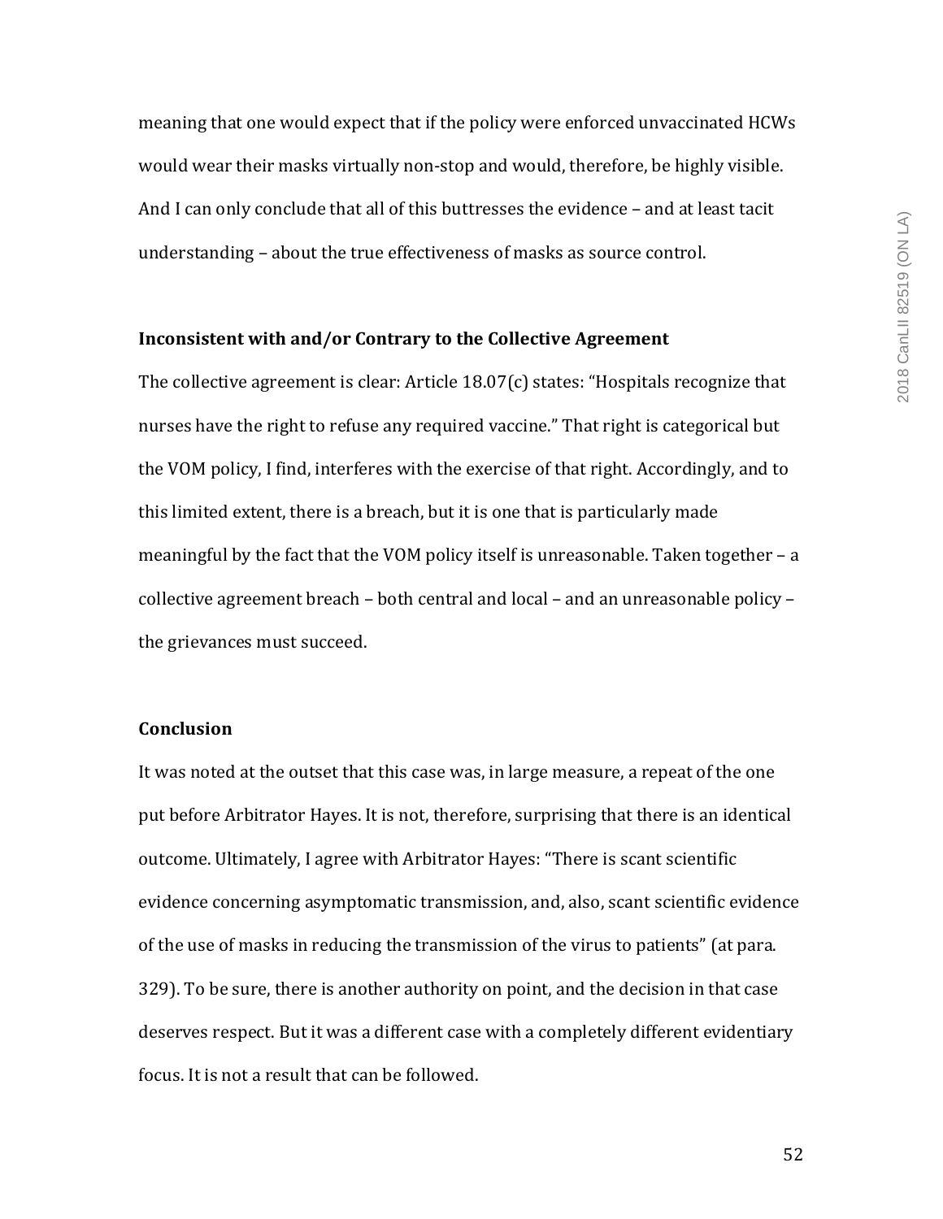meaning that one would expect that if the policy were enforced unvaccinated HCWs would wear their masks virtually non-stop and would, therefore, be highly visible. And I can only conclude that all of this buttresses the evidence – and at least tacit understanding – about the true effectiveness of masks as source control.

**Inconsistent with and/or Contrary to the Collective Agreement**

The collective agreement is clear: Article 18.07(c) states: "Hospitals recognize that nurses have the right to refuse any required vaccine." That right is categorical but the VOM policy, I find, interferes with the exercise of that right. Accordingly, and to this limited extent, there is a breach, but it is one that is particularly made meaningful by the fact that the VOM policy itself is unreasonable. Taken together – a collective agreement breach – both central and local – and an unreasonable policy – the grievances must succeed.

**Conclusion**

It was noted at the outset that this case was, in large measure, a repeat of the one put before Arbitrator Hayes. It is not, therefore, surprising that there is an identical outcome. Ultimately, I agree with Arbitrator Hayes: "There is scant scientific evidence concerning asymptomatic transmission, and, also, scant scientific evidence of the use of masks in reducing the transmission of the virus to patients" (at para. 329). To be sure, there is another authority on point, and the decision in that case deserves respect. But it was a different case with a completely different evidentiary focus. It is not a result that can be followed.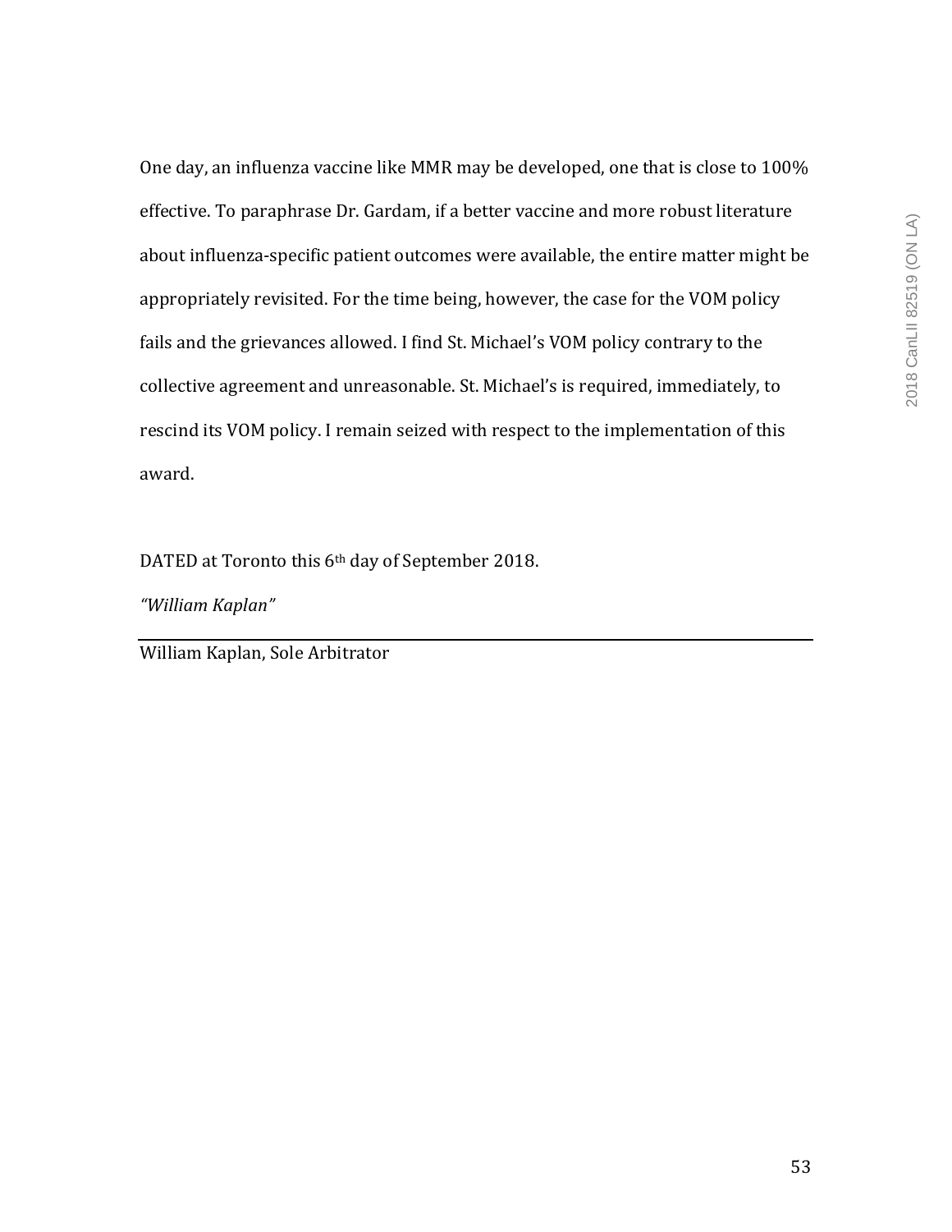One day, an influenza vaccine like MMR may be developed, one that is close to 100% effective. To paraphrase Dr. Gardam, if a better vaccine and more robust literature about influenza-specific patient outcomes were available, the entire matter might be appropriately revisited. For the time being, however, the case for the VOM policy fails and the grievances allowed. I find St. Michael's VOM policy contrary to the collective agreement and unreasonable. St. Michael's is required, immediately, to rescind its VOM policy. I remain seized with respect to the implementation of this award.

DATED at Toronto this 6th day of September 2018.

*"William Kaplan"*

---

William Kaplan, Sole Arbitrator